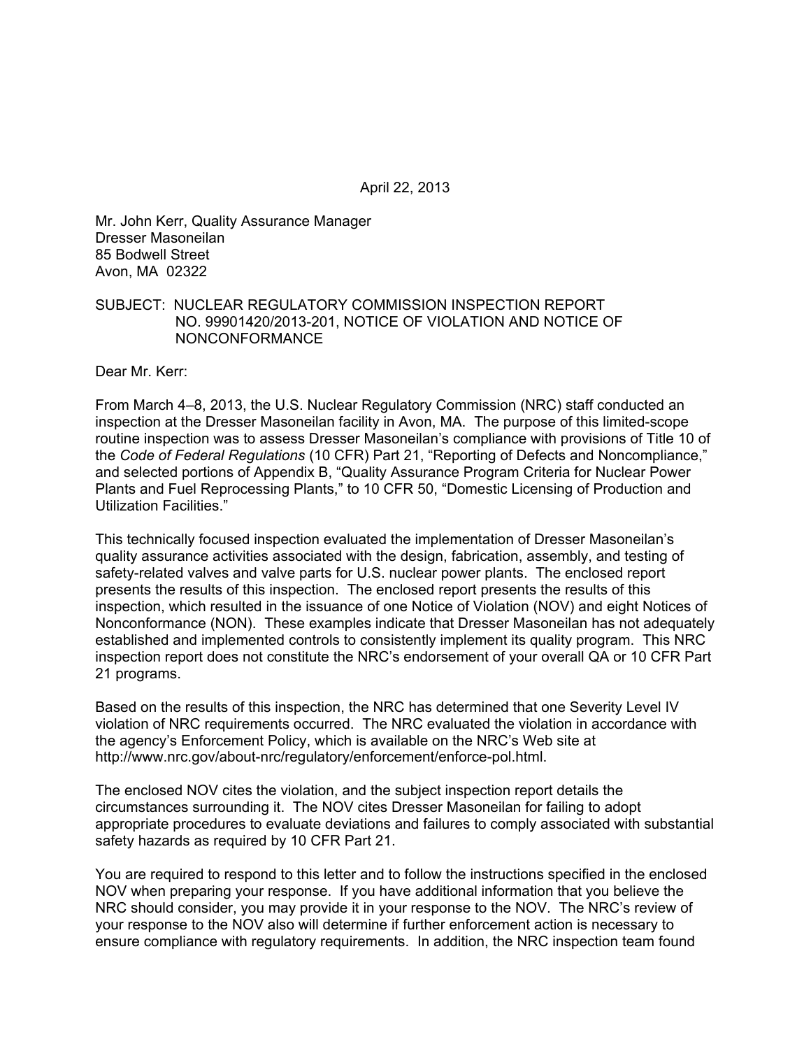April 22, 2013

Mr. John Kerr, Quality Assurance Manager
Dresser Masoneilan
85 Bodwell Street
Avon, MA  02322

SUBJECT:  NUCLEAR REGULATORY COMMISSION INSPECTION REPORT NO. 99901420/2013-201, NOTICE OF VIOLATION AND NOTICE OF NONCONFORMANCE

Dear Mr. Kerr:

From March 4–8, 2013, the U.S. Nuclear Regulatory Commission (NRC) staff conducted an inspection at the Dresser Masoneilan facility in Avon, MA. The purpose of this limited-scope routine inspection was to assess Dresser Masoneilan's compliance with provisions of Title 10 of the *Code of Federal Regulations* (10 CFR) Part 21, "Reporting of Defects and Noncompliance," and selected portions of Appendix B, "Quality Assurance Program Criteria for Nuclear Power Plants and Fuel Reprocessing Plants," to 10 CFR 50, "Domestic Licensing of Production and Utilization Facilities."

This technically focused inspection evaluated the implementation of Dresser Masoneilan's quality assurance activities associated with the design, fabrication, assembly, and testing of safety-related valves and valve parts for U.S. nuclear power plants. The enclosed report presents the results of this inspection. The enclosed report presents the results of this inspection, which resulted in the issuance of one Notice of Violation (NOV) and eight Notices of Nonconformance (NON). These examples indicate that Dresser Masoneilan has not adequately established and implemented controls to consistently implement its quality program. This NRC inspection report does not constitute the NRC's endorsement of your overall QA or 10 CFR Part 21 programs.

Based on the results of this inspection, the NRC has determined that one Severity Level IV violation of NRC requirements occurred. The NRC evaluated the violation in accordance with the agency's Enforcement Policy, which is available on the NRC's Web site at http://www.nrc.gov/about-nrc/regulatory/enforcement/enforce-pol.html.

The enclosed NOV cites the violation, and the subject inspection report details the circumstances surrounding it. The NOV cites Dresser Masoneilan for failing to adopt appropriate procedures to evaluate deviations and failures to comply associated with substantial safety hazards as required by 10 CFR Part 21.

You are required to respond to this letter and to follow the instructions specified in the enclosed NOV when preparing your response. If you have additional information that you believe the NRC should consider, you may provide it in your response to the NOV. The NRC's review of your response to the NOV also will determine if further enforcement action is necessary to ensure compliance with regulatory requirements. In addition, the NRC inspection team found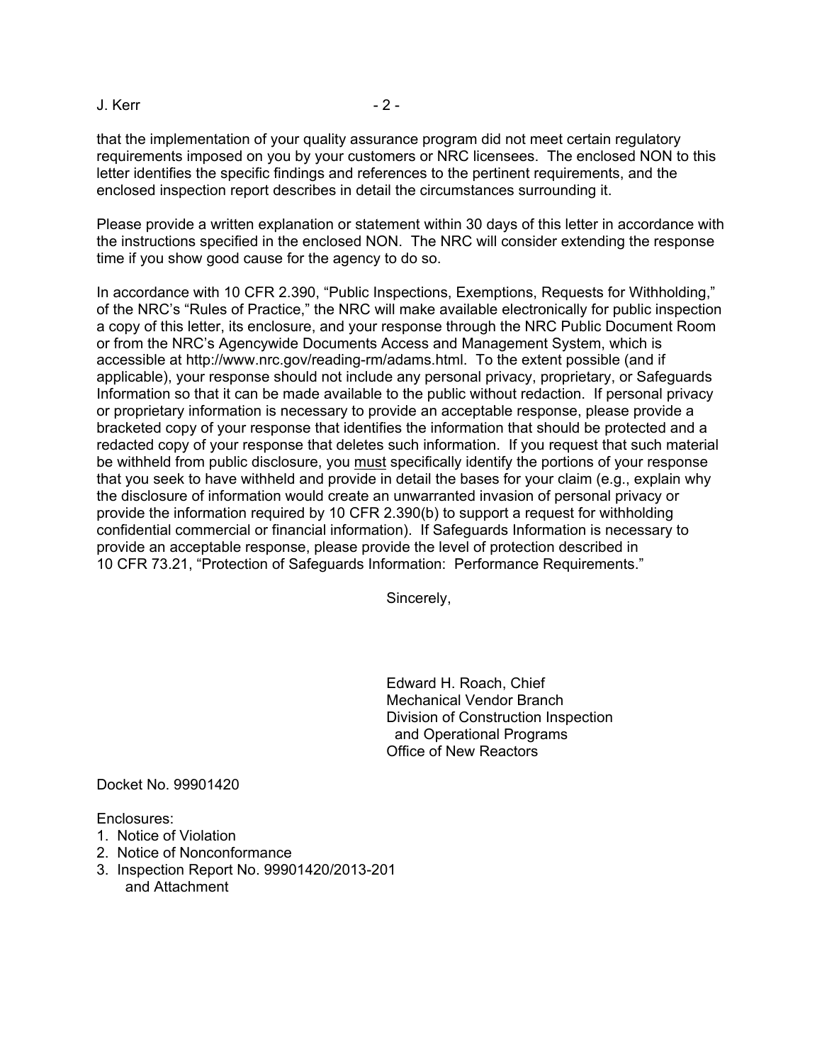that the implementation of your quality assurance program did not meet certain regulatory requirements imposed on you by your customers or NRC licensees. The enclosed NON to this letter identifies the specific findings and references to the pertinent requirements, and the enclosed inspection report describes in detail the circumstances surrounding it.

Please provide a written explanation or statement within 30 days of this letter in accordance with the instructions specified in the enclosed NON. The NRC will consider extending the response time if you show good cause for the agency to do so.

In accordance with 10 CFR 2.390, "Public Inspections, Exemptions, Requests for Withholding," of the NRC's "Rules of Practice," the NRC will make available electronically for public inspection a copy of this letter, its enclosure, and your response through the NRC Public Document Room or from the NRC's Agencywide Documents Access and Management System, which is accessible at http://www.nrc.gov/reading-rm/adams.html. To the extent possible (and if applicable), your response should not include any personal privacy, proprietary, or Safeguards Information so that it can be made available to the public without redaction. If personal privacy or proprietary information is necessary to provide an acceptable response, please provide a bracketed copy of your response that identifies the information that should be protected and a redacted copy of your response that deletes such information. If you request that such material be withheld from public disclosure, you must specifically identify the portions of your response that you seek to have withheld and provide in detail the bases for your claim (e.g., explain why the disclosure of information would create an unwarranted invasion of personal privacy or provide the information required by 10 CFR 2.390(b) to support a request for withholding confidential commercial or financial information). If Safeguards Information is necessary to provide an acceptable response, please provide the level of protection described in 10 CFR 73.21, "Protection of Safeguards Information: Performance Requirements."

Sincerely,

Edward H. Roach, Chief
Mechanical Vendor Branch
Division of Construction Inspection
and Operational Programs
Office of New Reactors

Docket No. 99901420

Enclosures:
1. Notice of Violation
2. Notice of Nonconformance
3. Inspection Report No. 99901420/2013-201
   and Attachment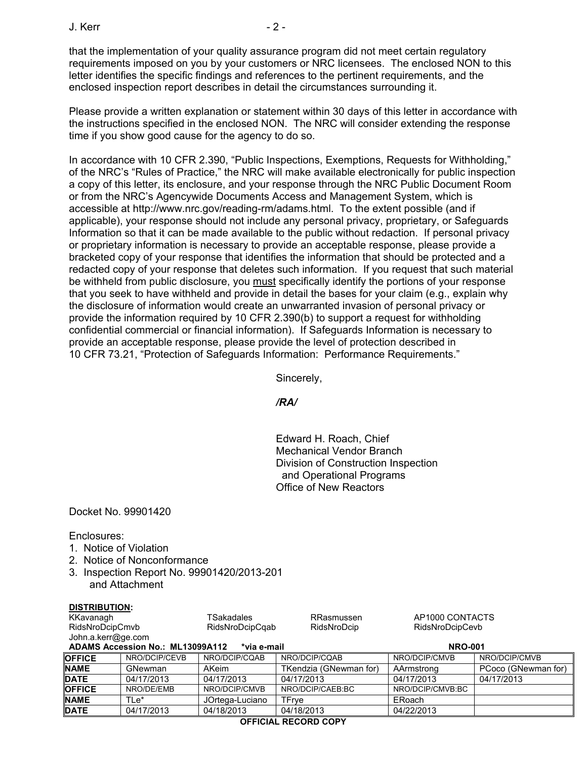that the implementation of your quality assurance program did not meet certain regulatory requirements imposed on you by your customers or NRC licensees. The enclosed NON to this letter identifies the specific findings and references to the pertinent requirements, and the enclosed inspection report describes in detail the circumstances surrounding it.

Please provide a written explanation or statement within 30 days of this letter in accordance with the instructions specified in the enclosed NON. The NRC will consider extending the response time if you show good cause for the agency to do so.

In accordance with 10 CFR 2.390, "Public Inspections, Exemptions, Requests for Withholding," of the NRC's "Rules of Practice," the NRC will make available electronically for public inspection a copy of this letter, its enclosure, and your response through the NRC Public Document Room or from the NRC's Agencywide Documents Access and Management System, which is accessible at http://www.nrc.gov/reading-rm/adams.html. To the extent possible (and if applicable), your response should not include any personal privacy, proprietary, or Safeguards Information so that it can be made available to the public without redaction. If personal privacy or proprietary information is necessary to provide an acceptable response, please provide a bracketed copy of your response that identifies the information that should be protected and a redacted copy of your response that deletes such information. If you request that such material be withheld from public disclosure, you must specifically identify the portions of your response that you seek to have withheld and provide in detail the bases for your claim (e.g., explain why the disclosure of information would create an unwarranted invasion of personal privacy or provide the information required by 10 CFR 2.390(b) to support a request for withholding confidential commercial or financial information). If Safeguards Information is necessary to provide an acceptable response, please provide the level of protection described in 10 CFR 73.21, "Protection of Safeguards Information: Performance Requirements."

Sincerely,

*/RA/*

Edward H. Roach, Chief
Mechanical Vendor Branch
Division of Construction Inspection
and Operational Programs
Office of New Reactors

Docket No. 99901420

Enclosures:
1. Notice of Violation
2. Notice of Nonconformance
3. Inspection Report No. 99901420/2013-201 and Attachment

**DISTRIBUTION:**

KKavanagh, TSakadales, RRasmussen, AP1000 CONTACTS
RidsNroDcipCmvb, RidsNroDcipCqab, RidsNroDcip, RidsNroDcipCevb
John.a.kerr@ge.com

**ADAMS Accession No.: ML13099A112** *via e-mail **NRO-001**

| OFFICE | NRO/DCIP/CEVB | NRO/DCIP/CQAB | NRO/DCIP/CQAB | NRO/DCIP/CMVB | NRO/DCIP/CMVB |
|---|---|---|---|---|---|
| NAME | GNewman | AKeim | TKendzia (GNewman for) | AArmstrong | PCoco (GNewman for) |
| DATE | 04/17/2013 | 04/17/2013 | 04/17/2013 | 04/17/2013 | 04/17/2013 |
| OFFICE | NRO/DE/EMB | NRO/DCIP/CMVB | NRO/DCIP/CAEB:BC | NRO/DCIP/CMVB:BC | |
| NAME | TLe* | JOrtega-Luciano | TFrye | ERoach | |
| DATE | 04/17/2013 | 04/18/2013 | 04/18/2013 | 04/22/2013 | |

**OFFICIAL RECORD COPY**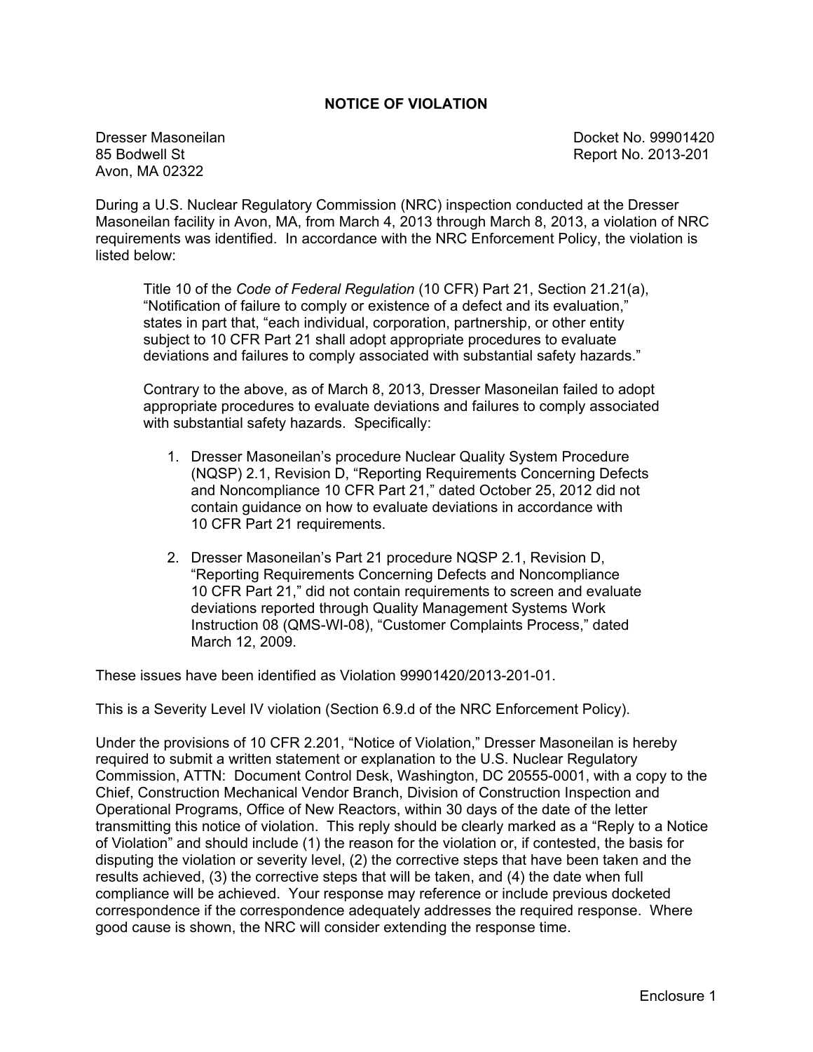# NOTICE OF VIOLATION

Dresser Masoneilan
85 Bodwell St
Avon, MA 02322

Docket No. 99901420
Report No. 2013-201

During a U.S. Nuclear Regulatory Commission (NRC) inspection conducted at the Dresser Masoneilan facility in Avon, MA, from March 4, 2013 through March 8, 2013, a violation of NRC requirements was identified. In accordance with the NRC Enforcement Policy, the violation is listed below:

> Title 10 of the *Code of Federal Regulation* (10 CFR) Part 21, Section 21.21(a), "Notification of failure to comply or existence of a defect and its evaluation," states in part that, "each individual, corporation, partnership, or other entity subject to 10 CFR Part 21 shall adopt appropriate procedures to evaluate deviations and failures to comply associated with substantial safety hazards."
>
> Contrary to the above, as of March 8, 2013, Dresser Masoneilan failed to adopt appropriate procedures to evaluate deviations and failures to comply associated with substantial safety hazards. Specifically:
>
> 1. Dresser Masoneilan's procedure Nuclear Quality System Procedure (NQSP) 2.1, Revision D, "Reporting Requirements Concerning Defects and Noncompliance 10 CFR Part 21," dated October 25, 2012 did not contain guidance on how to evaluate deviations in accordance with 10 CFR Part 21 requirements.
>
> 2. Dresser Masoneilan's Part 21 procedure NQSP 2.1, Revision D, "Reporting Requirements Concerning Defects and Noncompliance 10 CFR Part 21," did not contain requirements to screen and evaluate deviations reported through Quality Management Systems Work Instruction 08 (QMS-WI-08), "Customer Complaints Process," dated March 12, 2009.

These issues have been identified as Violation 99901420/2013-201-01.

This is a Severity Level IV violation (Section 6.9.d of the NRC Enforcement Policy).

Under the provisions of 10 CFR 2.201, "Notice of Violation," Dresser Masoneilan is hereby required to submit a written statement or explanation to the U.S. Nuclear Regulatory Commission, ATTN: Document Control Desk, Washington, DC 20555-0001, with a copy to the Chief, Construction Mechanical Vendor Branch, Division of Construction Inspection and Operational Programs, Office of New Reactors, within 30 days of the date of the letter transmitting this notice of violation. This reply should be clearly marked as a "Reply to a Notice of Violation" and should include (1) the reason for the violation or, if contested, the basis for disputing the violation or severity level, (2) the corrective steps that have been taken and the results achieved, (3) the corrective steps that will be taken, and (4) the date when full compliance will be achieved. Your response may reference or include previous docketed correspondence if the correspondence adequately addresses the required response. Where good cause is shown, the NRC will consider extending the response time.

Enclosure 1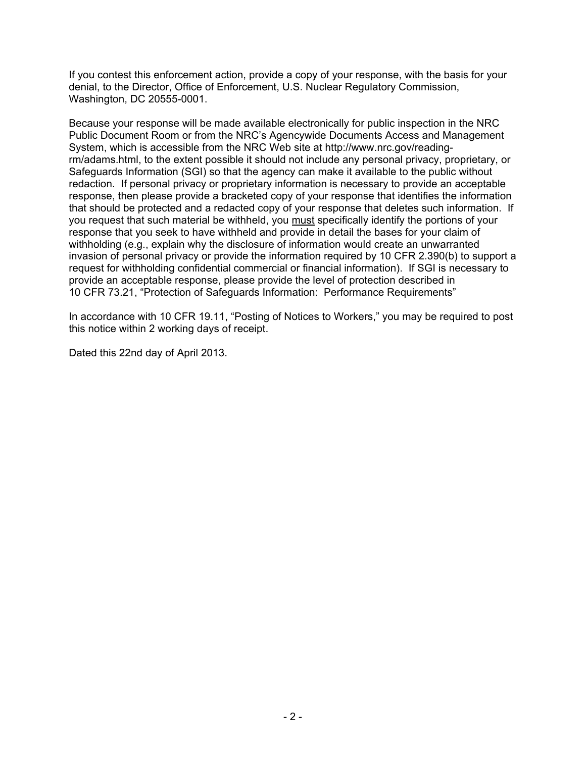If you contest this enforcement action, provide a copy of your response, with the basis for your denial, to the Director, Office of Enforcement, U.S. Nuclear Regulatory Commission, Washington, DC 20555-0001.

Because your response will be made available electronically for public inspection in the NRC Public Document Room or from the NRC's Agencywide Documents Access and Management System, which is accessible from the NRC Web site at http://www.nrc.gov/reading-rm/adams.html, to the extent possible it should not include any personal privacy, proprietary, or Safeguards Information (SGI) so that the agency can make it available to the public without redaction. If personal privacy or proprietary information is necessary to provide an acceptable response, then please provide a bracketed copy of your response that identifies the information that should be protected and a redacted copy of your response that deletes such information. If you request that such material be withheld, you must specifically identify the portions of your response that you seek to have withheld and provide in detail the bases for your claim of withholding (e.g., explain why the disclosure of information would create an unwarranted invasion of personal privacy or provide the information required by 10 CFR 2.390(b) to support a request for withholding confidential commercial or financial information). If SGI is necessary to provide an acceptable response, please provide the level of protection described in 10 CFR 73.21, "Protection of Safeguards Information: Performance Requirements"

In accordance with 10 CFR 19.11, "Posting of Notices to Workers," you may be required to post this notice within 2 working days of receipt.

Dated this 22nd day of April 2013.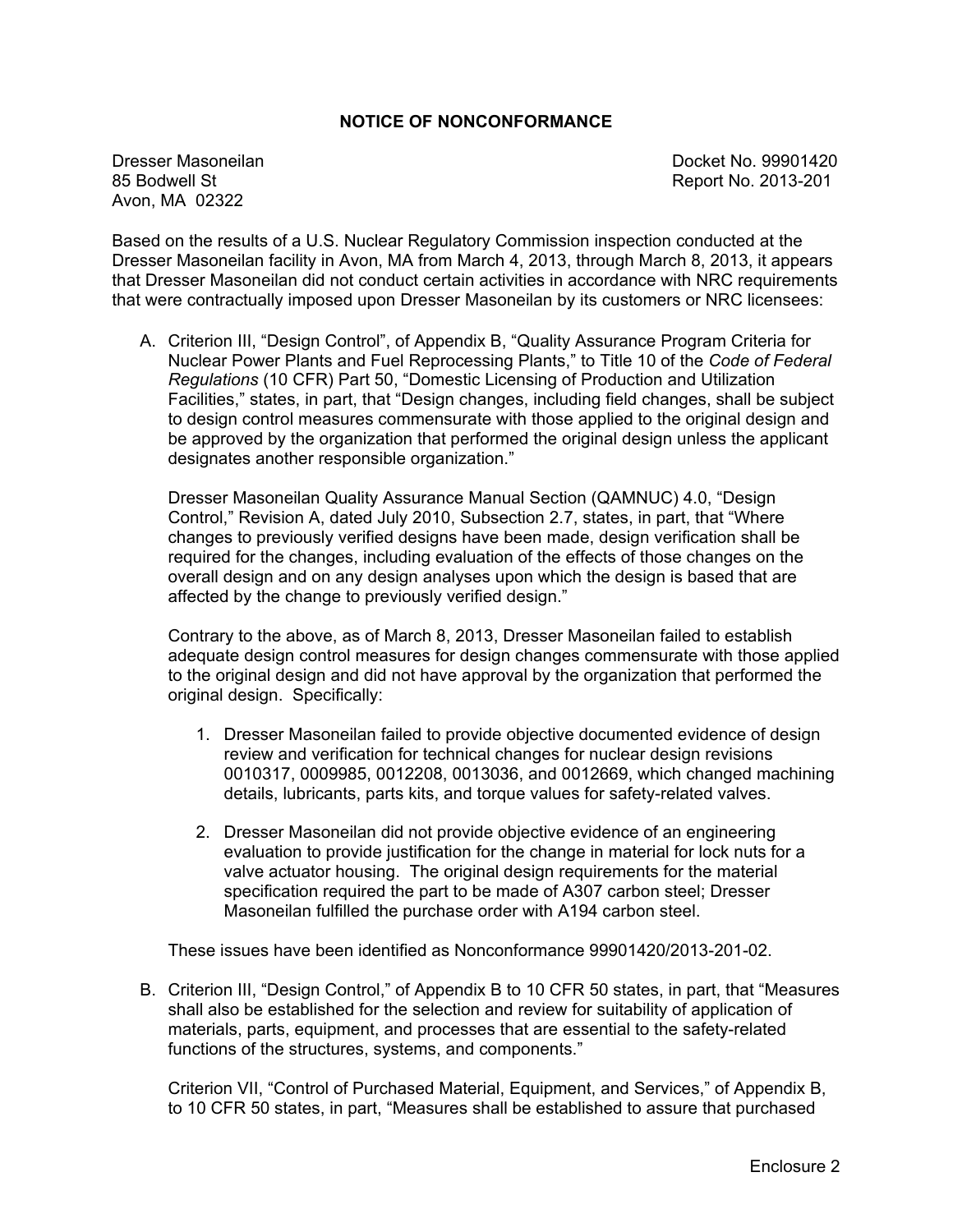## NOTICE OF NONCONFORMANCE

Dresser Masoneilan
85 Bodwell St
Avon, MA 02322

Docket No. 99901420
Report No. 2013-201

Based on the results of a U.S. Nuclear Regulatory Commission inspection conducted at the Dresser Masoneilan facility in Avon, MA from March 4, 2013, through March 8, 2013, it appears that Dresser Masoneilan did not conduct certain activities in accordance with NRC requirements that were contractually imposed upon Dresser Masoneilan by its customers or NRC licensees:

A. Criterion III, "Design Control", of Appendix B, "Quality Assurance Program Criteria for Nuclear Power Plants and Fuel Reprocessing Plants," to Title 10 of the *Code of Federal Regulations* (10 CFR) Part 50, "Domestic Licensing of Production and Utilization Facilities," states, in part, that "Design changes, including field changes, shall be subject to design control measures commensurate with those applied to the original design and be approved by the organization that performed the original design unless the applicant designates another responsible organization."

   Dresser Masoneilan Quality Assurance Manual Section (QAMNUC) 4.0, "Design Control," Revision A, dated July 2010, Subsection 2.7, states, in part, that "Where changes to previously verified designs have been made, design verification shall be required for the changes, including evaluation of the effects of those changes on the overall design and on any design analyses upon which the design is based that are affected by the change to previously verified design."

   Contrary to the above, as of March 8, 2013, Dresser Masoneilan failed to establish adequate design control measures for design changes commensurate with those applied to the original design and did not have approval by the organization that performed the original design. Specifically:

   1. Dresser Masoneilan failed to provide objective documented evidence of design review and verification for technical changes for nuclear design revisions 0010317, 0009985, 0012208, 0013036, and 0012669, which changed machining details, lubricants, parts kits, and torque values for safety-related valves.

   2. Dresser Masoneilan did not provide objective evidence of an engineering evaluation to provide justification for the change in material for lock nuts for a valve actuator housing. The original design requirements for the material specification required the part to be made of A307 carbon steel; Dresser Masoneilan fulfilled the purchase order with A194 carbon steel.

   These issues have been identified as Nonconformance 99901420/2013-201-02.

B. Criterion III, "Design Control," of Appendix B to 10 CFR 50 states, in part, that "Measures shall also be established for the selection and review for suitability of application of materials, parts, equipment, and processes that are essential to the safety-related functions of the structures, systems, and components."

   Criterion VII, "Control of Purchased Material, Equipment, and Services," of Appendix B, to 10 CFR 50 states, in part, "Measures shall be established to assure that purchased

Enclosure 2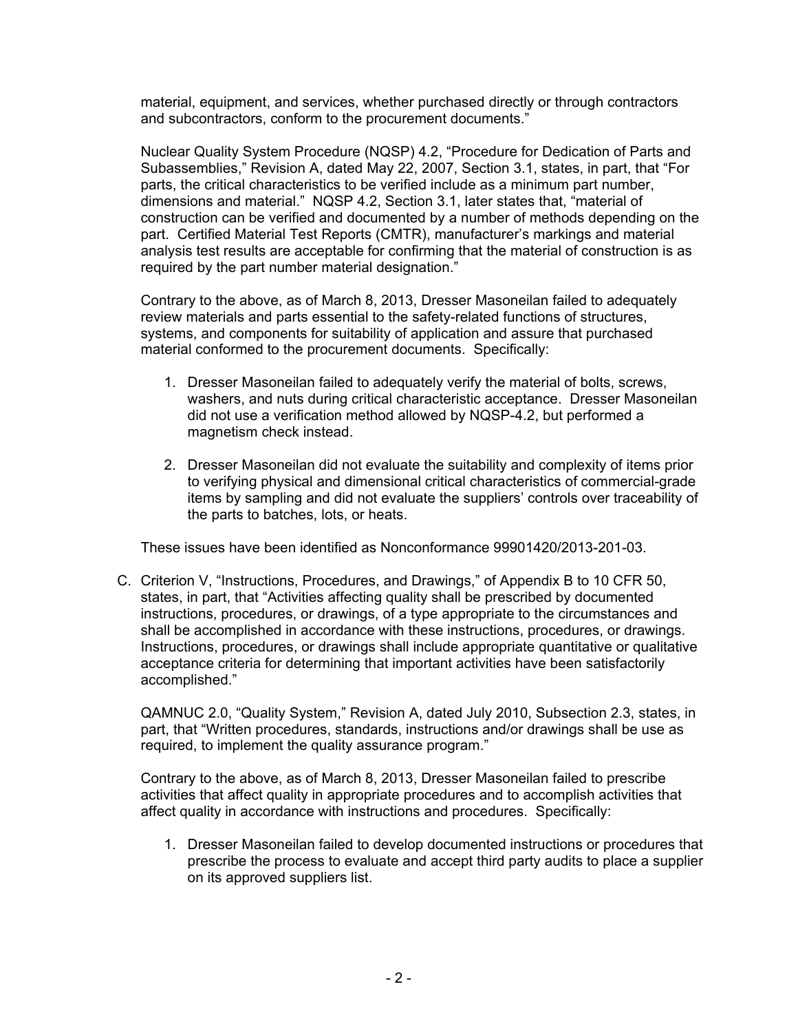material, equipment, and services, whether purchased directly or through contractors and subcontractors, conform to the procurement documents."

Nuclear Quality System Procedure (NQSP) 4.2, "Procedure for Dedication of Parts and Subassemblies," Revision A, dated May 22, 2007, Section 3.1, states, in part, that "For parts, the critical characteristics to be verified include as a minimum part number, dimensions and material." NQSP 4.2, Section 3.1, later states that, "material of construction can be verified and documented by a number of methods depending on the part. Certified Material Test Reports (CMTR), manufacturer's markings and material analysis test results are acceptable for confirming that the material of construction is as required by the part number material designation."

Contrary to the above, as of March 8, 2013, Dresser Masoneilan failed to adequately review materials and parts essential to the safety-related functions of structures, systems, and components for suitability of application and assure that purchased material conformed to the procurement documents. Specifically:

1. Dresser Masoneilan failed to adequately verify the material of bolts, screws, washers, and nuts during critical characteristic acceptance. Dresser Masoneilan did not use a verification method allowed by NQSP-4.2, but performed a magnetism check instead.

2. Dresser Masoneilan did not evaluate the suitability and complexity of items prior to verifying physical and dimensional critical characteristics of commercial-grade items by sampling and did not evaluate the suppliers' controls over traceability of the parts to batches, lots, or heats.

These issues have been identified as Nonconformance 99901420/2013-201-03.

C. Criterion V, "Instructions, Procedures, and Drawings," of Appendix B to 10 CFR 50, states, in part, that "Activities affecting quality shall be prescribed by documented instructions, procedures, or drawings, of a type appropriate to the circumstances and shall be accomplished in accordance with these instructions, procedures, or drawings. Instructions, procedures, or drawings shall include appropriate quantitative or qualitative acceptance criteria for determining that important activities have been satisfactorily accomplished."

QAMNUC 2.0, "Quality System," Revision A, dated July 2010, Subsection 2.3, states, in part, that "Written procedures, standards, instructions and/or drawings shall be use as required, to implement the quality assurance program."

Contrary to the above, as of March 8, 2013, Dresser Masoneilan failed to prescribe activities that affect quality in appropriate procedures and to accomplish activities that affect quality in accordance with instructions and procedures. Specifically:

1. Dresser Masoneilan failed to develop documented instructions or procedures that prescribe the process to evaluate and accept third party audits to place a supplier on its approved suppliers list.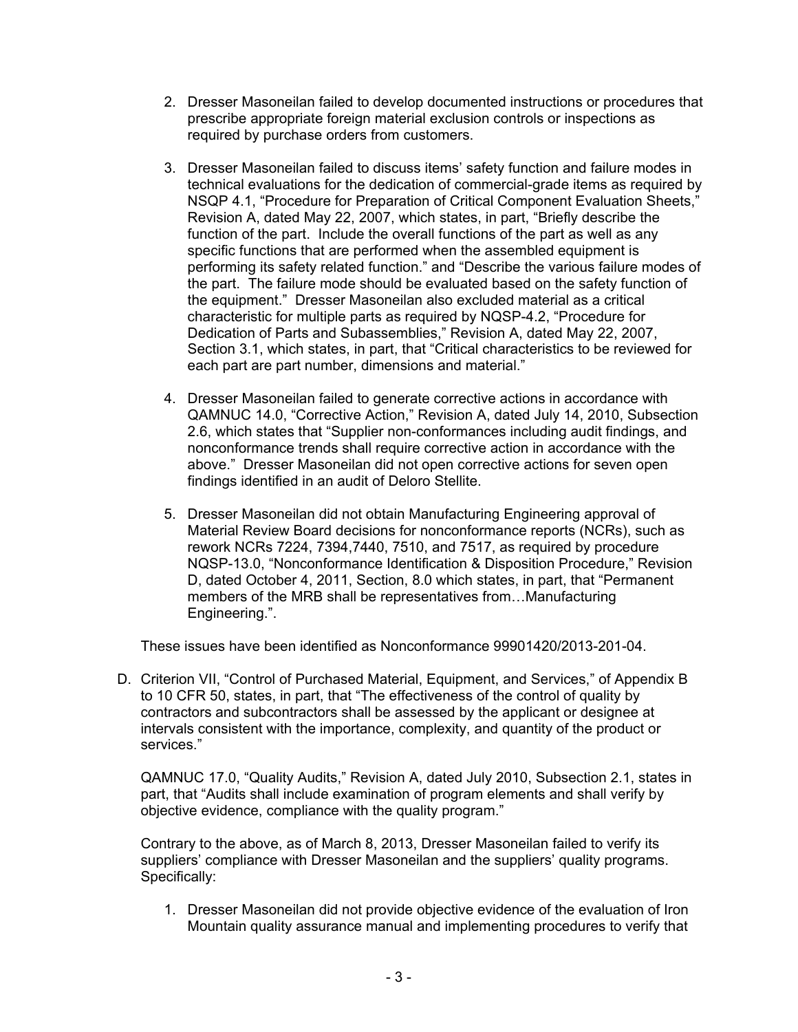2. Dresser Masoneilan failed to develop documented instructions or procedures that prescribe appropriate foreign material exclusion controls or inspections as required by purchase orders from customers.

3. Dresser Masoneilan failed to discuss items' safety function and failure modes in technical evaluations for the dedication of commercial-grade items as required by NSQP 4.1, "Procedure for Preparation of Critical Component Evaluation Sheets," Revision A, dated May 22, 2007, which states, in part, "Briefly describe the function of the part. Include the overall functions of the part as well as any specific functions that are performed when the assembled equipment is performing its safety related function." and "Describe the various failure modes of the part. The failure mode should be evaluated based on the safety function of the equipment." Dresser Masoneilan also excluded material as a critical characteristic for multiple parts as required by NQSP-4.2, "Procedure for Dedication of Parts and Subassemblies," Revision A, dated May 22, 2007, Section 3.1, which states, in part, that "Critical characteristics to be reviewed for each part are part number, dimensions and material."

4. Dresser Masoneilan failed to generate corrective actions in accordance with QAMNUC 14.0, "Corrective Action," Revision A, dated July 14, 2010, Subsection 2.6, which states that "Supplier non-conformances including audit findings, and nonconformance trends shall require corrective action in accordance with the above." Dresser Masoneilan did not open corrective actions for seven open findings identified in an audit of Deloro Stellite.

5. Dresser Masoneilan did not obtain Manufacturing Engineering approval of Material Review Board decisions for nonconformance reports (NCRs), such as rework NCRs 7224, 7394,7440, 7510, and 7517, as required by procedure NQSP-13.0, "Nonconformance Identification & Disposition Procedure," Revision D, dated October 4, 2011, Section, 8.0 which states, in part, that "Permanent members of the MRB shall be representatives from…Manufacturing Engineering.".

These issues have been identified as Nonconformance 99901420/2013-201-04.

D. Criterion VII, "Control of Purchased Material, Equipment, and Services," of Appendix B to 10 CFR 50, states, in part, that "The effectiveness of the control of quality by contractors and subcontractors shall be assessed by the applicant or designee at intervals consistent with the importance, complexity, and quantity of the product or services."

QAMNUC 17.0, "Quality Audits," Revision A, dated July 2010, Subsection 2.1, states in part, that "Audits shall include examination of program elements and shall verify by objective evidence, compliance with the quality program."

Contrary to the above, as of March 8, 2013, Dresser Masoneilan failed to verify its suppliers' compliance with Dresser Masoneilan and the suppliers' quality programs. Specifically:

1. Dresser Masoneilan did not provide objective evidence of the evaluation of Iron Mountain quality assurance manual and implementing procedures to verify that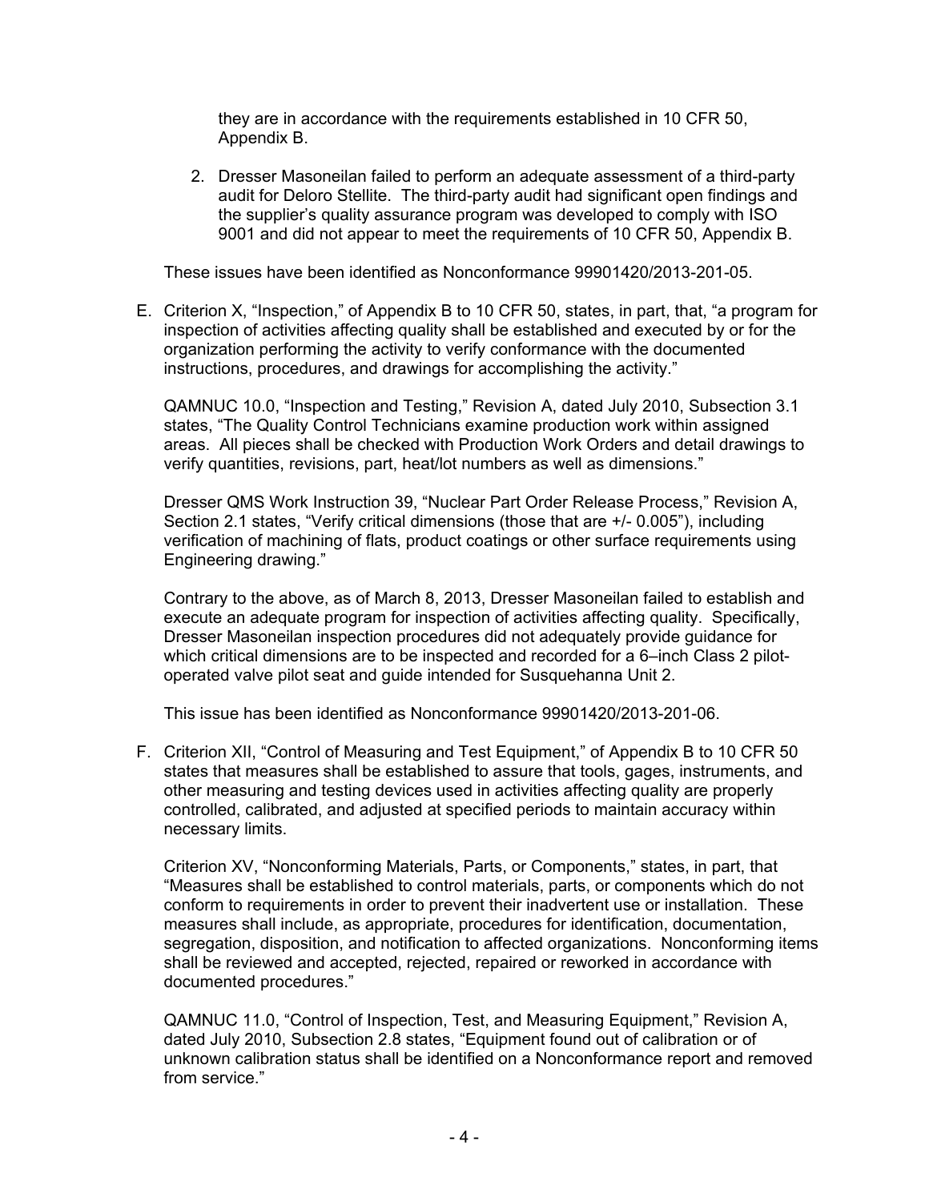they are in accordance with the requirements established in 10 CFR 50, Appendix B.

2. Dresser Masoneilan failed to perform an adequate assessment of a third-party audit for Deloro Stellite. The third-party audit had significant open findings and the supplier's quality assurance program was developed to comply with ISO 9001 and did not appear to meet the requirements of 10 CFR 50, Appendix B.

These issues have been identified as Nonconformance 99901420/2013-201-05.

E. Criterion X, "Inspection," of Appendix B to 10 CFR 50, states, in part, that, "a program for inspection of activities affecting quality shall be established and executed by or for the organization performing the activity to verify conformance with the documented instructions, procedures, and drawings for accomplishing the activity."

QAMNUC 10.0, "Inspection and Testing," Revision A, dated July 2010, Subsection 3.1 states, "The Quality Control Technicians examine production work within assigned areas. All pieces shall be checked with Production Work Orders and detail drawings to verify quantities, revisions, part, heat/lot numbers as well as dimensions."

Dresser QMS Work Instruction 39, "Nuclear Part Order Release Process," Revision A, Section 2.1 states, "Verify critical dimensions (those that are +/- 0.005"), including verification of machining of flats, product coatings or other surface requirements using Engineering drawing."

Contrary to the above, as of March 8, 2013, Dresser Masoneilan failed to establish and execute an adequate program for inspection of activities affecting quality. Specifically, Dresser Masoneilan inspection procedures did not adequately provide guidance for which critical dimensions are to be inspected and recorded for a 6–inch Class 2 pilot-operated valve pilot seat and guide intended for Susquehanna Unit 2.

This issue has been identified as Nonconformance 99901420/2013-201-06.

F. Criterion XII, "Control of Measuring and Test Equipment," of Appendix B to 10 CFR 50 states that measures shall be established to assure that tools, gages, instruments, and other measuring and testing devices used in activities affecting quality are properly controlled, calibrated, and adjusted at specified periods to maintain accuracy within necessary limits.

Criterion XV, "Nonconforming Materials, Parts, or Components," states, in part, that "Measures shall be established to control materials, parts, or components which do not conform to requirements in order to prevent their inadvertent use or installation. These measures shall include, as appropriate, procedures for identification, documentation, segregation, disposition, and notification to affected organizations. Nonconforming items shall be reviewed and accepted, rejected, repaired or reworked in accordance with documented procedures."

QAMNUC 11.0, "Control of Inspection, Test, and Measuring Equipment," Revision A, dated July 2010, Subsection 2.8 states, "Equipment found out of calibration or of unknown calibration status shall be identified on a Nonconformance report and removed from service."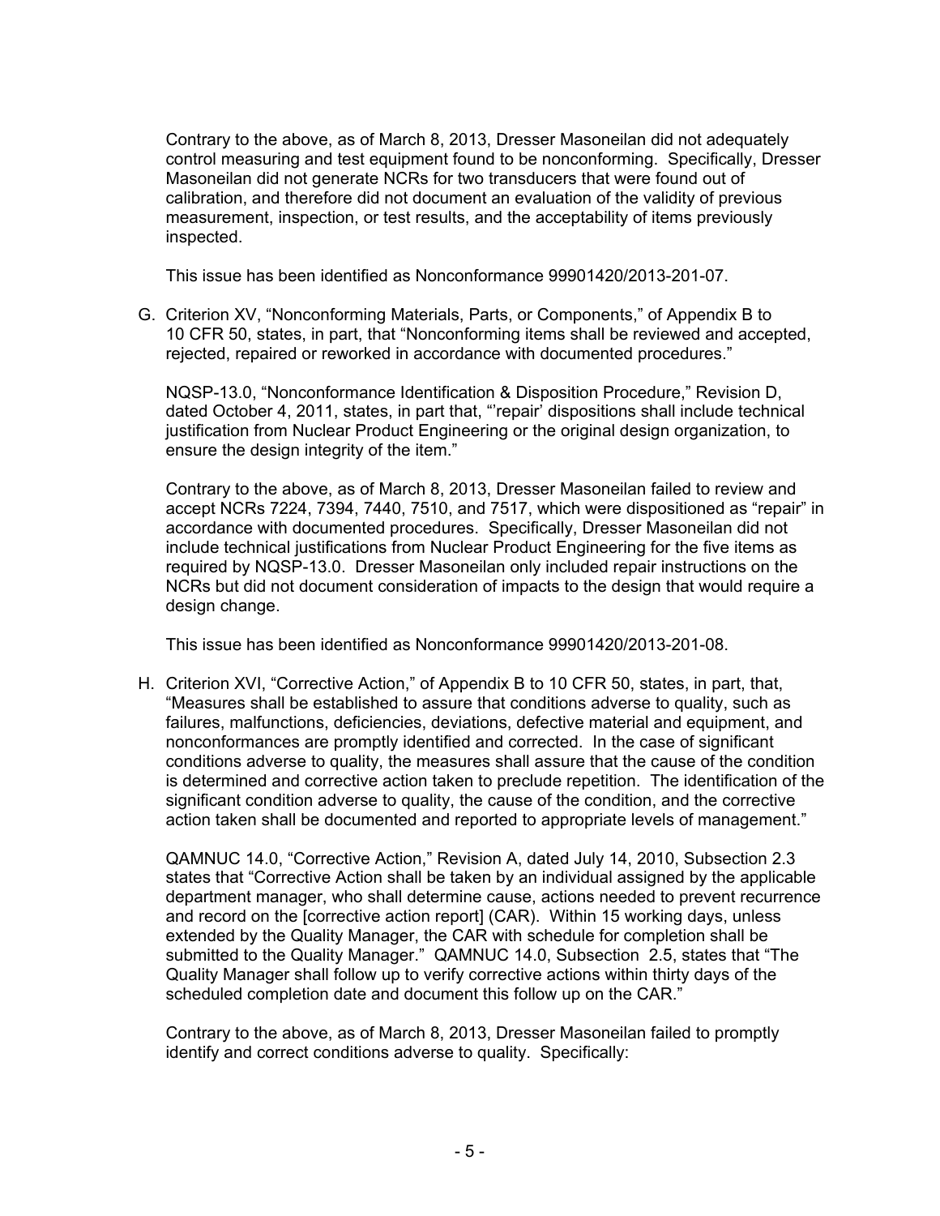Contrary to the above, as of March 8, 2013, Dresser Masoneilan did not adequately control measuring and test equipment found to be nonconforming. Specifically, Dresser Masoneilan did not generate NCRs for two transducers that were found out of calibration, and therefore did not document an evaluation of the validity of previous measurement, inspection, or test results, and the acceptability of items previously inspected.

This issue has been identified as Nonconformance 99901420/2013-201-07.

G. Criterion XV, "Nonconforming Materials, Parts, or Components," of Appendix B to 10 CFR 50, states, in part, that "Nonconforming items shall be reviewed and accepted, rejected, repaired or reworked in accordance with documented procedures."

   NQSP-13.0, "Nonconformance Identification & Disposition Procedure," Revision D, dated October 4, 2011, states, in part that, "'repair' dispositions shall include technical justification from Nuclear Product Engineering or the original design organization, to ensure the design integrity of the item."

   Contrary to the above, as of March 8, 2013, Dresser Masoneilan failed to review and accept NCRs 7224, 7394, 7440, 7510, and 7517, which were dispositioned as "repair" in accordance with documented procedures. Specifically, Dresser Masoneilan did not include technical justifications from Nuclear Product Engineering for the five items as required by NQSP-13.0. Dresser Masoneilan only included repair instructions on the NCRs but did not document consideration of impacts to the design that would require a design change.

   This issue has been identified as Nonconformance 99901420/2013-201-08.

H. Criterion XVI, "Corrective Action," of Appendix B to 10 CFR 50, states, in part, that, "Measures shall be established to assure that conditions adverse to quality, such as failures, malfunctions, deficiencies, deviations, defective material and equipment, and nonconformances are promptly identified and corrected. In the case of significant conditions adverse to quality, the measures shall assure that the cause of the condition is determined and corrective action taken to preclude repetition. The identification of the significant condition adverse to quality, the cause of the condition, and the corrective action taken shall be documented and reported to appropriate levels of management."

   QAMNUC 14.0, "Corrective Action," Revision A, dated July 14, 2010, Subsection 2.3 states that "Corrective Action shall be taken by an individual assigned by the applicable department manager, who shall determine cause, actions needed to prevent recurrence and record on the [corrective action report] (CAR). Within 15 working days, unless extended by the Quality Manager, the CAR with schedule for completion shall be submitted to the Quality Manager." QAMNUC 14.0, Subsection 2.5, states that "The Quality Manager shall follow up to verify corrective actions within thirty days of the scheduled completion date and document this follow up on the CAR."

   Contrary to the above, as of March 8, 2013, Dresser Masoneilan failed to promptly identify and correct conditions adverse to quality. Specifically: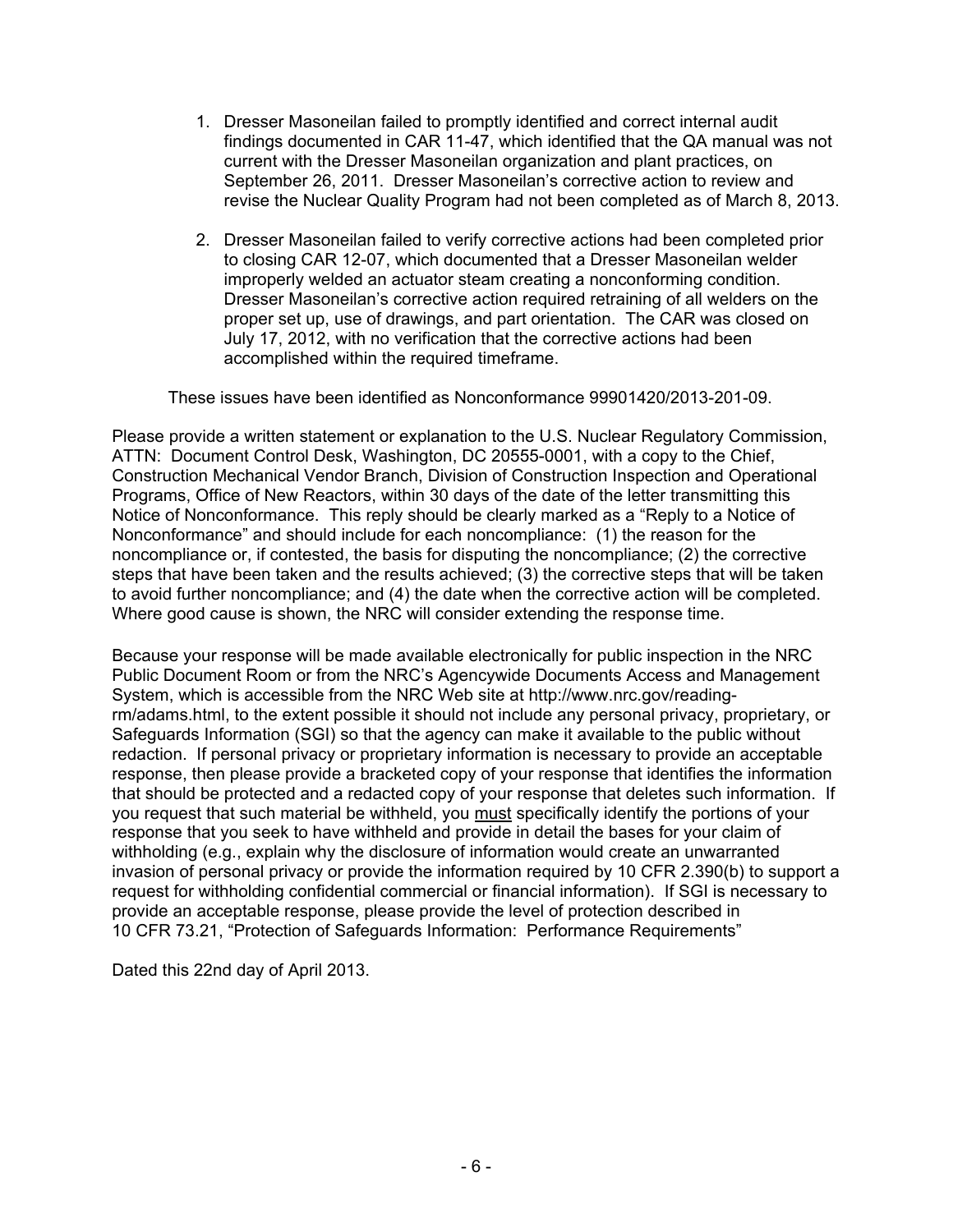1. Dresser Masoneilan failed to promptly identified and correct internal audit findings documented in CAR 11-47, which identified that the QA manual was not current with the Dresser Masoneilan organization and plant practices, on September 26, 2011. Dresser Masoneilan's corrective action to review and revise the Nuclear Quality Program had not been completed as of March 8, 2013.

2. Dresser Masoneilan failed to verify corrective actions had been completed prior to closing CAR 12-07, which documented that a Dresser Masoneilan welder improperly welded an actuator steam creating a nonconforming condition. Dresser Masoneilan's corrective action required retraining of all welders on the proper set up, use of drawings, and part orientation. The CAR was closed on July 17, 2012, with no verification that the corrective actions had been accomplished within the required timeframe.

These issues have been identified as Nonconformance 99901420/2013-201-09.

Please provide a written statement or explanation to the U.S. Nuclear Regulatory Commission, ATTN: Document Control Desk, Washington, DC 20555-0001, with a copy to the Chief, Construction Mechanical Vendor Branch, Division of Construction Inspection and Operational Programs, Office of New Reactors, within 30 days of the date of the letter transmitting this Notice of Nonconformance. This reply should be clearly marked as a "Reply to a Notice of Nonconformance" and should include for each noncompliance: (1) the reason for the noncompliance or, if contested, the basis for disputing the noncompliance; (2) the corrective steps that have been taken and the results achieved; (3) the corrective steps that will be taken to avoid further noncompliance; and (4) the date when the corrective action will be completed. Where good cause is shown, the NRC will consider extending the response time.

Because your response will be made available electronically for public inspection in the NRC Public Document Room or from the NRC's Agencywide Documents Access and Management System, which is accessible from the NRC Web site at http://www.nrc.gov/reading-rm/adams.html, to the extent possible it should not include any personal privacy, proprietary, or Safeguards Information (SGI) so that the agency can make it available to the public without redaction. If personal privacy or proprietary information is necessary to provide an acceptable response, then please provide a bracketed copy of your response that identifies the information that should be protected and a redacted copy of your response that deletes such information. If you request that such material be withheld, you <u>must</u> specifically identify the portions of your response that you seek to have withheld and provide in detail the bases for your claim of withholding (e.g., explain why the disclosure of information would create an unwarranted invasion of personal privacy or provide the information required by 10 CFR 2.390(b) to support a request for withholding confidential commercial or financial information). If SGI is necessary to provide an acceptable response, please provide the level of protection described in 10 CFR 73.21, "Protection of Safeguards Information: Performance Requirements"

Dated this 22nd day of April 2013.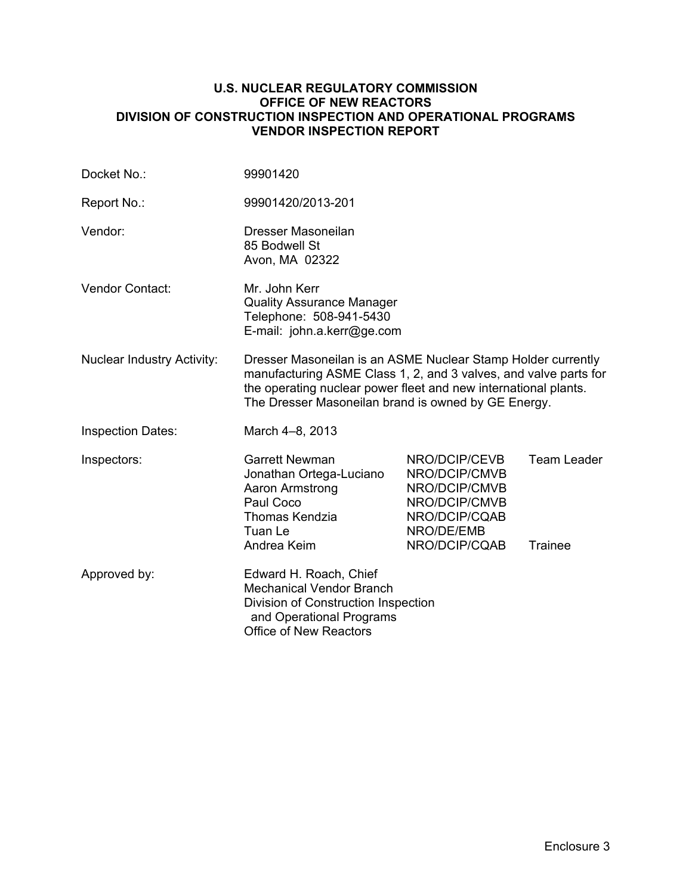**U.S. NUCLEAR REGULATORY COMMISSION**
**OFFICE OF NEW REACTORS**
**DIVISION OF CONSTRUCTION INSPECTION AND OPERATIONAL PROGRAMS**
**VENDOR INSPECTION REPORT**

| | | | |
|---|---|---|---|
| Docket No.: | 99901420 | | |
| Report No.: | 99901420/2013-201 | | |
| Vendor: | Dresser Masoneilan<br>85 Bodwell St<br>Avon, MA 02322 | | |
| Vendor Contact: | Mr. John Kerr<br>Quality Assurance Manager<br>Telephone: 508-941-5430<br>E-mail: john.a.kerr@ge.com | | |
| Nuclear Industry Activity: | Dresser Masoneilan is an ASME Nuclear Stamp Holder currently manufacturing ASME Class 1, 2, and 3 valves, and valve parts for the operating nuclear power fleet and new international plants. The Dresser Masoneilan brand is owned by GE Energy. | | |
| Inspection Dates: | March 4–8, 2013 | | |
| Inspectors: | Garrett Newman | NRO/DCIP/CEVB | Team Leader |
| | Jonathan Ortega-Luciano | NRO/DCIP/CMVB | |
| | Aaron Armstrong | NRO/DCIP/CMVB | |
| | Paul Coco | NRO/DCIP/CMVB | |
| | Thomas Kendzia | NRO/DCIP/CQAB | |
| | Tuan Le | NRO/DE/EMB | |
| | Andrea Keim | NRO/DCIP/CQAB | Trainee |
| Approved by: | Edward H. Roach, Chief<br>Mechanical Vendor Branch<br>Division of Construction Inspection and Operational Programs<br>Office of New Reactors | | |

Enclosure 3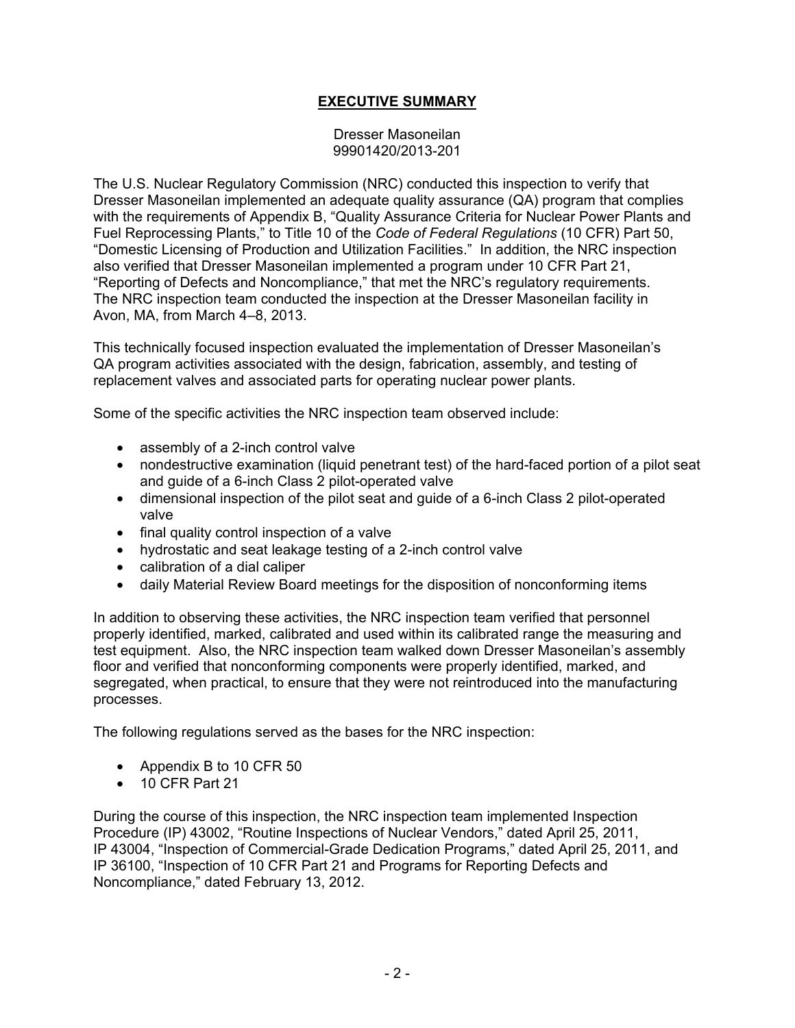## EXECUTIVE SUMMARY

Dresser Masoneilan
99901420/2013-201

The U.S. Nuclear Regulatory Commission (NRC) conducted this inspection to verify that Dresser Masoneilan implemented an adequate quality assurance (QA) program that complies with the requirements of Appendix B, "Quality Assurance Criteria for Nuclear Power Plants and Fuel Reprocessing Plants," to Title 10 of the *Code of Federal Regulations* (10 CFR) Part 50, "Domestic Licensing of Production and Utilization Facilities." In addition, the NRC inspection also verified that Dresser Masoneilan implemented a program under 10 CFR Part 21, "Reporting of Defects and Noncompliance," that met the NRC's regulatory requirements. The NRC inspection team conducted the inspection at the Dresser Masoneilan facility in Avon, MA, from March 4–8, 2013.

This technically focused inspection evaluated the implementation of Dresser Masoneilan's QA program activities associated with the design, fabrication, assembly, and testing of replacement valves and associated parts for operating nuclear power plants.

Some of the specific activities the NRC inspection team observed include:

- assembly of a 2-inch control valve
- nondestructive examination (liquid penetrant test) of the hard-faced portion of a pilot seat and guide of a 6-inch Class 2 pilot-operated valve
- dimensional inspection of the pilot seat and guide of a 6-inch Class 2 pilot-operated valve
- final quality control inspection of a valve
- hydrostatic and seat leakage testing of a 2-inch control valve
- calibration of a dial caliper
- daily Material Review Board meetings for the disposition of nonconforming items

In addition to observing these activities, the NRC inspection team verified that personnel properly identified, marked, calibrated and used within its calibrated range the measuring and test equipment. Also, the NRC inspection team walked down Dresser Masoneilan's assembly floor and verified that nonconforming components were properly identified, marked, and segregated, when practical, to ensure that they were not reintroduced into the manufacturing processes.

The following regulations served as the bases for the NRC inspection:

- Appendix B to 10 CFR 50
- 10 CFR Part 21

During the course of this inspection, the NRC inspection team implemented Inspection Procedure (IP) 43002, "Routine Inspections of Nuclear Vendors," dated April 25, 2011, IP 43004, "Inspection of Commercial-Grade Dedication Programs," dated April 25, 2011, and IP 36100, "Inspection of 10 CFR Part 21 and Programs for Reporting Defects and Noncompliance," dated February 13, 2012.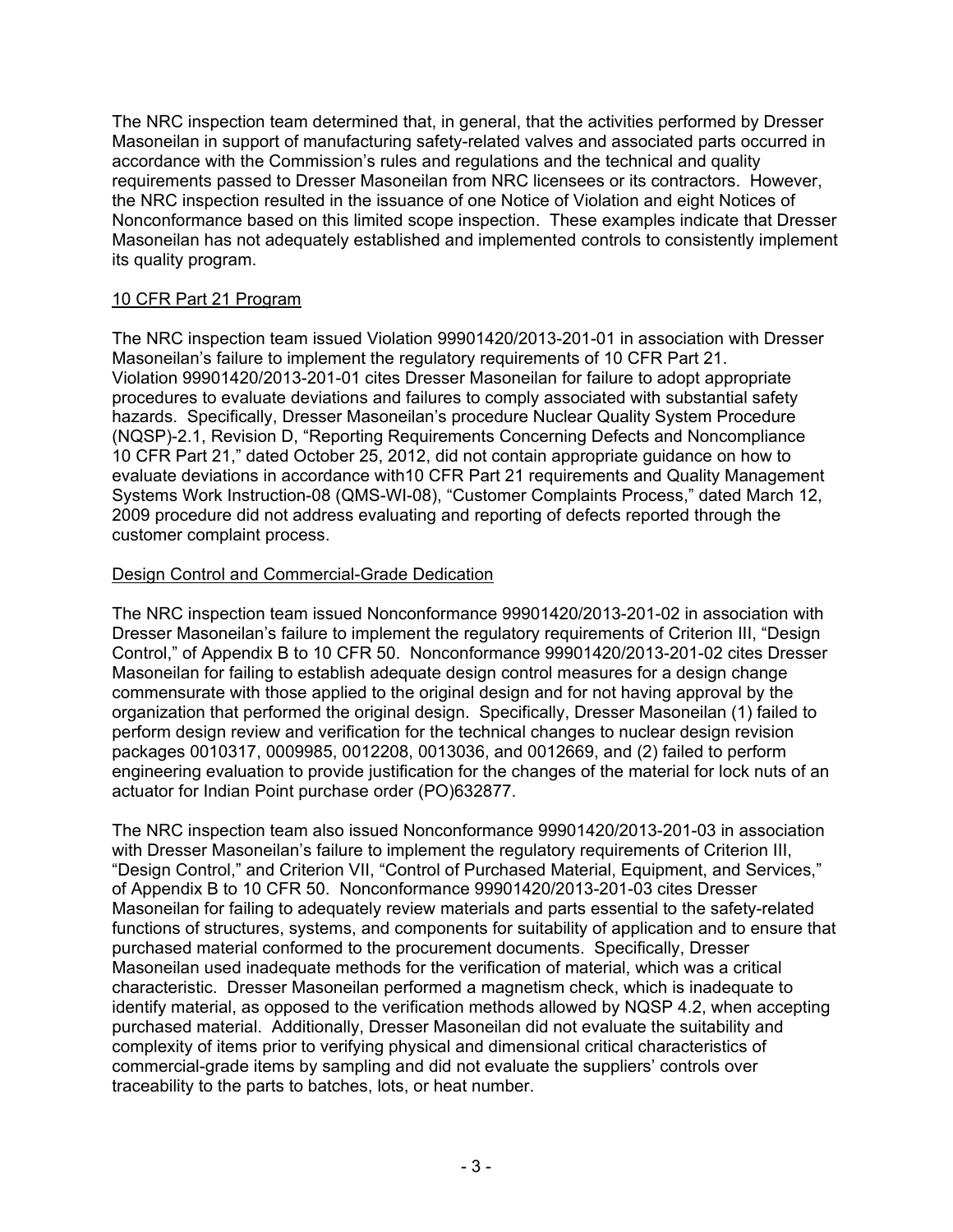The NRC inspection team determined that, in general, that the activities performed by Dresser Masoneilan in support of manufacturing safety-related valves and associated parts occurred in accordance with the Commission's rules and regulations and the technical and quality requirements passed to Dresser Masoneilan from NRC licensees or its contractors. However, the NRC inspection resulted in the issuance of one Notice of Violation and eight Notices of Nonconformance based on this limited scope inspection. These examples indicate that Dresser Masoneilan has not adequately established and implemented controls to consistently implement its quality program.

10 CFR Part 21 Program

The NRC inspection team issued Violation 99901420/2013-201-01 in association with Dresser Masoneilan's failure to implement the regulatory requirements of 10 CFR Part 21. Violation 99901420/2013-201-01 cites Dresser Masoneilan for failure to adopt appropriate procedures to evaluate deviations and failures to comply associated with substantial safety hazards. Specifically, Dresser Masoneilan's procedure Nuclear Quality System Procedure (NQSP)-2.1, Revision D, "Reporting Requirements Concerning Defects and Noncompliance 10 CFR Part 21," dated October 25, 2012, did not contain appropriate guidance on how to evaluate deviations in accordance with10 CFR Part 21 requirements and Quality Management Systems Work Instruction-08 (QMS-WI-08), "Customer Complaints Process," dated March 12, 2009 procedure did not address evaluating and reporting of defects reported through the customer complaint process.

Design Control and Commercial-Grade Dedication

The NRC inspection team issued Nonconformance 99901420/2013-201-02 in association with Dresser Masoneilan's failure to implement the regulatory requirements of Criterion III, "Design Control," of Appendix B to 10 CFR 50. Nonconformance 99901420/2013-201-02 cites Dresser Masoneilan for failing to establish adequate design control measures for a design change commensurate with those applied to the original design and for not having approval by the organization that performed the original design. Specifically, Dresser Masoneilan (1) failed to perform design review and verification for the technical changes to nuclear design revision packages 0010317, 0009985, 0012208, 0013036, and 0012669, and (2) failed to perform engineering evaluation to provide justification for the changes of the material for lock nuts of an actuator for Indian Point purchase order (PO)632877.

The NRC inspection team also issued Nonconformance 99901420/2013-201-03 in association with Dresser Masoneilan's failure to implement the regulatory requirements of Criterion III, "Design Control," and Criterion VII, "Control of Purchased Material, Equipment, and Services," of Appendix B to 10 CFR 50. Nonconformance 99901420/2013-201-03 cites Dresser Masoneilan for failing to adequately review materials and parts essential to the safety-related functions of structures, systems, and components for suitability of application and to ensure that purchased material conformed to the procurement documents. Specifically, Dresser Masoneilan used inadequate methods for the verification of material, which was a critical characteristic. Dresser Masoneilan performed a magnetism check, which is inadequate to identify material, as opposed to the verification methods allowed by NQSP 4.2, when accepting purchased material. Additionally, Dresser Masoneilan did not evaluate the suitability and complexity of items prior to verifying physical and dimensional critical characteristics of commercial-grade items by sampling and did not evaluate the suppliers' controls over traceability to the parts to batches, lots, or heat number.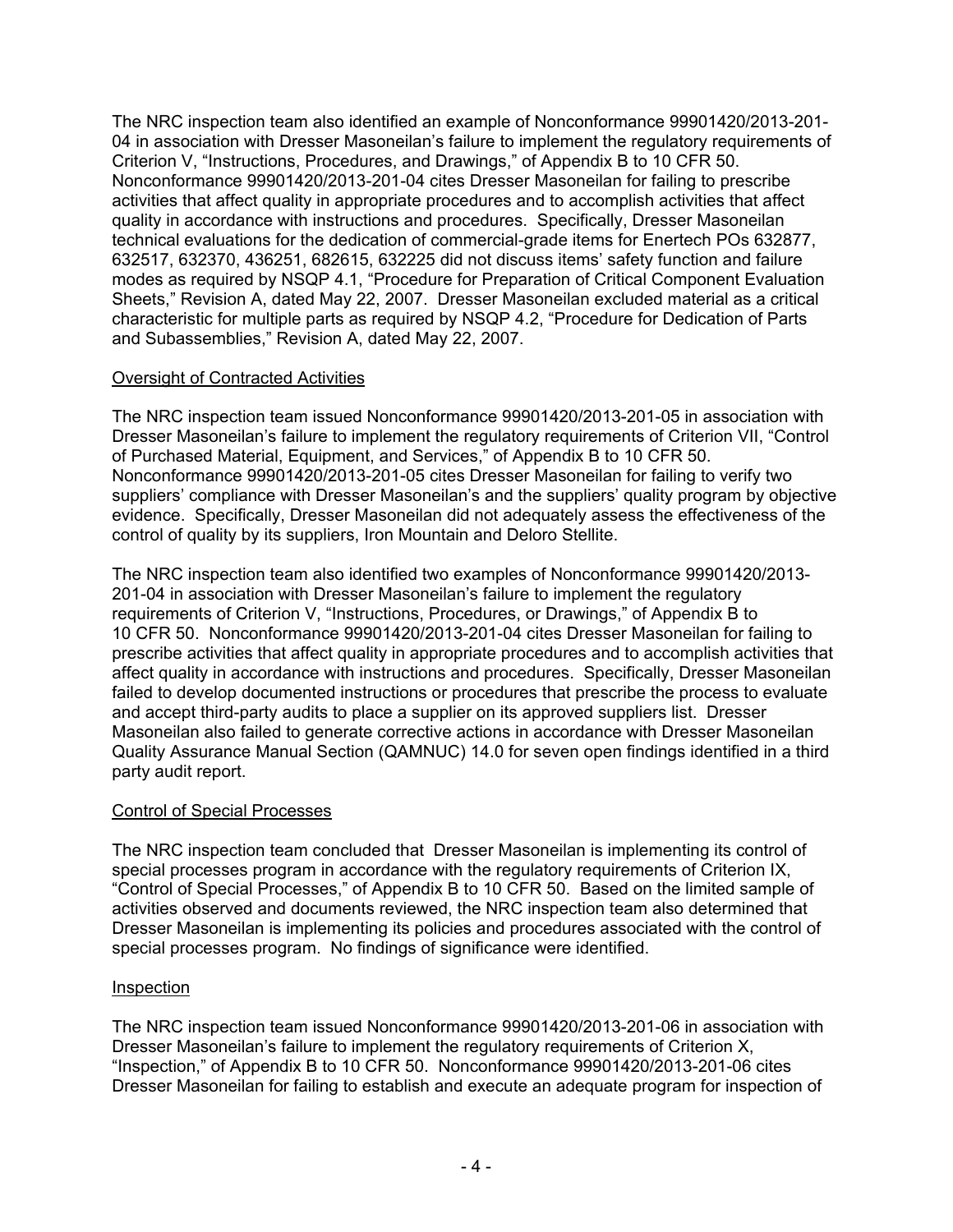The NRC inspection team also identified an example of Nonconformance 99901420/2013-201-04 in association with Dresser Masoneilan's failure to implement the regulatory requirements of Criterion V, "Instructions, Procedures, and Drawings," of Appendix B to 10 CFR 50. Nonconformance 99901420/2013-201-04 cites Dresser Masoneilan for failing to prescribe activities that affect quality in appropriate procedures and to accomplish activities that affect quality in accordance with instructions and procedures. Specifically, Dresser Masoneilan technical evaluations for the dedication of commercial-grade items for Enertech POs 632877, 632517, 632370, 436251, 682615, 632225 did not discuss items' safety function and failure modes as required by NSQP 4.1, "Procedure for Preparation of Critical Component Evaluation Sheets," Revision A, dated May 22, 2007. Dresser Masoneilan excluded material as a critical characteristic for multiple parts as required by NSQP 4.2, "Procedure for Dedication of Parts and Subassemblies," Revision A, dated May 22, 2007.

<u>Oversight of Contracted Activities</u>

The NRC inspection team issued Nonconformance 99901420/2013-201-05 in association with Dresser Masoneilan's failure to implement the regulatory requirements of Criterion VII, "Control of Purchased Material, Equipment, and Services," of Appendix B to 10 CFR 50. Nonconformance 99901420/2013-201-05 cites Dresser Masoneilan for failing to verify two suppliers' compliance with Dresser Masoneilan's and the suppliers' quality program by objective evidence. Specifically, Dresser Masoneilan did not adequately assess the effectiveness of the control of quality by its suppliers, Iron Mountain and Deloro Stellite.

The NRC inspection team also identified two examples of Nonconformance 99901420/2013-201-04 in association with Dresser Masoneilan's failure to implement the regulatory requirements of Criterion V, "Instructions, Procedures, or Drawings," of Appendix B to 10 CFR 50. Nonconformance 99901420/2013-201-04 cites Dresser Masoneilan for failing to prescribe activities that affect quality in appropriate procedures and to accomplish activities that affect quality in accordance with instructions and procedures. Specifically, Dresser Masoneilan failed to develop documented instructions or procedures that prescribe the process to evaluate and accept third-party audits to place a supplier on its approved suppliers list. Dresser Masoneilan also failed to generate corrective actions in accordance with Dresser Masoneilan Quality Assurance Manual Section (QAMNUC) 14.0 for seven open findings identified in a third party audit report.

<u>Control of Special Processes</u>

The NRC inspection team concluded that Dresser Masoneilan is implementing its control of special processes program in accordance with the regulatory requirements of Criterion IX, "Control of Special Processes," of Appendix B to 10 CFR 50. Based on the limited sample of activities observed and documents reviewed, the NRC inspection team also determined that Dresser Masoneilan is implementing its policies and procedures associated with the control of special processes program. No findings of significance were identified.

<u>Inspection</u>

The NRC inspection team issued Nonconformance 99901420/2013-201-06 in association with Dresser Masoneilan's failure to implement the regulatory requirements of Criterion X, "Inspection," of Appendix B to 10 CFR 50. Nonconformance 99901420/2013-201-06 cites Dresser Masoneilan for failing to establish and execute an adequate program for inspection of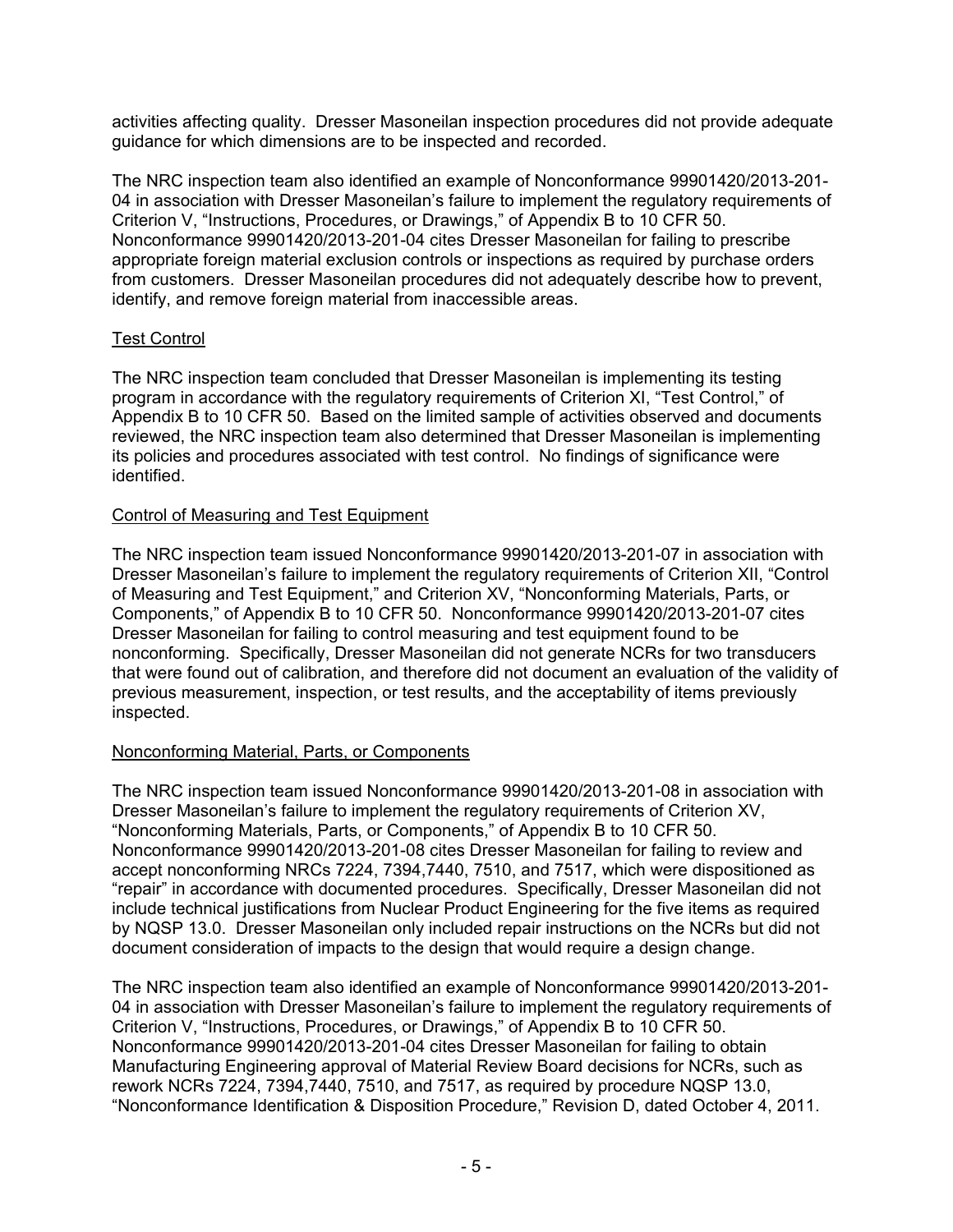activities affecting quality. Dresser Masoneilan inspection procedures did not provide adequate guidance for which dimensions are to be inspected and recorded.

The NRC inspection team also identified an example of Nonconformance 99901420/2013-201-04 in association with Dresser Masoneilan's failure to implement the regulatory requirements of Criterion V, "Instructions, Procedures, or Drawings," of Appendix B to 10 CFR 50. Nonconformance 99901420/2013-201-04 cites Dresser Masoneilan for failing to prescribe appropriate foreign material exclusion controls or inspections as required by purchase orders from customers. Dresser Masoneilan procedures did not adequately describe how to prevent, identify, and remove foreign material from inaccessible areas.

## Test Control

The NRC inspection team concluded that Dresser Masoneilan is implementing its testing program in accordance with the regulatory requirements of Criterion XI, "Test Control," of Appendix B to 10 CFR 50. Based on the limited sample of activities observed and documents reviewed, the NRC inspection team also determined that Dresser Masoneilan is implementing its policies and procedures associated with test control. No findings of significance were identified.

## Control of Measuring and Test Equipment

The NRC inspection team issued Nonconformance 99901420/2013-201-07 in association with Dresser Masoneilan's failure to implement the regulatory requirements of Criterion XII, "Control of Measuring and Test Equipment," and Criterion XV, "Nonconforming Materials, Parts, or Components," of Appendix B to 10 CFR 50. Nonconformance 99901420/2013-201-07 cites Dresser Masoneilan for failing to control measuring and test equipment found to be nonconforming. Specifically, Dresser Masoneilan did not generate NCRs for two transducers that were found out of calibration, and therefore did not document an evaluation of the validity of previous measurement, inspection, or test results, and the acceptability of items previously inspected.

## Nonconforming Material, Parts, or Components

The NRC inspection team issued Nonconformance 99901420/2013-201-08 in association with Dresser Masoneilan's failure to implement the regulatory requirements of Criterion XV, "Nonconforming Materials, Parts, or Components," of Appendix B to 10 CFR 50. Nonconformance 99901420/2013-201-08 cites Dresser Masoneilan for failing to review and accept nonconforming NRCs 7224, 7394,7440, 7510, and 7517, which were dispositioned as "repair" in accordance with documented procedures. Specifically, Dresser Masoneilan did not include technical justifications from Nuclear Product Engineering for the five items as required by NQSP 13.0. Dresser Masoneilan only included repair instructions on the NCRs but did not document consideration of impacts to the design that would require a design change.

The NRC inspection team also identified an example of Nonconformance 99901420/2013-201-04 in association with Dresser Masoneilan's failure to implement the regulatory requirements of Criterion V, "Instructions, Procedures, or Drawings," of Appendix B to 10 CFR 50. Nonconformance 99901420/2013-201-04 cites Dresser Masoneilan for failing to obtain Manufacturing Engineering approval of Material Review Board decisions for NCRs, such as rework NCRs 7224, 7394,7440, 7510, and 7517, as required by procedure NQSP 13.0, "Nonconformance Identification & Disposition Procedure," Revision D, dated October 4, 2011.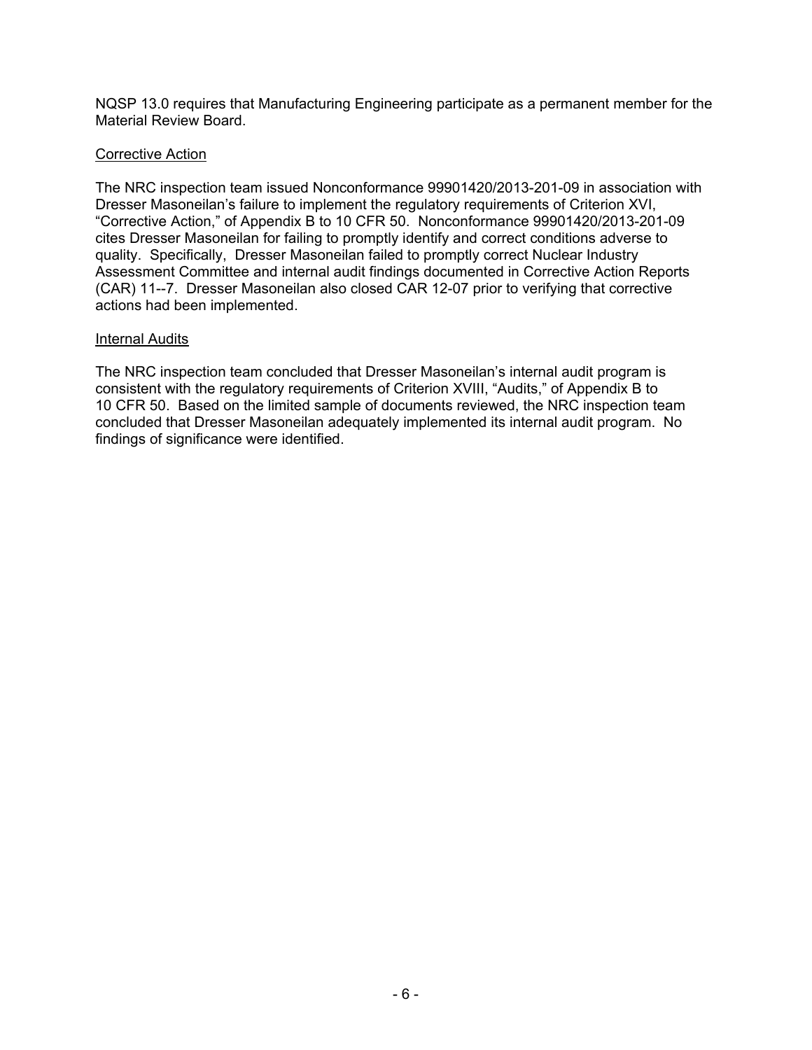NQSP 13.0 requires that Manufacturing Engineering participate as a permanent member for the Material Review Board.

Corrective Action

The NRC inspection team issued Nonconformance 99901420/2013-201-09 in association with Dresser Masoneilan's failure to implement the regulatory requirements of Criterion XVI, "Corrective Action," of Appendix B to 10 CFR 50. Nonconformance 99901420/2013-201-09 cites Dresser Masoneilan for failing to promptly identify and correct conditions adverse to quality. Specifically, Dresser Masoneilan failed to promptly correct Nuclear Industry Assessment Committee and internal audit findings documented in Corrective Action Reports (CAR) 11--7. Dresser Masoneilan also closed CAR 12-07 prior to verifying that corrective actions had been implemented.

Internal Audits

The NRC inspection team concluded that Dresser Masoneilan's internal audit program is consistent with the regulatory requirements of Criterion XVIII, "Audits," of Appendix B to 10 CFR 50. Based on the limited sample of documents reviewed, the NRC inspection team concluded that Dresser Masoneilan adequately implemented its internal audit program. No findings of significance were identified.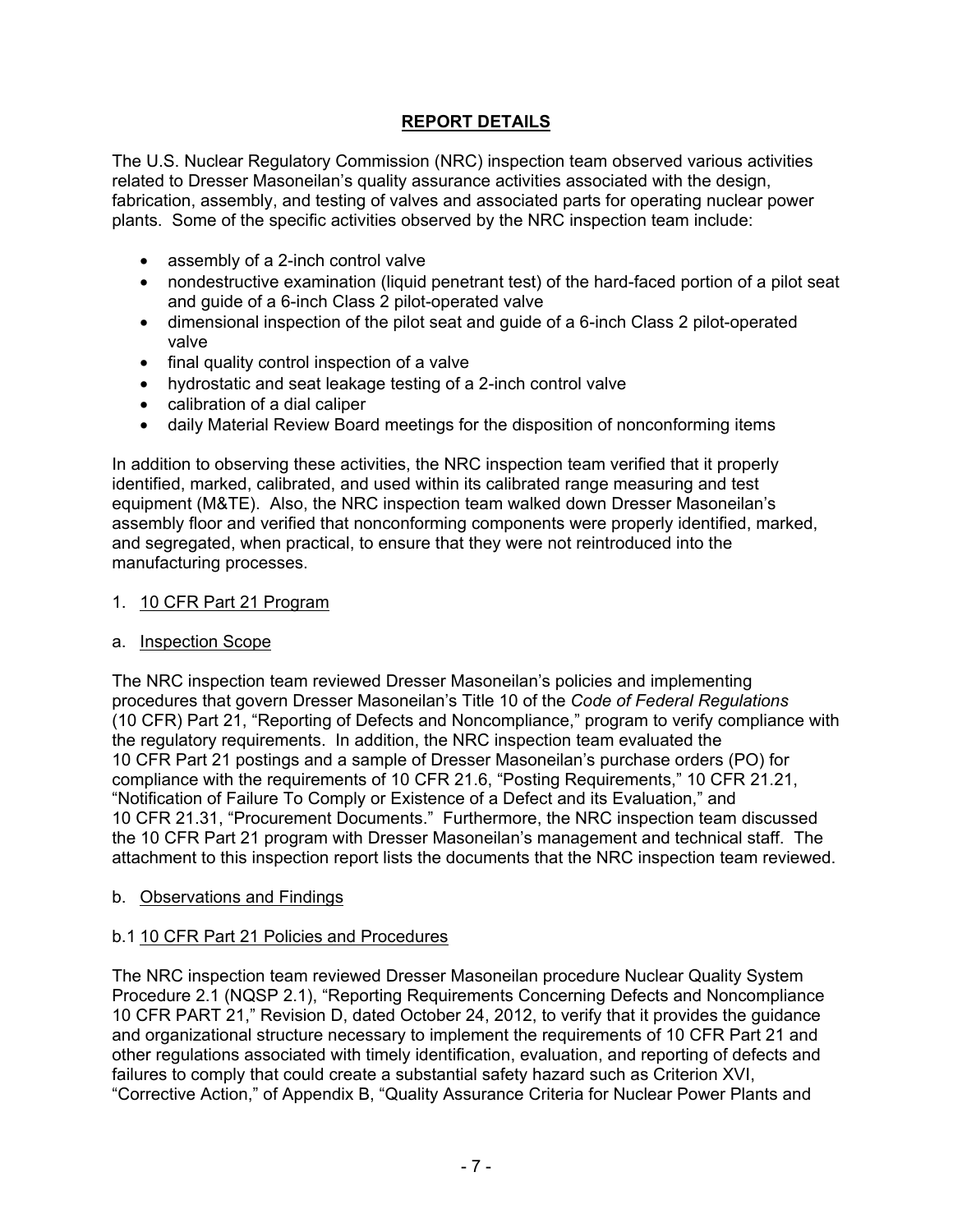## REPORT DETAILS

The U.S. Nuclear Regulatory Commission (NRC) inspection team observed various activities related to Dresser Masoneilan's quality assurance activities associated with the design, fabrication, assembly, and testing of valves and associated parts for operating nuclear power plants. Some of the specific activities observed by the NRC inspection team include:

- assembly of a 2-inch control valve
- nondestructive examination (liquid penetrant test) of the hard-faced portion of a pilot seat and guide of a 6-inch Class 2 pilot-operated valve
- dimensional inspection of the pilot seat and guide of a 6-inch Class 2 pilot-operated valve
- final quality control inspection of a valve
- hydrostatic and seat leakage testing of a 2-inch control valve
- calibration of a dial caliper
- daily Material Review Board meetings for the disposition of nonconforming items

In addition to observing these activities, the NRC inspection team verified that it properly identified, marked, calibrated, and used within its calibrated range measuring and test equipment (M&TE). Also, the NRC inspection team walked down Dresser Masoneilan's assembly floor and verified that nonconforming components were properly identified, marked, and segregated, when practical, to ensure that they were not reintroduced into the manufacturing processes.

1. 10 CFR Part 21 Program

a. Inspection Scope

The NRC inspection team reviewed Dresser Masoneilan's policies and implementing procedures that govern Dresser Masoneilan's Title 10 of the *Code of Federal Regulations* (10 CFR) Part 21, "Reporting of Defects and Noncompliance," program to verify compliance with the regulatory requirements. In addition, the NRC inspection team evaluated the 10 CFR Part 21 postings and a sample of Dresser Masoneilan's purchase orders (PO) for compliance with the requirements of 10 CFR 21.6, "Posting Requirements," 10 CFR 21.21, "Notification of Failure To Comply or Existence of a Defect and its Evaluation," and 10 CFR 21.31, "Procurement Documents." Furthermore, the NRC inspection team discussed the 10 CFR Part 21 program with Dresser Masoneilan's management and technical staff. The attachment to this inspection report lists the documents that the NRC inspection team reviewed.

b. Observations and Findings

b.1 10 CFR Part 21 Policies and Procedures

The NRC inspection team reviewed Dresser Masoneilan procedure Nuclear Quality System Procedure 2.1 (NQSP 2.1), "Reporting Requirements Concerning Defects and Noncompliance 10 CFR PART 21," Revision D, dated October 24, 2012, to verify that it provides the guidance and organizational structure necessary to implement the requirements of 10 CFR Part 21 and other regulations associated with timely identification, evaluation, and reporting of defects and failures to comply that could create a substantial safety hazard such as Criterion XVI, "Corrective Action," of Appendix B, "Quality Assurance Criteria for Nuclear Power Plants and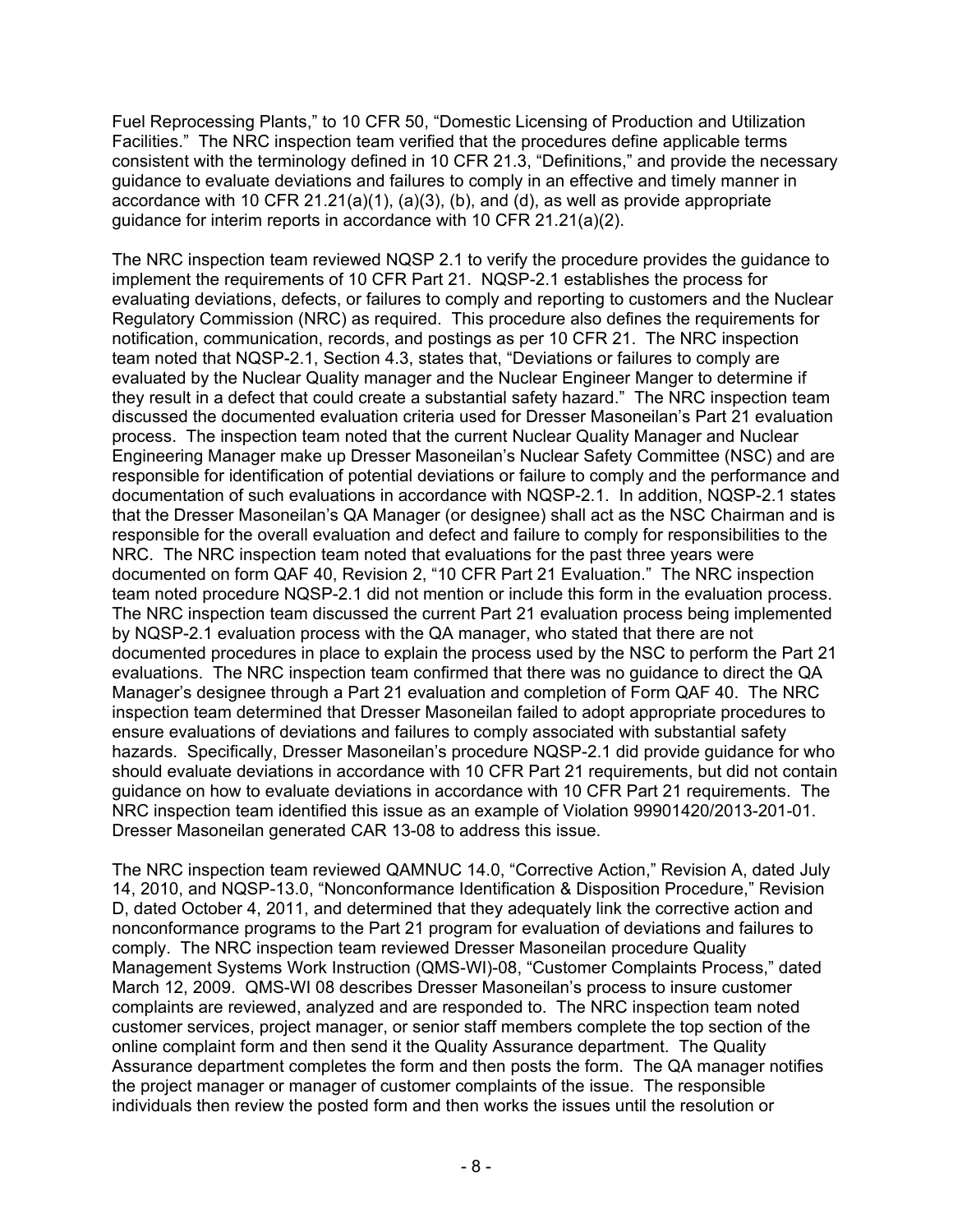Fuel Reprocessing Plants," to 10 CFR 50, "Domestic Licensing of Production and Utilization Facilities." The NRC inspection team verified that the procedures define applicable terms consistent with the terminology defined in 10 CFR 21.3, "Definitions," and provide the necessary guidance to evaluate deviations and failures to comply in an effective and timely manner in accordance with 10 CFR 21.21(a)(1), (a)(3), (b), and (d), as well as provide appropriate guidance for interim reports in accordance with 10 CFR 21.21(a)(2).

The NRC inspection team reviewed NQSP 2.1 to verify the procedure provides the guidance to implement the requirements of 10 CFR Part 21. NQSP-2.1 establishes the process for evaluating deviations, defects, or failures to comply and reporting to customers and the Nuclear Regulatory Commission (NRC) as required. This procedure also defines the requirements for notification, communication, records, and postings as per 10 CFR 21. The NRC inspection team noted that NQSP-2.1, Section 4.3, states that, "Deviations or failures to comply are evaluated by the Nuclear Quality manager and the Nuclear Engineer Manger to determine if they result in a defect that could create a substantial safety hazard." The NRC inspection team discussed the documented evaluation criteria used for Dresser Masoneilan's Part 21 evaluation process. The inspection team noted that the current Nuclear Quality Manager and Nuclear Engineering Manager make up Dresser Masoneilan's Nuclear Safety Committee (NSC) and are responsible for identification of potential deviations or failure to comply and the performance and documentation of such evaluations in accordance with NQSP-2.1. In addition, NQSP-2.1 states that the Dresser Masoneilan's QA Manager (or designee) shall act as the NSC Chairman and is responsible for the overall evaluation and defect and failure to comply for responsibilities to the NRC. The NRC inspection team noted that evaluations for the past three years were documented on form QAF 40, Revision 2, "10 CFR Part 21 Evaluation." The NRC inspection team noted procedure NQSP-2.1 did not mention or include this form in the evaluation process. The NRC inspection team discussed the current Part 21 evaluation process being implemented by NQSP-2.1 evaluation process with the QA manager, who stated that there are not documented procedures in place to explain the process used by the NSC to perform the Part 21 evaluations. The NRC inspection team confirmed that there was no guidance to direct the QA Manager's designee through a Part 21 evaluation and completion of Form QAF 40. The NRC inspection team determined that Dresser Masoneilan failed to adopt appropriate procedures to ensure evaluations of deviations and failures to comply associated with substantial safety hazards. Specifically, Dresser Masoneilan's procedure NQSP-2.1 did provide guidance for who should evaluate deviations in accordance with 10 CFR Part 21 requirements, but did not contain guidance on how to evaluate deviations in accordance with 10 CFR Part 21 requirements. The NRC inspection team identified this issue as an example of Violation 99901420/2013-201-01. Dresser Masoneilan generated CAR 13-08 to address this issue.

The NRC inspection team reviewed QAMNUC 14.0, "Corrective Action," Revision A, dated July 14, 2010, and NQSP-13.0, "Nonconformance Identification & Disposition Procedure," Revision D, dated October 4, 2011, and determined that they adequately link the corrective action and nonconformance programs to the Part 21 program for evaluation of deviations and failures to comply. The NRC inspection team reviewed Dresser Masoneilan procedure Quality Management Systems Work Instruction (QMS-WI)-08, "Customer Complaints Process," dated March 12, 2009. QMS-WI 08 describes Dresser Masoneilan's process to insure customer complaints are reviewed, analyzed and are responded to. The NRC inspection team noted customer services, project manager, or senior staff members complete the top section of the online complaint form and then send it the Quality Assurance department. The Quality Assurance department completes the form and then posts the form. The QA manager notifies the project manager or manager of customer complaints of the issue. The responsible individuals then review the posted form and then works the issues until the resolution or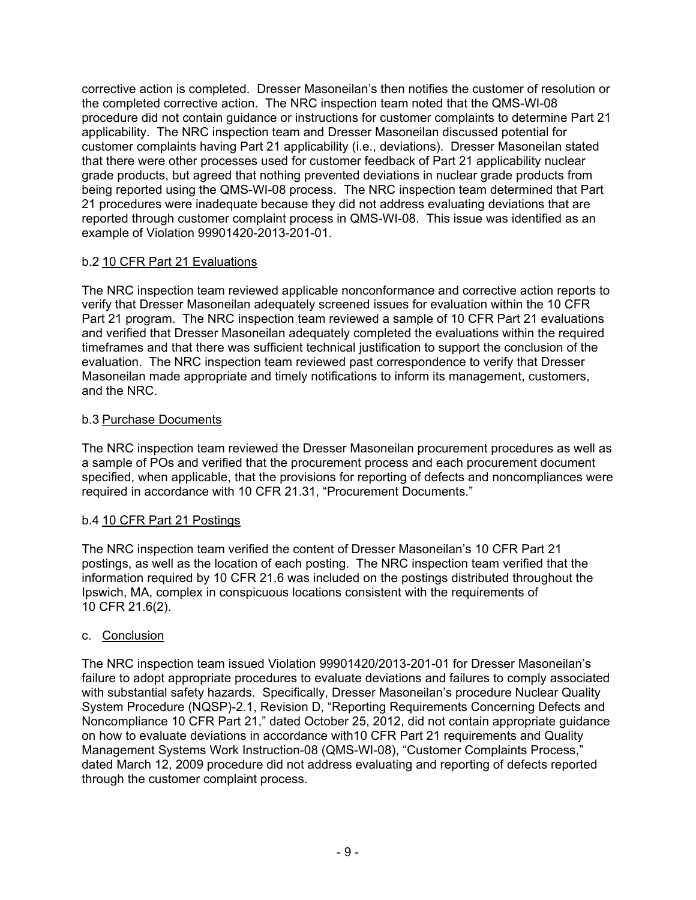corrective action is completed. Dresser Masoneilan's then notifies the customer of resolution or the completed corrective action. The NRC inspection team noted that the QMS-WI-08 procedure did not contain guidance or instructions for customer complaints to determine Part 21 applicability. The NRC inspection team and Dresser Masoneilan discussed potential for customer complaints having Part 21 applicability (i.e., deviations). Dresser Masoneilan stated that there were other processes used for customer feedback of Part 21 applicability nuclear grade products, but agreed that nothing prevented deviations in nuclear grade products from being reported using the QMS-WI-08 process. The NRC inspection team determined that Part 21 procedures were inadequate because they did not address evaluating deviations that are reported through customer complaint process in QMS-WI-08. This issue was identified as an example of Violation 99901420-2013-201-01.

b.2 10 CFR Part 21 Evaluations

The NRC inspection team reviewed applicable nonconformance and corrective action reports to verify that Dresser Masoneilan adequately screened issues for evaluation within the 10 CFR Part 21 program. The NRC inspection team reviewed a sample of 10 CFR Part 21 evaluations and verified that Dresser Masoneilan adequately completed the evaluations within the required timeframes and that there was sufficient technical justification to support the conclusion of the evaluation. The NRC inspection team reviewed past correspondence to verify that Dresser Masoneilan made appropriate and timely notifications to inform its management, customers, and the NRC.

b.3 Purchase Documents

The NRC inspection team reviewed the Dresser Masoneilan procurement procedures as well as a sample of POs and verified that the procurement process and each procurement document specified, when applicable, that the provisions for reporting of defects and noncompliances were required in accordance with 10 CFR 21.31, "Procurement Documents."

b.4 10 CFR Part 21 Postings

The NRC inspection team verified the content of Dresser Masoneilan's 10 CFR Part 21 postings, as well as the location of each posting. The NRC inspection team verified that the information required by 10 CFR 21.6 was included on the postings distributed throughout the Ipswich, MA, complex in conspicuous locations consistent with the requirements of 10 CFR 21.6(2).

c. Conclusion

The NRC inspection team issued Violation 99901420/2013-201-01 for Dresser Masoneilan's failure to adopt appropriate procedures to evaluate deviations and failures to comply associated with substantial safety hazards. Specifically, Dresser Masoneilan's procedure Nuclear Quality System Procedure (NQSP)-2.1, Revision D, "Reporting Requirements Concerning Defects and Noncompliance 10 CFR Part 21," dated October 25, 2012, did not contain appropriate guidance on how to evaluate deviations in accordance with10 CFR Part 21 requirements and Quality Management Systems Work Instruction-08 (QMS-WI-08), "Customer Complaints Process," dated March 12, 2009 procedure did not address evaluating and reporting of defects reported through the customer complaint process.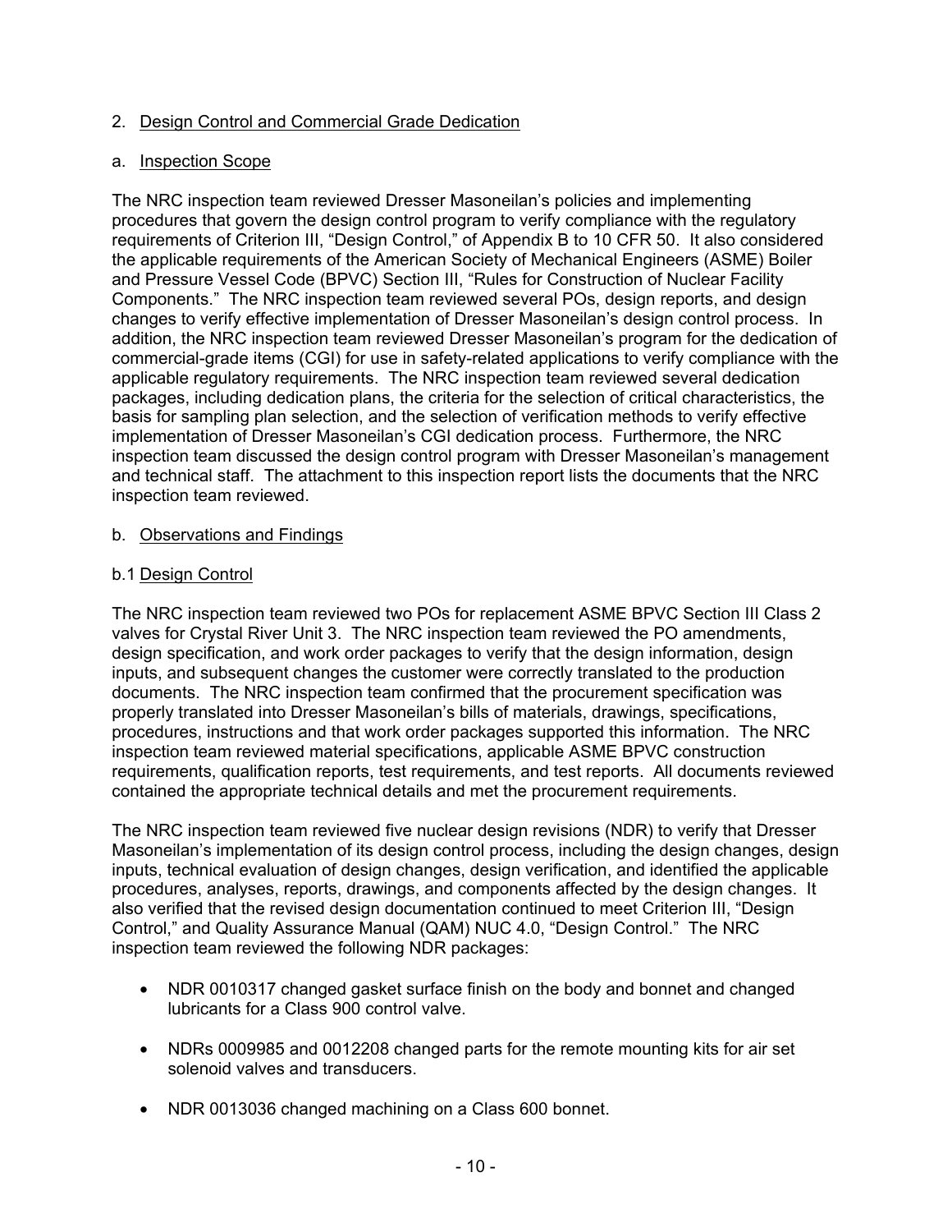## 2. Design Control and Commercial Grade Dedication

### a. Inspection Scope

The NRC inspection team reviewed Dresser Masoneilan's policies and implementing procedures that govern the design control program to verify compliance with the regulatory requirements of Criterion III, "Design Control," of Appendix B to 10 CFR 50. It also considered the applicable requirements of the American Society of Mechanical Engineers (ASME) Boiler and Pressure Vessel Code (BPVC) Section III, "Rules for Construction of Nuclear Facility Components." The NRC inspection team reviewed several POs, design reports, and design changes to verify effective implementation of Dresser Masoneilan's design control process. In addition, the NRC inspection team reviewed Dresser Masoneilan's program for the dedication of commercial-grade items (CGI) for use in safety-related applications to verify compliance with the applicable regulatory requirements. The NRC inspection team reviewed several dedication packages, including dedication plans, the criteria for the selection of critical characteristics, the basis for sampling plan selection, and the selection of verification methods to verify effective implementation of Dresser Masoneilan's CGI dedication process. Furthermore, the NRC inspection team discussed the design control program with Dresser Masoneilan's management and technical staff. The attachment to this inspection report lists the documents that the NRC inspection team reviewed.

### b. Observations and Findings

#### b.1 Design Control

The NRC inspection team reviewed two POs for replacement ASME BPVC Section III Class 2 valves for Crystal River Unit 3. The NRC inspection team reviewed the PO amendments, design specification, and work order packages to verify that the design information, design inputs, and subsequent changes the customer were correctly translated to the production documents. The NRC inspection team confirmed that the procurement specification was properly translated into Dresser Masoneilan's bills of materials, drawings, specifications, procedures, instructions and that work order packages supported this information. The NRC inspection team reviewed material specifications, applicable ASME BPVC construction requirements, qualification reports, test requirements, and test reports. All documents reviewed contained the appropriate technical details and met the procurement requirements.

The NRC inspection team reviewed five nuclear design revisions (NDR) to verify that Dresser Masoneilan's implementation of its design control process, including the design changes, design inputs, technical evaluation of design changes, design verification, and identified the applicable procedures, analyses, reports, drawings, and components affected by the design changes. It also verified that the revised design documentation continued to meet Criterion III, "Design Control," and Quality Assurance Manual (QAM) NUC 4.0, "Design Control." The NRC inspection team reviewed the following NDR packages:

- NDR 0010317 changed gasket surface finish on the body and bonnet and changed lubricants for a Class 900 control valve.
- NDRs 0009985 and 0012208 changed parts for the remote mounting kits for air set solenoid valves and transducers.
- NDR 0013036 changed machining on a Class 600 bonnet.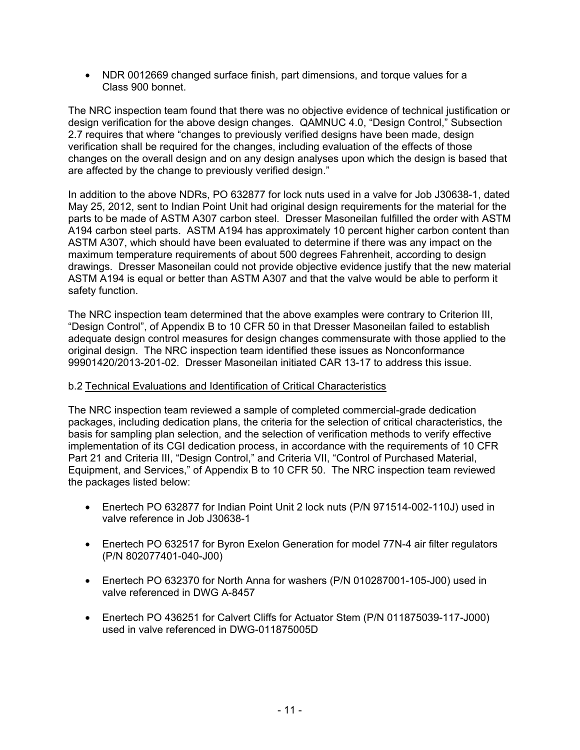- NDR 0012669 changed surface finish, part dimensions, and torque values for a Class 900 bonnet.

The NRC inspection team found that there was no objective evidence of technical justification or design verification for the above design changes. QAMNUC 4.0, "Design Control," Subsection 2.7 requires that where "changes to previously verified designs have been made, design verification shall be required for the changes, including evaluation of the effects of those changes on the overall design and on any design analyses upon which the design is based that are affected by the change to previously verified design."

In addition to the above NDRs, PO 632877 for lock nuts used in a valve for Job J30638-1, dated May 25, 2012, sent to Indian Point Unit had original design requirements for the material for the parts to be made of ASTM A307 carbon steel. Dresser Masoneilan fulfilled the order with ASTM A194 carbon steel parts. ASTM A194 has approximately 10 percent higher carbon content than ASTM A307, which should have been evaluated to determine if there was any impact on the maximum temperature requirements of about 500 degrees Fahrenheit, according to design drawings. Dresser Masoneilan could not provide objective evidence justify that the new material ASTM A194 is equal or better than ASTM A307 and that the valve would be able to perform it safety function.

The NRC inspection team determined that the above examples were contrary to Criterion III, "Design Control", of Appendix B to 10 CFR 50 in that Dresser Masoneilan failed to establish adequate design control measures for design changes commensurate with those applied to the original design. The NRC inspection team identified these issues as Nonconformance 99901420/2013-201-02. Dresser Masoneilan initiated CAR 13-17 to address this issue.

b.2 Technical Evaluations and Identification of Critical Characteristics

The NRC inspection team reviewed a sample of completed commercial-grade dedication packages, including dedication plans, the criteria for the selection of critical characteristics, the basis for sampling plan selection, and the selection of verification methods to verify effective implementation of its CGI dedication process, in accordance with the requirements of 10 CFR Part 21 and Criteria III, "Design Control," and Criteria VII, "Control of Purchased Material, Equipment, and Services," of Appendix B to 10 CFR 50. The NRC inspection team reviewed the packages listed below:

- Enertech PO 632877 for Indian Point Unit 2 lock nuts (P/N 971514-002-110J) used in valve reference in Job J30638-1
- Enertech PO 632517 for Byron Exelon Generation for model 77N-4 air filter regulators (P/N 802077401-040-J00)
- Enertech PO 632370 for North Anna for washers (P/N 010287001-105-J00) used in valve referenced in DWG A-8457
- Enertech PO 436251 for Calvert Cliffs for Actuator Stem (P/N 011875039-117-J000) used in valve referenced in DWG-011875005D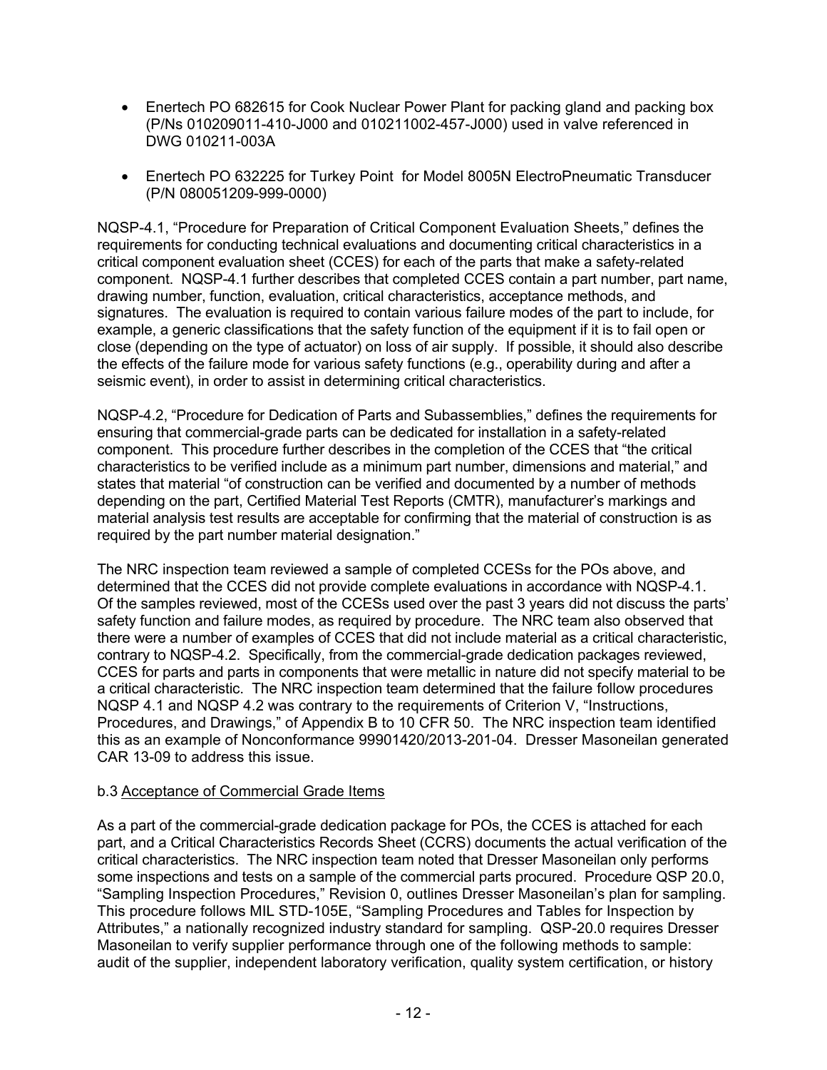- Enertech PO 682615 for Cook Nuclear Power Plant for packing gland and packing box (P/Ns 010209011-410-J000 and 010211002-457-J000) used in valve referenced in DWG 010211-003A

- Enertech PO 632225 for Turkey Point for Model 8005N ElectroPneumatic Transducer (P/N 080051209-999-0000)

NQSP-4.1, "Procedure for Preparation of Critical Component Evaluation Sheets," defines the requirements for conducting technical evaluations and documenting critical characteristics in a critical component evaluation sheet (CCES) for each of the parts that make a safety-related component. NQSP-4.1 further describes that completed CCES contain a part number, part name, drawing number, function, evaluation, critical characteristics, acceptance methods, and signatures. The evaluation is required to contain various failure modes of the part to include, for example, a generic classifications that the safety function of the equipment if it is to fail open or close (depending on the type of actuator) on loss of air supply. If possible, it should also describe the effects of the failure mode for various safety functions (e.g., operability during and after a seismic event), in order to assist in determining critical characteristics.

NQSP-4.2, "Procedure for Dedication of Parts and Subassemblies," defines the requirements for ensuring that commercial-grade parts can be dedicated for installation in a safety-related component. This procedure further describes in the completion of the CCES that "the critical characteristics to be verified include as a minimum part number, dimensions and material," and states that material "of construction can be verified and documented by a number of methods depending on the part, Certified Material Test Reports (CMTR), manufacturer's markings and material analysis test results are acceptable for confirming that the material of construction is as required by the part number material designation."

The NRC inspection team reviewed a sample of completed CCESs for the POs above, and determined that the CCES did not provide complete evaluations in accordance with NQSP-4.1. Of the samples reviewed, most of the CCESs used over the past 3 years did not discuss the parts' safety function and failure modes, as required by procedure. The NRC team also observed that there were a number of examples of CCES that did not include material as a critical characteristic, contrary to NQSP-4.2. Specifically, from the commercial-grade dedication packages reviewed, CCES for parts and parts in components that were metallic in nature did not specify material to be a critical characteristic. The NRC inspection team determined that the failure follow procedures NQSP 4.1 and NQSP 4.2 was contrary to the requirements of Criterion V, "Instructions, Procedures, and Drawings," of Appendix B to 10 CFR 50. The NRC inspection team identified this as an example of Nonconformance 99901420/2013-201-04. Dresser Masoneilan generated CAR 13-09 to address this issue.

b.3 Acceptance of Commercial Grade Items

As a part of the commercial-grade dedication package for POs, the CCES is attached for each part, and a Critical Characteristics Records Sheet (CCRS) documents the actual verification of the critical characteristics. The NRC inspection team noted that Dresser Masoneilan only performs some inspections and tests on a sample of the commercial parts procured. Procedure QSP 20.0, "Sampling Inspection Procedures," Revision 0, outlines Dresser Masoneilan's plan for sampling. This procedure follows MIL STD-105E, "Sampling Procedures and Tables for Inspection by Attributes," a nationally recognized industry standard for sampling. QSP-20.0 requires Dresser Masoneilan to verify supplier performance through one of the following methods to sample: audit of the supplier, independent laboratory verification, quality system certification, or history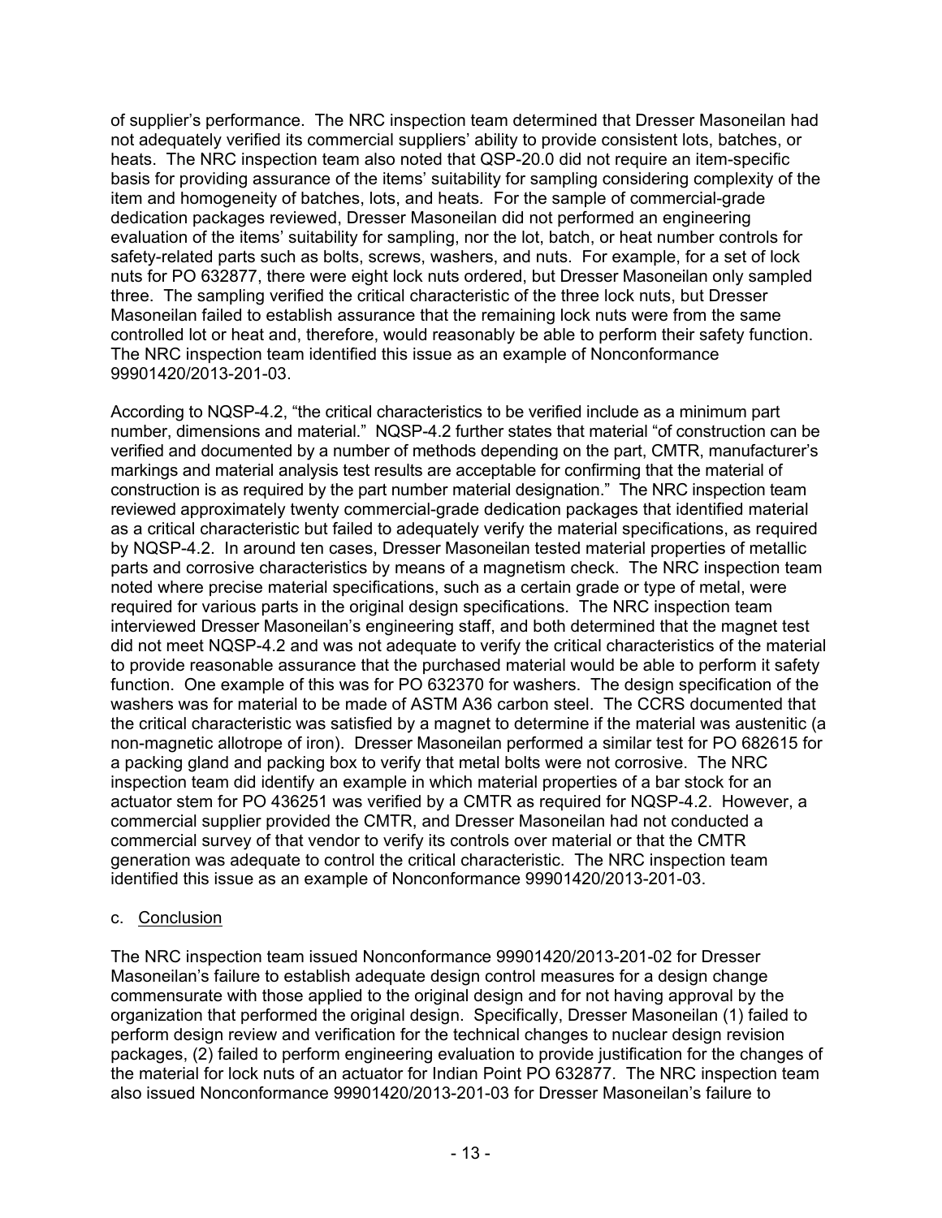of supplier's performance. The NRC inspection team determined that Dresser Masoneilan had not adequately verified its commercial suppliers' ability to provide consistent lots, batches, or heats. The NRC inspection team also noted that QSP-20.0 did not require an item-specific basis for providing assurance of the items' suitability for sampling considering complexity of the item and homogeneity of batches, lots, and heats. For the sample of commercial-grade dedication packages reviewed, Dresser Masoneilan did not performed an engineering evaluation of the items' suitability for sampling, nor the lot, batch, or heat number controls for safety-related parts such as bolts, screws, washers, and nuts. For example, for a set of lock nuts for PO 632877, there were eight lock nuts ordered, but Dresser Masoneilan only sampled three. The sampling verified the critical characteristic of the three lock nuts, but Dresser Masoneilan failed to establish assurance that the remaining lock nuts were from the same controlled lot or heat and, therefore, would reasonably be able to perform their safety function. The NRC inspection team identified this issue as an example of Nonconformance 99901420/2013-201-03.

According to NQSP-4.2, "the critical characteristics to be verified include as a minimum part number, dimensions and material." NQSP-4.2 further states that material "of construction can be verified and documented by a number of methods depending on the part, CMTR, manufacturer's markings and material analysis test results are acceptable for confirming that the material of construction is as required by the part number material designation." The NRC inspection team reviewed approximately twenty commercial-grade dedication packages that identified material as a critical characteristic but failed to adequately verify the material specifications, as required by NQSP-4.2. In around ten cases, Dresser Masoneilan tested material properties of metallic parts and corrosive characteristics by means of a magnetism check. The NRC inspection team noted where precise material specifications, such as a certain grade or type of metal, were required for various parts in the original design specifications. The NRC inspection team interviewed Dresser Masoneilan's engineering staff, and both determined that the magnet test did not meet NQSP-4.2 and was not adequate to verify the critical characteristics of the material to provide reasonable assurance that the purchased material would be able to perform it safety function. One example of this was for PO 632370 for washers. The design specification of the washers was for material to be made of ASTM A36 carbon steel. The CCRS documented that the critical characteristic was satisfied by a magnet to determine if the material was austenitic (a non-magnetic allotrope of iron). Dresser Masoneilan performed a similar test for PO 682615 for a packing gland and packing box to verify that metal bolts were not corrosive. The NRC inspection team did identify an example in which material properties of a bar stock for an actuator stem for PO 436251 was verified by a CMTR as required for NQSP-4.2. However, a commercial supplier provided the CMTR, and Dresser Masoneilan had not conducted a commercial survey of that vendor to verify its controls over material or that the CMTR generation was adequate to control the critical characteristic. The NRC inspection team identified this issue as an example of Nonconformance 99901420/2013-201-03.

c. Conclusion

The NRC inspection team issued Nonconformance 99901420/2013-201-02 for Dresser Masoneilan's failure to establish adequate design control measures for a design change commensurate with those applied to the original design and for not having approval by the organization that performed the original design. Specifically, Dresser Masoneilan (1) failed to perform design review and verification for the technical changes to nuclear design revision packages, (2) failed to perform engineering evaluation to provide justification for the changes of the material for lock nuts of an actuator for Indian Point PO 632877. The NRC inspection team also issued Nonconformance 99901420/2013-201-03 for Dresser Masoneilan's failure to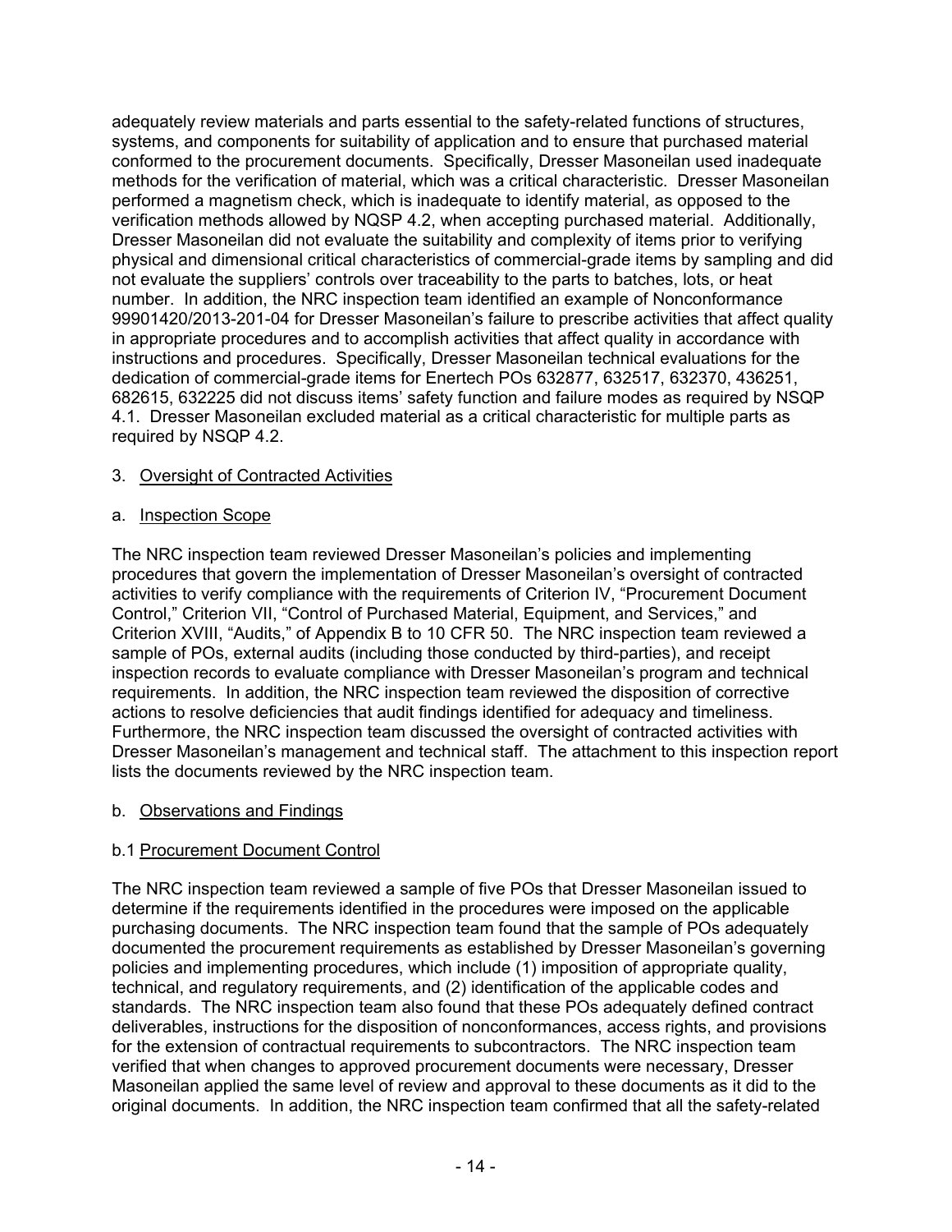adequately review materials and parts essential to the safety-related functions of structures, systems, and components for suitability of application and to ensure that purchased material conformed to the procurement documents. Specifically, Dresser Masoneilan used inadequate methods for the verification of material, which was a critical characteristic. Dresser Masoneilan performed a magnetism check, which is inadequate to identify material, as opposed to the verification methods allowed by NQSP 4.2, when accepting purchased material. Additionally, Dresser Masoneilan did not evaluate the suitability and complexity of items prior to verifying physical and dimensional critical characteristics of commercial-grade items by sampling and did not evaluate the suppliers' controls over traceability to the parts to batches, lots, or heat number. In addition, the NRC inspection team identified an example of Nonconformance 99901420/2013-201-04 for Dresser Masoneilan's failure to prescribe activities that affect quality in appropriate procedures and to accomplish activities that affect quality in accordance with instructions and procedures. Specifically, Dresser Masoneilan technical evaluations for the dedication of commercial-grade items for Enertech POs 632877, 632517, 632370, 436251, 682615, 632225 did not discuss items' safety function and failure modes as required by NSQP 4.1. Dresser Masoneilan excluded material as a critical characteristic for multiple parts as required by NSQP 4.2.

3. Oversight of Contracted Activities

a. Inspection Scope

The NRC inspection team reviewed Dresser Masoneilan's policies and implementing procedures that govern the implementation of Dresser Masoneilan's oversight of contracted activities to verify compliance with the requirements of Criterion IV, "Procurement Document Control," Criterion VII, "Control of Purchased Material, Equipment, and Services," and Criterion XVIII, "Audits," of Appendix B to 10 CFR 50. The NRC inspection team reviewed a sample of POs, external audits (including those conducted by third-parties), and receipt inspection records to evaluate compliance with Dresser Masoneilan's program and technical requirements. In addition, the NRC inspection team reviewed the disposition of corrective actions to resolve deficiencies that audit findings identified for adequacy and timeliness. Furthermore, the NRC inspection team discussed the oversight of contracted activities with Dresser Masoneilan's management and technical staff. The attachment to this inspection report lists the documents reviewed by the NRC inspection team.

b. Observations and Findings

b.1 Procurement Document Control

The NRC inspection team reviewed a sample of five POs that Dresser Masoneilan issued to determine if the requirements identified in the procedures were imposed on the applicable purchasing documents. The NRC inspection team found that the sample of POs adequately documented the procurement requirements as established by Dresser Masoneilan's governing policies and implementing procedures, which include (1) imposition of appropriate quality, technical, and regulatory requirements, and (2) identification of the applicable codes and standards. The NRC inspection team also found that these POs adequately defined contract deliverables, instructions for the disposition of nonconformances, access rights, and provisions for the extension of contractual requirements to subcontractors. The NRC inspection team verified that when changes to approved procurement documents were necessary, Dresser Masoneilan applied the same level of review and approval to these documents as it did to the original documents. In addition, the NRC inspection team confirmed that all the safety-related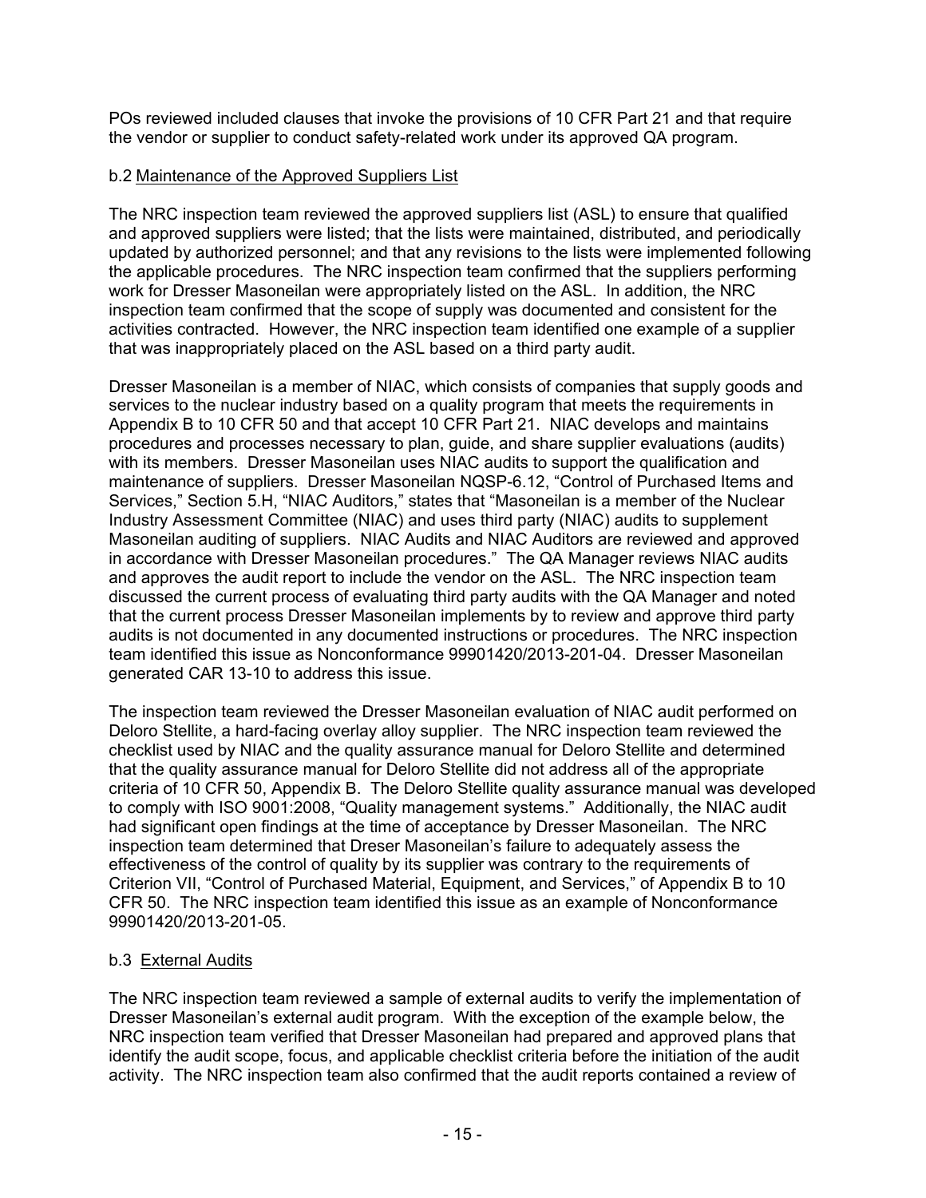POs reviewed included clauses that invoke the provisions of 10 CFR Part 21 and that require the vendor or supplier to conduct safety-related work under its approved QA program.

b.2 Maintenance of the Approved Suppliers List

The NRC inspection team reviewed the approved suppliers list (ASL) to ensure that qualified and approved suppliers were listed; that the lists were maintained, distributed, and periodically updated by authorized personnel; and that any revisions to the lists were implemented following the applicable procedures. The NRC inspection team confirmed that the suppliers performing work for Dresser Masoneilan were appropriately listed on the ASL. In addition, the NRC inspection team confirmed that the scope of supply was documented and consistent for the activities contracted. However, the NRC inspection team identified one example of a supplier that was inappropriately placed on the ASL based on a third party audit.

Dresser Masoneilan is a member of NIAC, which consists of companies that supply goods and services to the nuclear industry based on a quality program that meets the requirements in Appendix B to 10 CFR 50 and that accept 10 CFR Part 21. NIAC develops and maintains procedures and processes necessary to plan, guide, and share supplier evaluations (audits) with its members. Dresser Masoneilan uses NIAC audits to support the qualification and maintenance of suppliers. Dresser Masoneilan NQSP-6.12, "Control of Purchased Items and Services," Section 5.H, "NIAC Auditors," states that "Masoneilan is a member of the Nuclear Industry Assessment Committee (NIAC) and uses third party (NIAC) audits to supplement Masoneilan auditing of suppliers. NIAC Audits and NIAC Auditors are reviewed and approved in accordance with Dresser Masoneilan procedures." The QA Manager reviews NIAC audits and approves the audit report to include the vendor on the ASL. The NRC inspection team discussed the current process of evaluating third party audits with the QA Manager and noted that the current process Dresser Masoneilan implements by to review and approve third party audits is not documented in any documented instructions or procedures. The NRC inspection team identified this issue as Nonconformance 99901420/2013-201-04. Dresser Masoneilan generated CAR 13-10 to address this issue.

The inspection team reviewed the Dresser Masoneilan evaluation of NIAC audit performed on Deloro Stellite, a hard-facing overlay alloy supplier. The NRC inspection team reviewed the checklist used by NIAC and the quality assurance manual for Deloro Stellite and determined that the quality assurance manual for Deloro Stellite did not address all of the appropriate criteria of 10 CFR 50, Appendix B. The Deloro Stellite quality assurance manual was developed to comply with ISO 9001:2008, "Quality management systems." Additionally, the NIAC audit had significant open findings at the time of acceptance by Dresser Masoneilan. The NRC inspection team determined that Dreser Masoneilan's failure to adequately assess the effectiveness of the control of quality by its supplier was contrary to the requirements of Criterion VII, "Control of Purchased Material, Equipment, and Services," of Appendix B to 10 CFR 50. The NRC inspection team identified this issue as an example of Nonconformance 99901420/2013-201-05.

b.3 External Audits

The NRC inspection team reviewed a sample of external audits to verify the implementation of Dresser Masoneilan's external audit program. With the exception of the example below, the NRC inspection team verified that Dresser Masoneilan had prepared and approved plans that identify the audit scope, focus, and applicable checklist criteria before the initiation of the audit activity. The NRC inspection team also confirmed that the audit reports contained a review of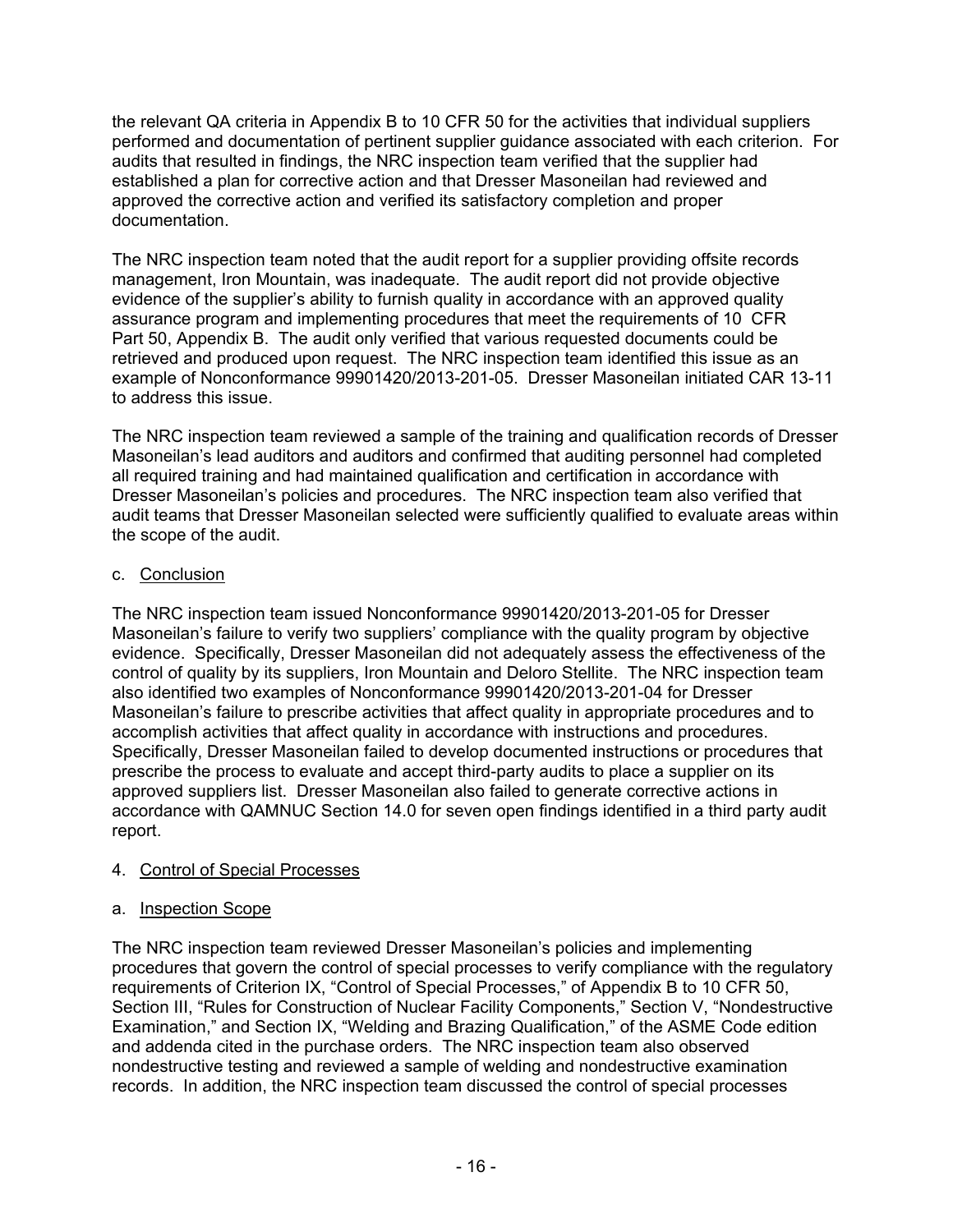the relevant QA criteria in Appendix B to 10 CFR 50 for the activities that individual suppliers performed and documentation of pertinent supplier guidance associated with each criterion. For audits that resulted in findings, the NRC inspection team verified that the supplier had established a plan for corrective action and that Dresser Masoneilan had reviewed and approved the corrective action and verified its satisfactory completion and proper documentation.

The NRC inspection team noted that the audit report for a supplier providing offsite records management, Iron Mountain, was inadequate. The audit report did not provide objective evidence of the supplier's ability to furnish quality in accordance with an approved quality assurance program and implementing procedures that meet the requirements of 10 CFR Part 50, Appendix B. The audit only verified that various requested documents could be retrieved and produced upon request. The NRC inspection team identified this issue as an example of Nonconformance 99901420/2013-201-05. Dresser Masoneilan initiated CAR 13-11 to address this issue.

The NRC inspection team reviewed a sample of the training and qualification records of Dresser Masoneilan's lead auditors and auditors and confirmed that auditing personnel had completed all required training and had maintained qualification and certification in accordance with Dresser Masoneilan's policies and procedures. The NRC inspection team also verified that audit teams that Dresser Masoneilan selected were sufficiently qualified to evaluate areas within the scope of the audit.

c. Conclusion

The NRC inspection team issued Nonconformance 99901420/2013-201-05 for Dresser Masoneilan's failure to verify two suppliers' compliance with the quality program by objective evidence. Specifically, Dresser Masoneilan did not adequately assess the effectiveness of the control of quality by its suppliers, Iron Mountain and Deloro Stellite. The NRC inspection team also identified two examples of Nonconformance 99901420/2013-201-04 for Dresser Masoneilan's failure to prescribe activities that affect quality in appropriate procedures and to accomplish activities that affect quality in accordance with instructions and procedures. Specifically, Dresser Masoneilan failed to develop documented instructions or procedures that prescribe the process to evaluate and accept third-party audits to place a supplier on its approved suppliers list. Dresser Masoneilan also failed to generate corrective actions in accordance with QAMNUC Section 14.0 for seven open findings identified in a third party audit report.

4. Control of Special Processes

a. Inspection Scope

The NRC inspection team reviewed Dresser Masoneilan's policies and implementing procedures that govern the control of special processes to verify compliance with the regulatory requirements of Criterion IX, "Control of Special Processes," of Appendix B to 10 CFR 50, Section III, "Rules for Construction of Nuclear Facility Components," Section V, "Nondestructive Examination," and Section IX, "Welding and Brazing Qualification," of the ASME Code edition and addenda cited in the purchase orders. The NRC inspection team also observed nondestructive testing and reviewed a sample of welding and nondestructive examination records. In addition, the NRC inspection team discussed the control of special processes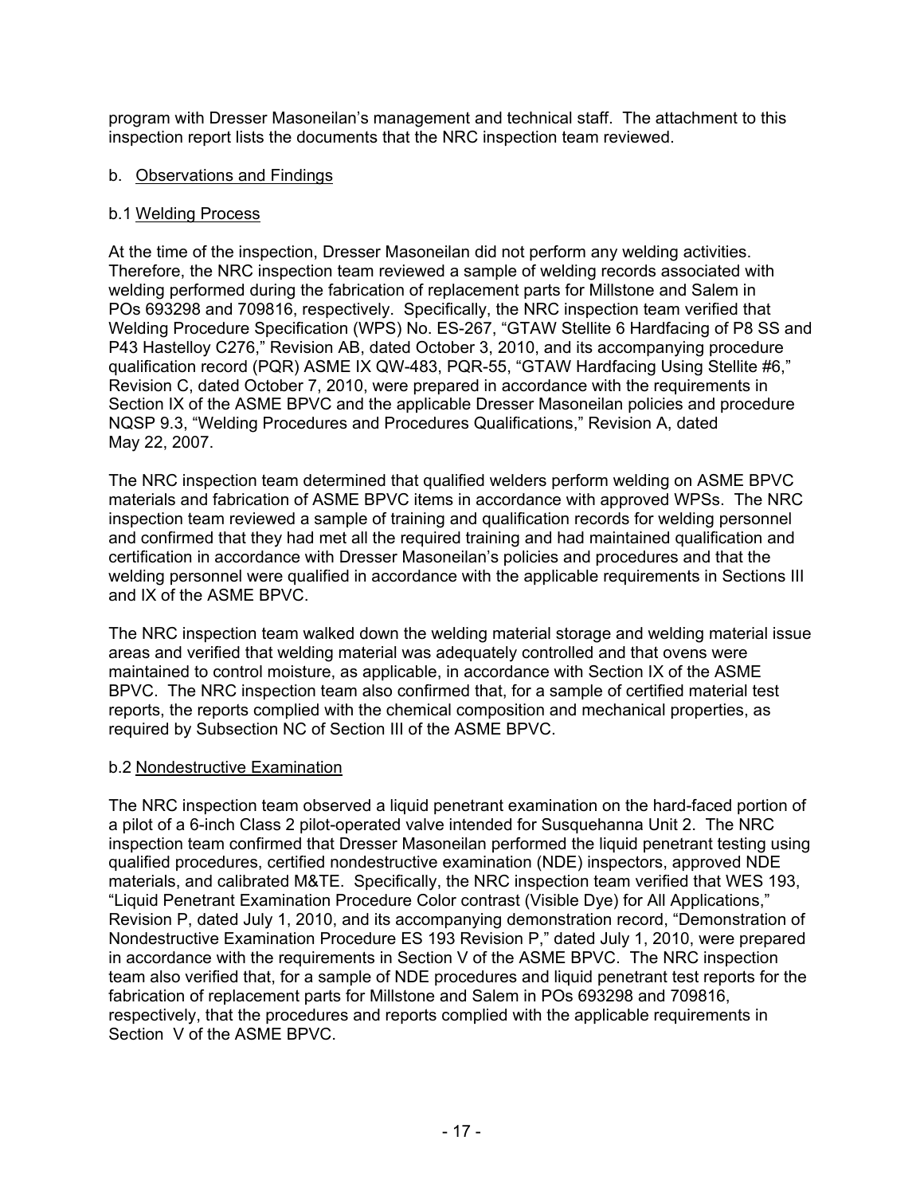program with Dresser Masoneilan's management and technical staff. The attachment to this inspection report lists the documents that the NRC inspection team reviewed.

b. Observations and Findings

b.1 Welding Process

At the time of the inspection, Dresser Masoneilan did not perform any welding activities. Therefore, the NRC inspection team reviewed a sample of welding records associated with welding performed during the fabrication of replacement parts for Millstone and Salem in POs 693298 and 709816, respectively. Specifically, the NRC inspection team verified that Welding Procedure Specification (WPS) No. ES-267, "GTAW Stellite 6 Hardfacing of P8 SS and P43 Hastelloy C276," Revision AB, dated October 3, 2010, and its accompanying procedure qualification record (PQR) ASME IX QW-483, PQR-55, "GTAW Hardfacing Using Stellite #6," Revision C, dated October 7, 2010, were prepared in accordance with the requirements in Section IX of the ASME BPVC and the applicable Dresser Masoneilan policies and procedure NQSP 9.3, "Welding Procedures and Procedures Qualifications," Revision A, dated May 22, 2007.

The NRC inspection team determined that qualified welders perform welding on ASME BPVC materials and fabrication of ASME BPVC items in accordance with approved WPSs. The NRC inspection team reviewed a sample of training and qualification records for welding personnel and confirmed that they had met all the required training and had maintained qualification and certification in accordance with Dresser Masoneilan's policies and procedures and that the welding personnel were qualified in accordance with the applicable requirements in Sections III and IX of the ASME BPVC.

The NRC inspection team walked down the welding material storage and welding material issue areas and verified that welding material was adequately controlled and that ovens were maintained to control moisture, as applicable, in accordance with Section IX of the ASME BPVC. The NRC inspection team also confirmed that, for a sample of certified material test reports, the reports complied with the chemical composition and mechanical properties, as required by Subsection NC of Section III of the ASME BPVC.

b.2 Nondestructive Examination

The NRC inspection team observed a liquid penetrant examination on the hard-faced portion of a pilot of a 6-inch Class 2 pilot-operated valve intended for Susquehanna Unit 2. The NRC inspection team confirmed that Dresser Masoneilan performed the liquid penetrant testing using qualified procedures, certified nondestructive examination (NDE) inspectors, approved NDE materials, and calibrated M&TE. Specifically, the NRC inspection team verified that WES 193, "Liquid Penetrant Examination Procedure Color contrast (Visible Dye) for All Applications," Revision P, dated July 1, 2010, and its accompanying demonstration record, "Demonstration of Nondestructive Examination Procedure ES 193 Revision P," dated July 1, 2010, were prepared in accordance with the requirements in Section V of the ASME BPVC. The NRC inspection team also verified that, for a sample of NDE procedures and liquid penetrant test reports for the fabrication of replacement parts for Millstone and Salem in POs 693298 and 709816, respectively, that the procedures and reports complied with the applicable requirements in Section V of the ASME BPVC.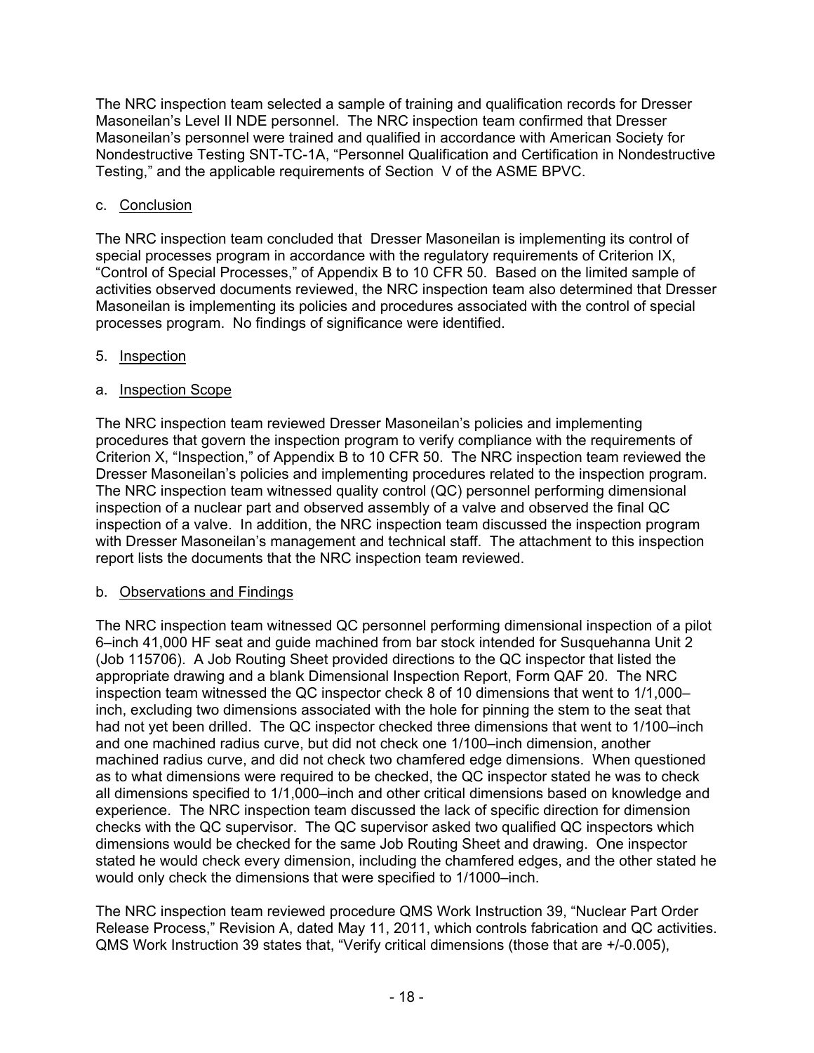The NRC inspection team selected a sample of training and qualification records for Dresser Masoneilan's Level II NDE personnel. The NRC inspection team confirmed that Dresser Masoneilan's personnel were trained and qualified in accordance with American Society for Nondestructive Testing SNT-TC-1A, "Personnel Qualification and Certification in Nondestructive Testing," and the applicable requirements of Section V of the ASME BPVC.

c. Conclusion

The NRC inspection team concluded that Dresser Masoneilan is implementing its control of special processes program in accordance with the regulatory requirements of Criterion IX, "Control of Special Processes," of Appendix B to 10 CFR 50. Based on the limited sample of activities observed documents reviewed, the NRC inspection team also determined that Dresser Masoneilan is implementing its policies and procedures associated with the control of special processes program. No findings of significance were identified.

5. Inspection

a. Inspection Scope

The NRC inspection team reviewed Dresser Masoneilan's policies and implementing procedures that govern the inspection program to verify compliance with the requirements of Criterion X, "Inspection," of Appendix B to 10 CFR 50. The NRC inspection team reviewed the Dresser Masoneilan's policies and implementing procedures related to the inspection program. The NRC inspection team witnessed quality control (QC) personnel performing dimensional inspection of a nuclear part and observed assembly of a valve and observed the final QC inspection of a valve. In addition, the NRC inspection team discussed the inspection program with Dresser Masoneilan's management and technical staff. The attachment to this inspection report lists the documents that the NRC inspection team reviewed.

b. Observations and Findings

The NRC inspection team witnessed QC personnel performing dimensional inspection of a pilot 6–inch 41,000 HF seat and guide machined from bar stock intended for Susquehanna Unit 2 (Job 115706). A Job Routing Sheet provided directions to the QC inspector that listed the appropriate drawing and a blank Dimensional Inspection Report, Form QAF 20. The NRC inspection team witnessed the QC inspector check 8 of 10 dimensions that went to 1/1,000–inch, excluding two dimensions associated with the hole for pinning the stem to the seat that had not yet been drilled. The QC inspector checked three dimensions that went to 1/100–inch and one machined radius curve, but did not check one 1/100–inch dimension, another machined radius curve, and did not check two chamfered edge dimensions. When questioned as to what dimensions were required to be checked, the QC inspector stated he was to check all dimensions specified to 1/1,000–inch and other critical dimensions based on knowledge and experience. The NRC inspection team discussed the lack of specific direction for dimension checks with the QC supervisor. The QC supervisor asked two qualified QC inspectors which dimensions would be checked for the same Job Routing Sheet and drawing. One inspector stated he would check every dimension, including the chamfered edges, and the other stated he would only check the dimensions that were specified to 1/1000–inch.

The NRC inspection team reviewed procedure QMS Work Instruction 39, "Nuclear Part Order Release Process," Revision A, dated May 11, 2011, which controls fabrication and QC activities. QMS Work Instruction 39 states that, "Verify critical dimensions (those that are +/-0.005),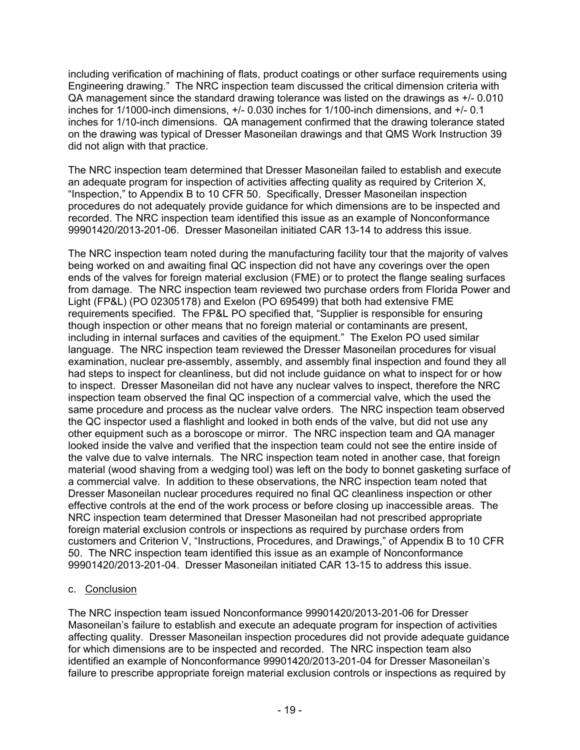including verification of machining of flats, product coatings or other surface requirements using Engineering drawing." The NRC inspection team discussed the critical dimension criteria with QA management since the standard drawing tolerance was listed on the drawings as +/- 0.010 inches for 1/1000-inch dimensions, +/- 0.030 inches for 1/100-inch dimensions, and +/- 0.1 inches for 1/10-inch dimensions. QA management confirmed that the drawing tolerance stated on the drawing was typical of Dresser Masoneilan drawings and that QMS Work Instruction 39 did not align with that practice.

The NRC inspection team determined that Dresser Masoneilan failed to establish and execute an adequate program for inspection of activities affecting quality as required by Criterion X, "Inspection," to Appendix B to 10 CFR 50. Specifically, Dresser Masoneilan inspection procedures do not adequately provide guidance for which dimensions are to be inspected and recorded. The NRC inspection team identified this issue as an example of Nonconformance 99901420/2013-201-06. Dresser Masoneilan initiated CAR 13-14 to address this issue.

The NRC inspection team noted during the manufacturing facility tour that the majority of valves being worked on and awaiting final QC inspection did not have any coverings over the open ends of the valves for foreign material exclusion (FME) or to protect the flange sealing surfaces from damage. The NRC inspection team reviewed two purchase orders from Florida Power and Light (FP&L) (PO 02305178) and Exelon (PO 695499) that both had extensive FME requirements specified. The FP&L PO specified that, "Supplier is responsible for ensuring though inspection or other means that no foreign material or contaminants are present, including in internal surfaces and cavities of the equipment." The Exelon PO used similar language. The NRC inspection team reviewed the Dresser Masoneilan procedures for visual examination, nuclear pre-assembly, assembly, and assembly final inspection and found they all had steps to inspect for cleanliness, but did not include guidance on what to inspect for or how to inspect. Dresser Masoneilan did not have any nuclear valves to inspect, therefore the NRC inspection team observed the final QC inspection of a commercial valve, which the used the same procedure and process as the nuclear valve orders. The NRC inspection team observed the QC inspector used a flashlight and looked in both ends of the valve, but did not use any other equipment such as a boroscope or mirror. The NRC inspection team and QA manager looked inside the valve and verified that the inspection team could not see the entire inside of the valve due to valve internals. The NRC inspection team noted in another case, that foreign material (wood shaving from a wedging tool) was left on the body to bonnet gasketing surface of a commercial valve. In addition to these observations, the NRC inspection team noted that Dresser Masoneilan nuclear procedures required no final QC cleanliness inspection or other effective controls at the end of the work process or before closing up inaccessible areas. The NRC inspection team determined that Dresser Masoneilan had not prescribed appropriate foreign material exclusion controls or inspections as required by purchase orders from customers and Criterion V, "Instructions, Procedures, and Drawings," of Appendix B to 10 CFR 50. The NRC inspection team identified this issue as an example of Nonconformance 99901420/2013-201-04. Dresser Masoneilan initiated CAR 13-15 to address this issue.

c. Conclusion

The NRC inspection team issued Nonconformance 99901420/2013-201-06 for Dresser Masoneilan's failure to establish and execute an adequate program for inspection of activities affecting quality. Dresser Masoneilan inspection procedures did not provide adequate guidance for which dimensions are to be inspected and recorded. The NRC inspection team also identified an example of Nonconformance 99901420/2013-201-04 for Dresser Masoneilan's failure to prescribe appropriate foreign material exclusion controls or inspections as required by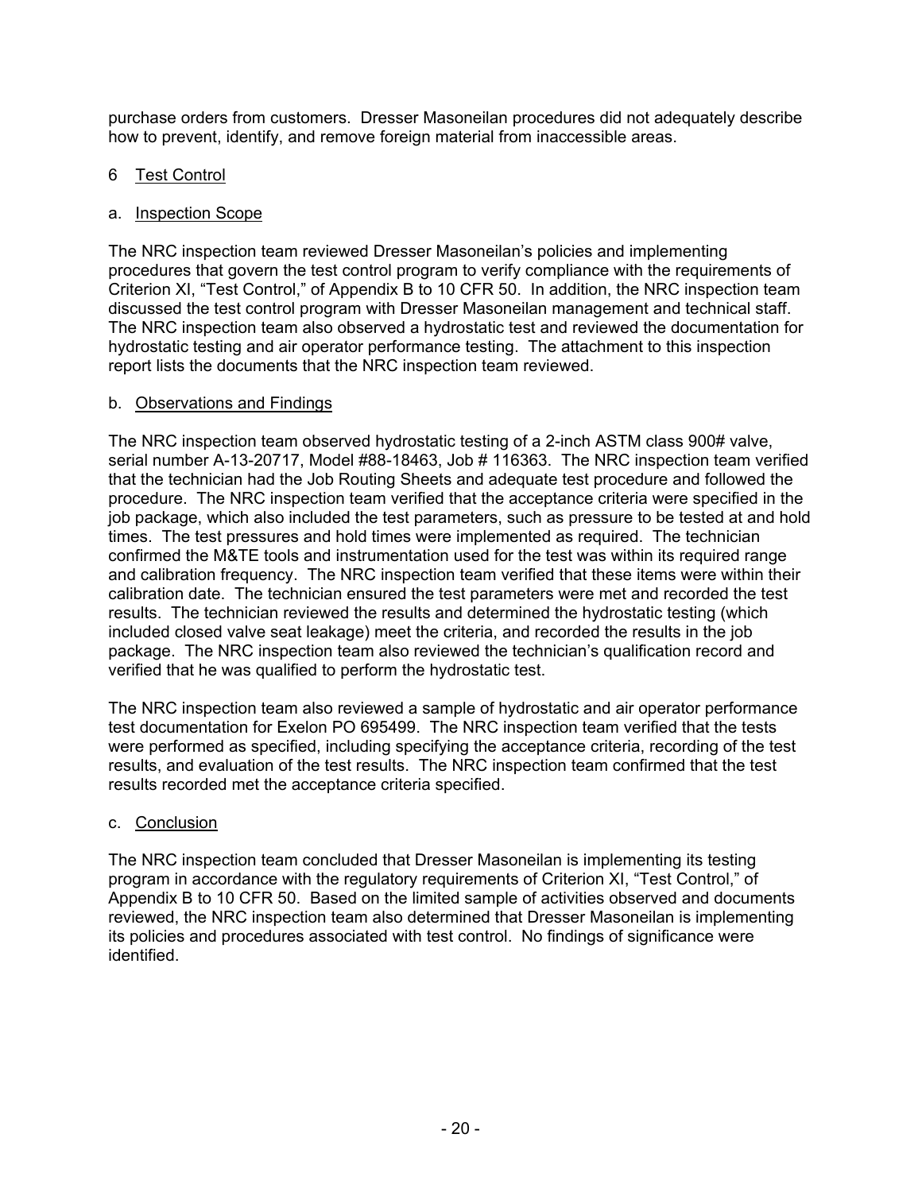purchase orders from customers. Dresser Masoneilan procedures did not adequately describe how to prevent, identify, and remove foreign material from inaccessible areas.

## 6 Test Control

### a. Inspection Scope

The NRC inspection team reviewed Dresser Masoneilan's policies and implementing procedures that govern the test control program to verify compliance with the requirements of Criterion XI, "Test Control," of Appendix B to 10 CFR 50. In addition, the NRC inspection team discussed the test control program with Dresser Masoneilan management and technical staff. The NRC inspection team also observed a hydrostatic test and reviewed the documentation for hydrostatic testing and air operator performance testing. The attachment to this inspection report lists the documents that the NRC inspection team reviewed.

### b. Observations and Findings

The NRC inspection team observed hydrostatic testing of a 2-inch ASTM class 900# valve, serial number A-13-20717, Model #88-18463, Job # 116363. The NRC inspection team verified that the technician had the Job Routing Sheets and adequate test procedure and followed the procedure. The NRC inspection team verified that the acceptance criteria were specified in the job package, which also included the test parameters, such as pressure to be tested at and hold times. The test pressures and hold times were implemented as required. The technician confirmed the M&TE tools and instrumentation used for the test was within its required range and calibration frequency. The NRC inspection team verified that these items were within their calibration date. The technician ensured the test parameters were met and recorded the test results. The technician reviewed the results and determined the hydrostatic testing (which included closed valve seat leakage) meet the criteria, and recorded the results in the job package. The NRC inspection team also reviewed the technician's qualification record and verified that he was qualified to perform the hydrostatic test.

The NRC inspection team also reviewed a sample of hydrostatic and air operator performance test documentation for Exelon PO 695499. The NRC inspection team verified that the tests were performed as specified, including specifying the acceptance criteria, recording of the test results, and evaluation of the test results. The NRC inspection team confirmed that the test results recorded met the acceptance criteria specified.

### c. Conclusion

The NRC inspection team concluded that Dresser Masoneilan is implementing its testing program in accordance with the regulatory requirements of Criterion XI, "Test Control," of Appendix B to 10 CFR 50. Based on the limited sample of activities observed and documents reviewed, the NRC inspection team also determined that Dresser Masoneilan is implementing its policies and procedures associated with test control. No findings of significance were identified.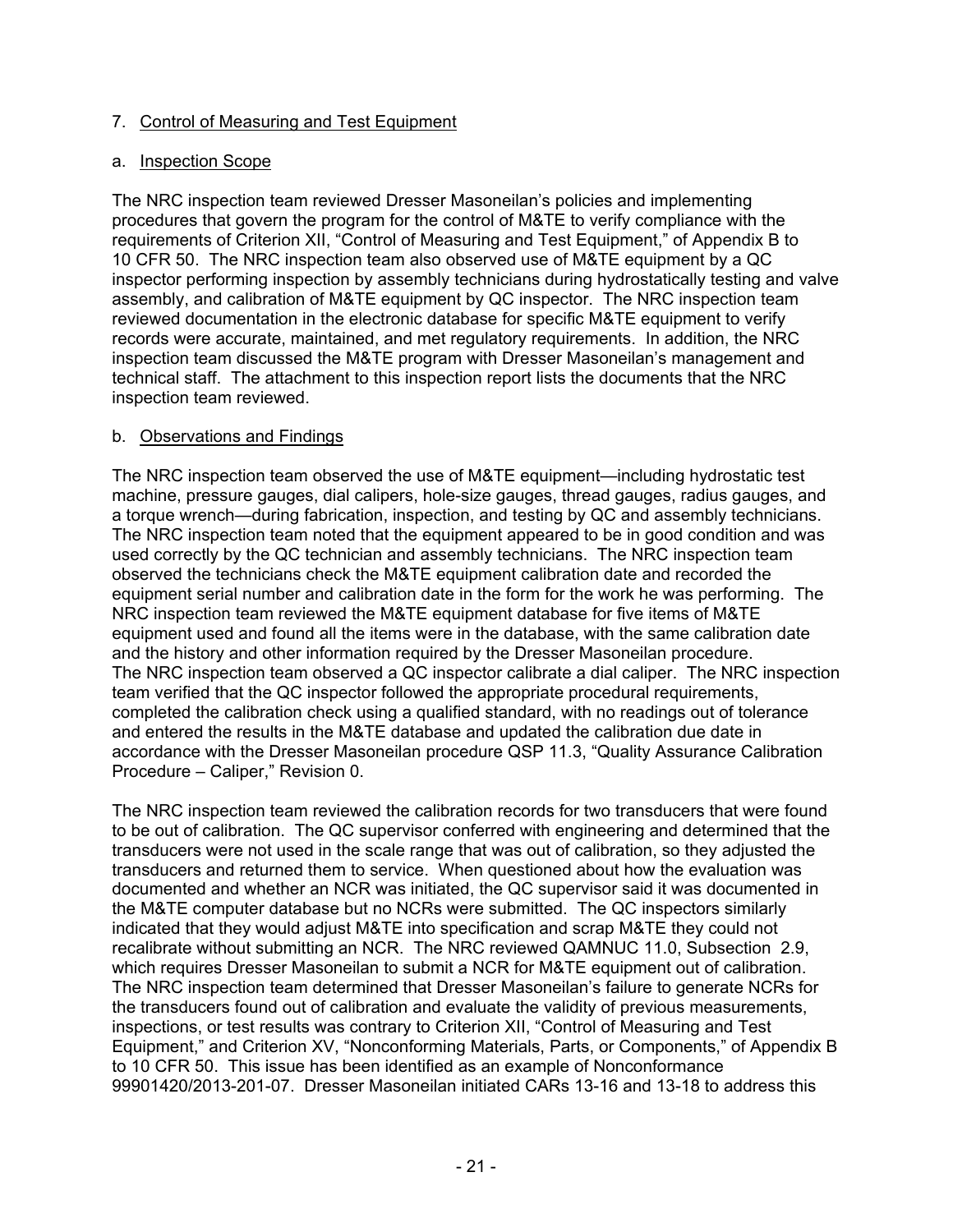7. Control of Measuring and Test Equipment

a. Inspection Scope

The NRC inspection team reviewed Dresser Masoneilan's policies and implementing procedures that govern the program for the control of M&TE to verify compliance with the requirements of Criterion XII, "Control of Measuring and Test Equipment," of Appendix B to 10 CFR 50. The NRC inspection team also observed use of M&TE equipment by a QC inspector performing inspection by assembly technicians during hydrostatically testing and valve assembly, and calibration of M&TE equipment by QC inspector. The NRC inspection team reviewed documentation in the electronic database for specific M&TE equipment to verify records were accurate, maintained, and met regulatory requirements. In addition, the NRC inspection team discussed the M&TE program with Dresser Masoneilan's management and technical staff. The attachment to this inspection report lists the documents that the NRC inspection team reviewed.

b. Observations and Findings

The NRC inspection team observed the use of M&TE equipment—including hydrostatic test machine, pressure gauges, dial calipers, hole-size gauges, thread gauges, radius gauges, and a torque wrench—during fabrication, inspection, and testing by QC and assembly technicians. The NRC inspection team noted that the equipment appeared to be in good condition and was used correctly by the QC technician and assembly technicians. The NRC inspection team observed the technicians check the M&TE equipment calibration date and recorded the equipment serial number and calibration date in the form for the work he was performing. The NRC inspection team reviewed the M&TE equipment database for five items of M&TE equipment used and found all the items were in the database, with the same calibration date and the history and other information required by the Dresser Masoneilan procedure. The NRC inspection team observed a QC inspector calibrate a dial caliper. The NRC inspection team verified that the QC inspector followed the appropriate procedural requirements, completed the calibration check using a qualified standard, with no readings out of tolerance and entered the results in the M&TE database and updated the calibration due date in accordance with the Dresser Masoneilan procedure QSP 11.3, "Quality Assurance Calibration Procedure – Caliper," Revision 0.

The NRC inspection team reviewed the calibration records for two transducers that were found to be out of calibration. The QC supervisor conferred with engineering and determined that the transducers were not used in the scale range that was out of calibration, so they adjusted the transducers and returned them to service. When questioned about how the evaluation was documented and whether an NCR was initiated, the QC supervisor said it was documented in the M&TE computer database but no NCRs were submitted. The QC inspectors similarly indicated that they would adjust M&TE into specification and scrap M&TE they could not recalibrate without submitting an NCR. The NRC reviewed QAMNUC 11.0, Subsection 2.9, which requires Dresser Masoneilan to submit a NCR for M&TE equipment out of calibration. The NRC inspection team determined that Dresser Masoneilan's failure to generate NCRs for the transducers found out of calibration and evaluate the validity of previous measurements, inspections, or test results was contrary to Criterion XII, "Control of Measuring and Test Equipment," and Criterion XV, "Nonconforming Materials, Parts, or Components," of Appendix B to 10 CFR 50. This issue has been identified as an example of Nonconformance 99901420/2013-201-07. Dresser Masoneilan initiated CARs 13-16 and 13-18 to address this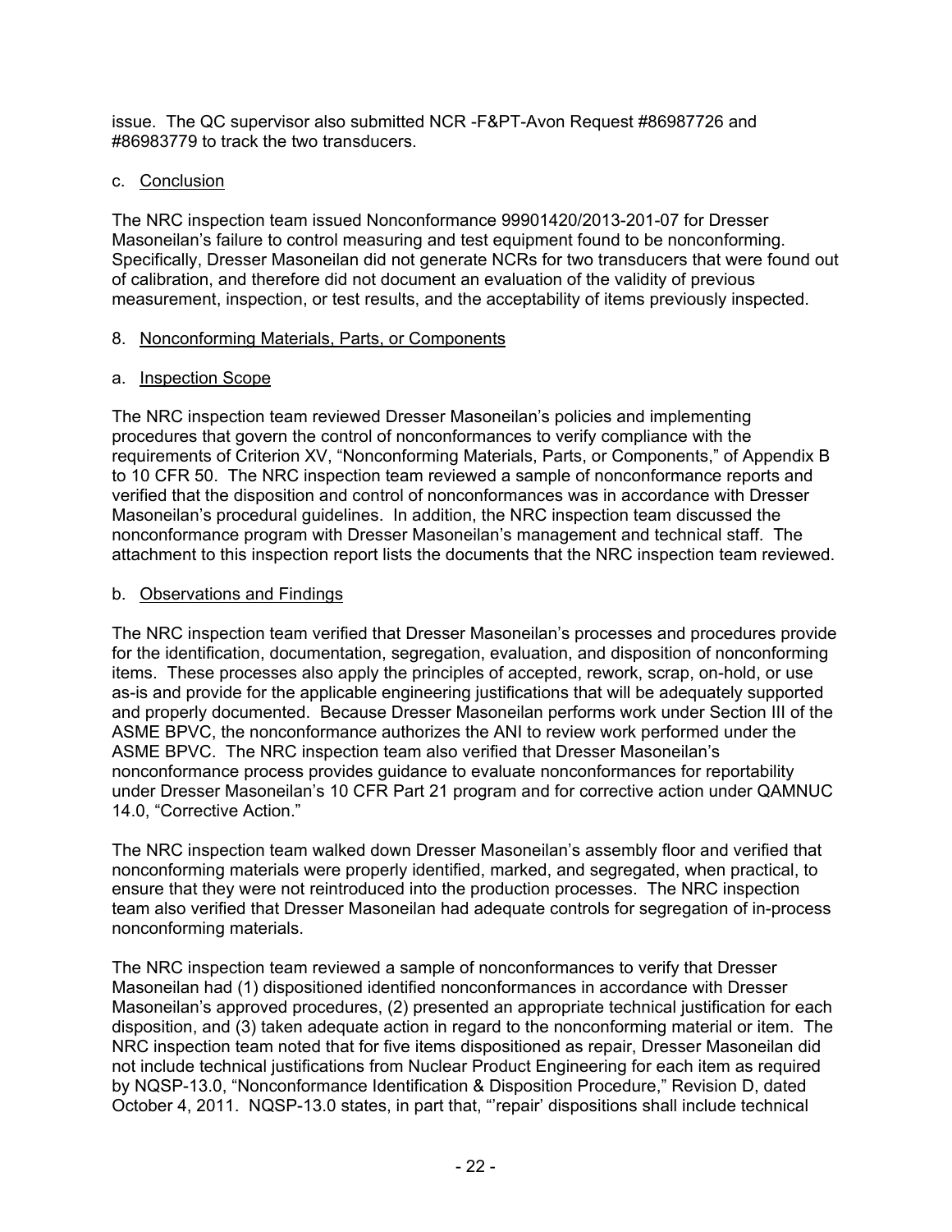issue. The QC supervisor also submitted NCR -F&PT-Avon Request #86987726 and #86983779 to track the two transducers.

c. Conclusion

The NRC inspection team issued Nonconformance 99901420/2013-201-07 for Dresser Masoneilan's failure to control measuring and test equipment found to be nonconforming. Specifically, Dresser Masoneilan did not generate NCRs for two transducers that were found out of calibration, and therefore did not document an evaluation of the validity of previous measurement, inspection, or test results, and the acceptability of items previously inspected.

8. Nonconforming Materials, Parts, or Components

a. Inspection Scope

The NRC inspection team reviewed Dresser Masoneilan's policies and implementing procedures that govern the control of nonconformances to verify compliance with the requirements of Criterion XV, "Nonconforming Materials, Parts, or Components," of Appendix B to 10 CFR 50. The NRC inspection team reviewed a sample of nonconformance reports and verified that the disposition and control of nonconformances was in accordance with Dresser Masoneilan's procedural guidelines. In addition, the NRC inspection team discussed the nonconformance program with Dresser Masoneilan's management and technical staff. The attachment to this inspection report lists the documents that the NRC inspection team reviewed.

b. Observations and Findings

The NRC inspection team verified that Dresser Masoneilan's processes and procedures provide for the identification, documentation, segregation, evaluation, and disposition of nonconforming items. These processes also apply the principles of accepted, rework, scrap, on-hold, or use as-is and provide for the applicable engineering justifications that will be adequately supported and properly documented. Because Dresser Masoneilan performs work under Section III of the ASME BPVC, the nonconformance authorizes the ANI to review work performed under the ASME BPVC. The NRC inspection team also verified that Dresser Masoneilan's nonconformance process provides guidance to evaluate nonconformances for reportability under Dresser Masoneilan's 10 CFR Part 21 program and for corrective action under QAMNUC 14.0, "Corrective Action."

The NRC inspection team walked down Dresser Masoneilan's assembly floor and verified that nonconforming materials were properly identified, marked, and segregated, when practical, to ensure that they were not reintroduced into the production processes. The NRC inspection team also verified that Dresser Masoneilan had adequate controls for segregation of in-process nonconforming materials.

The NRC inspection team reviewed a sample of nonconformances to verify that Dresser Masoneilan had (1) dispositioned identified nonconformances in accordance with Dresser Masoneilan's approved procedures, (2) presented an appropriate technical justification for each disposition, and (3) taken adequate action in regard to the nonconforming material or item. The NRC inspection team noted that for five items dispositioned as repair, Dresser Masoneilan did not include technical justifications from Nuclear Product Engineering for each item as required by NQSP-13.0, "Nonconformance Identification & Disposition Procedure," Revision D, dated October 4, 2011. NQSP-13.0 states, in part that, "'repair' dispositions shall include technical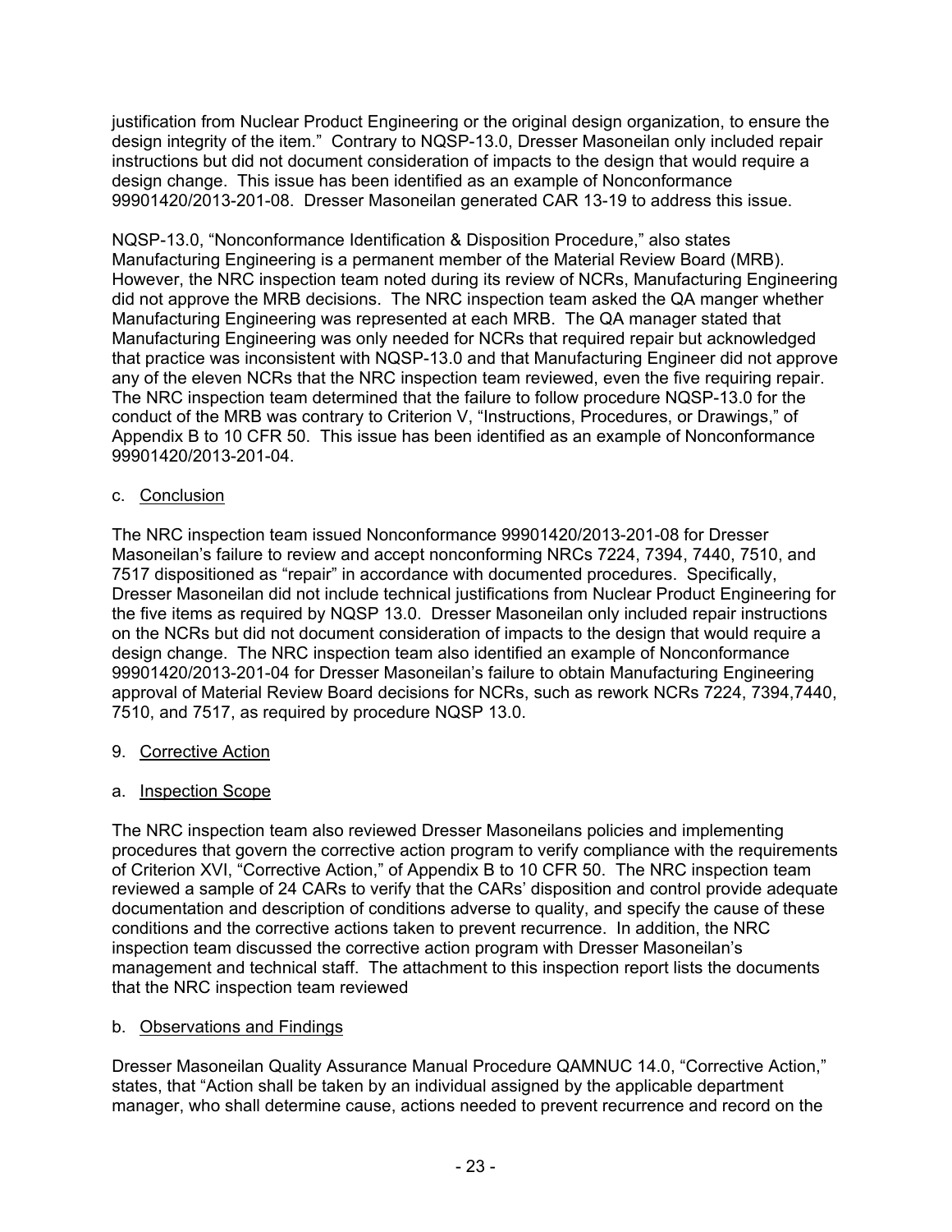justification from Nuclear Product Engineering or the original design organization, to ensure the design integrity of the item." Contrary to NQSP-13.0, Dresser Masoneilan only included repair instructions but did not document consideration of impacts to the design that would require a design change. This issue has been identified as an example of Nonconformance 99901420/2013-201-08. Dresser Masoneilan generated CAR 13-19 to address this issue.

NQSP-13.0, "Nonconformance Identification & Disposition Procedure," also states Manufacturing Engineering is a permanent member of the Material Review Board (MRB). However, the NRC inspection team noted during its review of NCRs, Manufacturing Engineering did not approve the MRB decisions. The NRC inspection team asked the QA manger whether Manufacturing Engineering was represented at each MRB. The QA manager stated that Manufacturing Engineering was only needed for NCRs that required repair but acknowledged that practice was inconsistent with NQSP-13.0 and that Manufacturing Engineer did not approve any of the eleven NCRs that the NRC inspection team reviewed, even the five requiring repair. The NRC inspection team determined that the failure to follow procedure NQSP-13.0 for the conduct of the MRB was contrary to Criterion V, "Instructions, Procedures, or Drawings," of Appendix B to 10 CFR 50. This issue has been identified as an example of Nonconformance 99901420/2013-201-04.

c. <u>Conclusion</u>

The NRC inspection team issued Nonconformance 99901420/2013-201-08 for Dresser Masoneilan's failure to review and accept nonconforming NRCs 7224, 7394, 7440, 7510, and 7517 dispositioned as "repair" in accordance with documented procedures. Specifically, Dresser Masoneilan did not include technical justifications from Nuclear Product Engineering for the five items as required by NQSP 13.0. Dresser Masoneilan only included repair instructions on the NCRs but did not document consideration of impacts to the design that would require a design change. The NRC inspection team also identified an example of Nonconformance 99901420/2013-201-04 for Dresser Masoneilan's failure to obtain Manufacturing Engineering approval of Material Review Board decisions for NCRs, such as rework NCRs 7224, 7394,7440, 7510, and 7517, as required by procedure NQSP 13.0.

9. <u>Corrective Action</u>

a. <u>Inspection Scope</u>

The NRC inspection team also reviewed Dresser Masoneilans policies and implementing procedures that govern the corrective action program to verify compliance with the requirements of Criterion XVI, "Corrective Action," of Appendix B to 10 CFR 50. The NRC inspection team reviewed a sample of 24 CARs to verify that the CARs' disposition and control provide adequate documentation and description of conditions adverse to quality, and specify the cause of these conditions and the corrective actions taken to prevent recurrence. In addition, the NRC inspection team discussed the corrective action program with Dresser Masoneilan's management and technical staff. The attachment to this inspection report lists the documents that the NRC inspection team reviewed

b. <u>Observations and Findings</u>

Dresser Masoneilan Quality Assurance Manual Procedure QAMNUC 14.0, "Corrective Action," states, that "Action shall be taken by an individual assigned by the applicable department manager, who shall determine cause, actions needed to prevent recurrence and record on the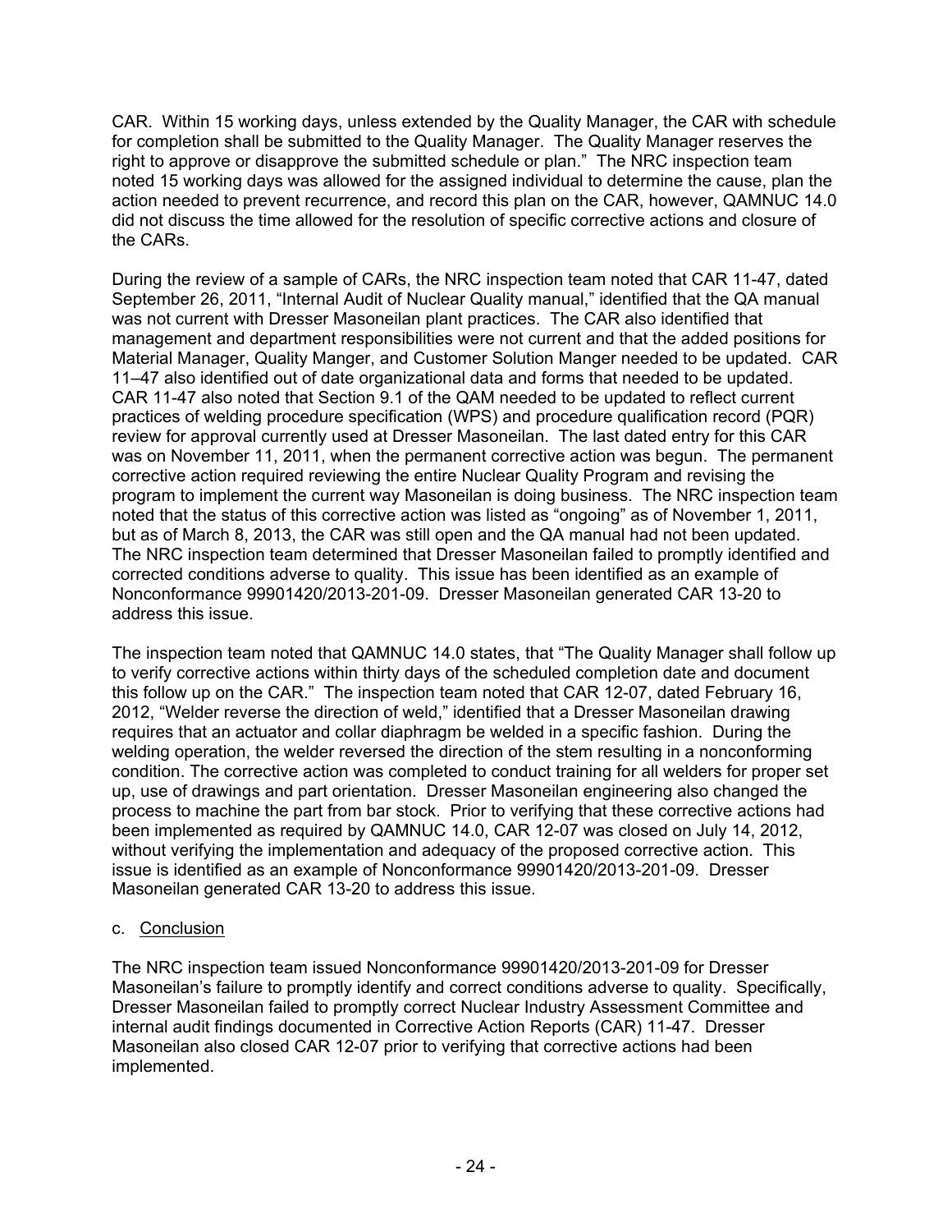CAR. Within 15 working days, unless extended by the Quality Manager, the CAR with schedule for completion shall be submitted to the Quality Manager. The Quality Manager reserves the right to approve or disapprove the submitted schedule or plan." The NRC inspection team noted 15 working days was allowed for the assigned individual to determine the cause, plan the action needed to prevent recurrence, and record this plan on the CAR, however, QAMNUC 14.0 did not discuss the time allowed for the resolution of specific corrective actions and closure of the CARs.

During the review of a sample of CARs, the NRC inspection team noted that CAR 11-47, dated September 26, 2011, "Internal Audit of Nuclear Quality manual," identified that the QA manual was not current with Dresser Masoneilan plant practices. The CAR also identified that management and department responsibilities were not current and that the added positions for Material Manager, Quality Manger, and Customer Solution Manger needed to be updated. CAR 11–47 also identified out of date organizational data and forms that needed to be updated. CAR 11-47 also noted that Section 9.1 of the QAM needed to be updated to reflect current practices of welding procedure specification (WPS) and procedure qualification record (PQR) review for approval currently used at Dresser Masoneilan. The last dated entry for this CAR was on November 11, 2011, when the permanent corrective action was begun. The permanent corrective action required reviewing the entire Nuclear Quality Program and revising the program to implement the current way Masoneilan is doing business. The NRC inspection team noted that the status of this corrective action was listed as "ongoing" as of November 1, 2011, but as of March 8, 2013, the CAR was still open and the QA manual had not been updated. The NRC inspection team determined that Dresser Masoneilan failed to promptly identified and corrected conditions adverse to quality. This issue has been identified as an example of Nonconformance 99901420/2013-201-09. Dresser Masoneilan generated CAR 13-20 to address this issue.

The inspection team noted that QAMNUC 14.0 states, that "The Quality Manager shall follow up to verify corrective actions within thirty days of the scheduled completion date and document this follow up on the CAR." The inspection team noted that CAR 12-07, dated February 16, 2012, "Welder reverse the direction of weld," identified that a Dresser Masoneilan drawing requires that an actuator and collar diaphragm be welded in a specific fashion. During the welding operation, the welder reversed the direction of the stem resulting in a nonconforming condition. The corrective action was completed to conduct training for all welders for proper set up, use of drawings and part orientation. Dresser Masoneilan engineering also changed the process to machine the part from bar stock. Prior to verifying that these corrective actions had been implemented as required by QAMNUC 14.0, CAR 12-07 was closed on July 14, 2012, without verifying the implementation and adequacy of the proposed corrective action. This issue is identified as an example of Nonconformance 99901420/2013-201-09. Dresser Masoneilan generated CAR 13-20 to address this issue.

c. Conclusion

The NRC inspection team issued Nonconformance 99901420/2013-201-09 for Dresser Masoneilan's failure to promptly identify and correct conditions adverse to quality. Specifically, Dresser Masoneilan failed to promptly correct Nuclear Industry Assessment Committee and internal audit findings documented in Corrective Action Reports (CAR) 11-47. Dresser Masoneilan also closed CAR 12-07 prior to verifying that corrective actions had been implemented.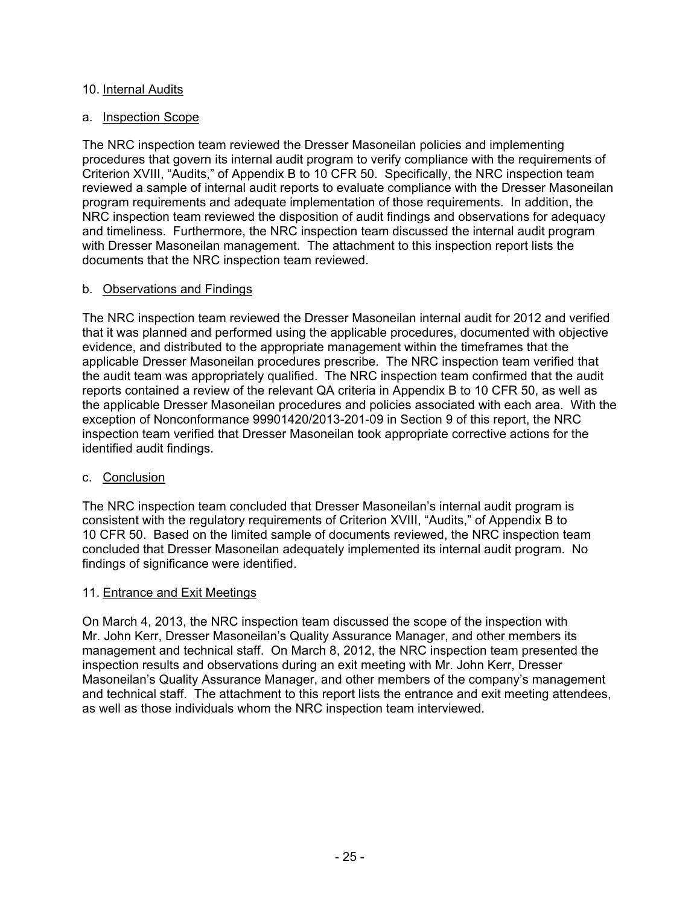## 10. Internal Audits

### a. Inspection Scope

The NRC inspection team reviewed the Dresser Masoneilan policies and implementing procedures that govern its internal audit program to verify compliance with the requirements of Criterion XVIII, "Audits," of Appendix B to 10 CFR 50. Specifically, the NRC inspection team reviewed a sample of internal audit reports to evaluate compliance with the Dresser Masoneilan program requirements and adequate implementation of those requirements. In addition, the NRC inspection team reviewed the disposition of audit findings and observations for adequacy and timeliness. Furthermore, the NRC inspection team discussed the internal audit program with Dresser Masoneilan management. The attachment to this inspection report lists the documents that the NRC inspection team reviewed.

### b. Observations and Findings

The NRC inspection team reviewed the Dresser Masoneilan internal audit for 2012 and verified that it was planned and performed using the applicable procedures, documented with objective evidence, and distributed to the appropriate management within the timeframes that the applicable Dresser Masoneilan procedures prescribe. The NRC inspection team verified that the audit team was appropriately qualified. The NRC inspection team confirmed that the audit reports contained a review of the relevant QA criteria in Appendix B to 10 CFR 50, as well as the applicable Dresser Masoneilan procedures and policies associated with each area. With the exception of Nonconformance 99901420/2013-201-09 in Section 9 of this report, the NRC inspection team verified that Dresser Masoneilan took appropriate corrective actions for the identified audit findings.

### c. Conclusion

The NRC inspection team concluded that Dresser Masoneilan's internal audit program is consistent with the regulatory requirements of Criterion XVIII, "Audits," of Appendix B to 10 CFR 50. Based on the limited sample of documents reviewed, the NRC inspection team concluded that Dresser Masoneilan adequately implemented its internal audit program. No findings of significance were identified.

## 11. Entrance and Exit Meetings

On March 4, 2013, the NRC inspection team discussed the scope of the inspection with Mr. John Kerr, Dresser Masoneilan's Quality Assurance Manager, and other members its management and technical staff. On March 8, 2012, the NRC inspection team presented the inspection results and observations during an exit meeting with Mr. John Kerr, Dresser Masoneilan's Quality Assurance Manager, and other members of the company's management and technical staff. The attachment to this report lists the entrance and exit meeting attendees, as well as those individuals whom the NRC inspection team interviewed.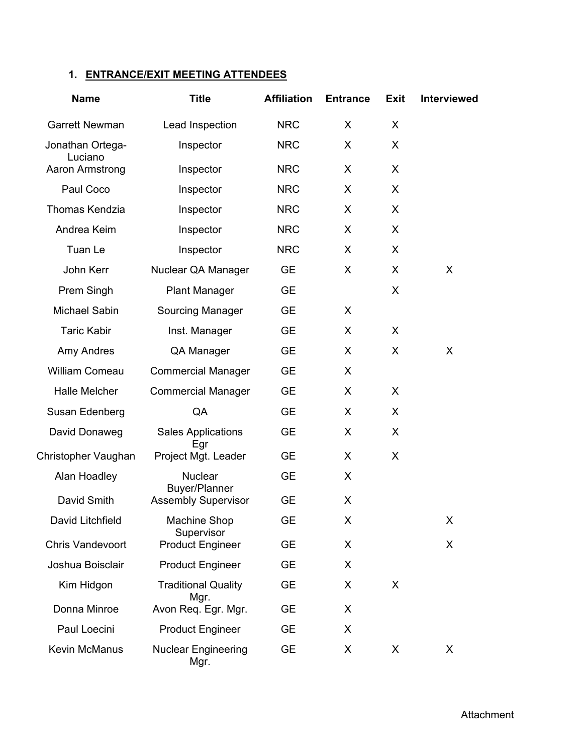1. **ENTRANCE/EXIT MEETING ATTENDEES**

| Name | Title | Affiliation | Entrance | Exit | Interviewed |
|---|---|---|---|---|---|
| Garrett Newman | Lead Inspection | NRC | X | X | |
| Jonathan Ortega-Luciano | Inspector | NRC | X | X | |
| Aaron Armstrong | Inspector | NRC | X | X | |
| Paul Coco | Inspector | NRC | X | X | |
| Thomas Kendzia | Inspector | NRC | X | X | |
| Andrea Keim | Inspector | NRC | X | X | |
| Tuan Le | Inspector | NRC | X | X | |
| John Kerr | Nuclear QA Manager | GE | X | X | X |
| Prem Singh | Plant Manager | GE | | X | |
| Michael Sabin | Sourcing Manager | GE | X | | |
| Taric Kabir | Inst. Manager | GE | X | X | |
| Amy Andres | QA Manager | GE | X | X | X |
| William Comeau | Commercial Manager | GE | X | | |
| Halle Melcher | Commercial Manager | GE | X | X | |
| Susan Edenberg | QA | GE | X | X | |
| David Donaweg | Sales Applications Egr | GE | X | X | |
| Christopher Vaughan | Project Mgt. Leader | GE | X | X | |
| Alan Hoadley | Nuclear Buyer/Planner | GE | X | | |
| David Smith | Assembly Supervisor | GE | X | | |
| David Litchfield | Machine Shop Supervisor | GE | X | | X |
| Chris Vandevoort | Product Engineer | GE | X | | X |
| Joshua Boisclair | Product Engineer | GE | X | | |
| Kim Hidgon | Traditional Quality Mgr. | GE | X | X | |
| Donna Minroe | Avon Req. Egr. Mgr. | GE | X | | |
| Paul Loecini | Product Engineer | GE | X | | |
| Kevin McManus | Nuclear Engineering Mgr. | GE | X | X | X |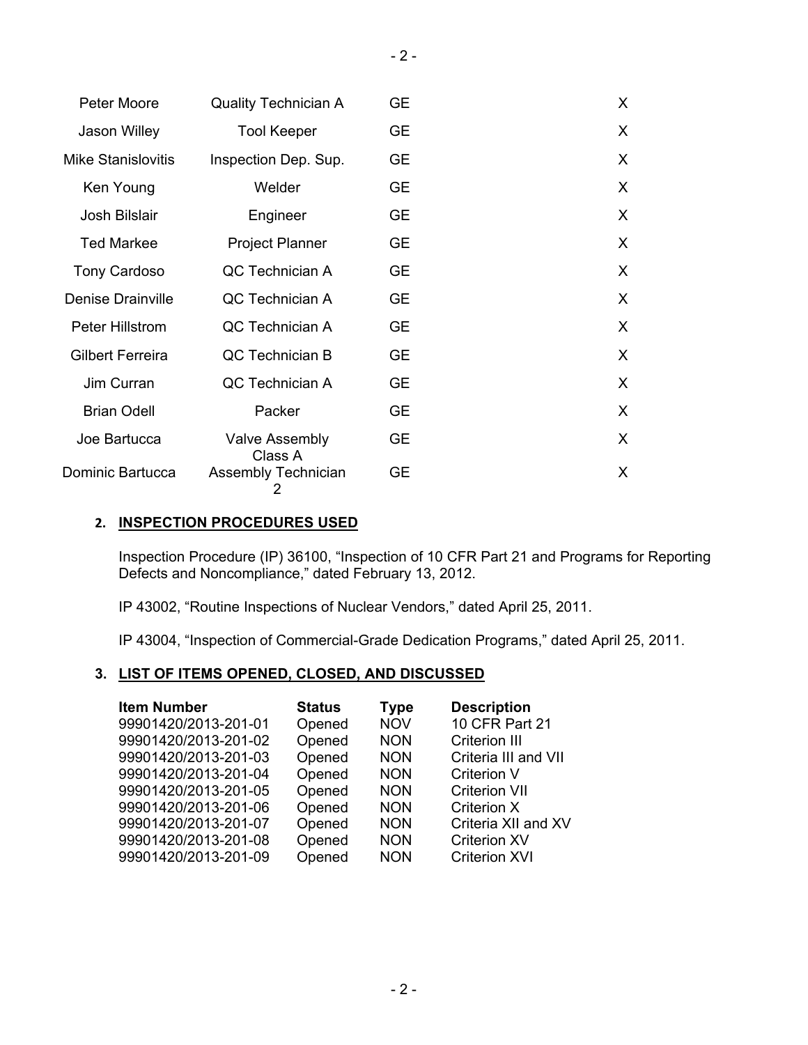| | | | | |
|---|---|---|---|---|
| Peter Moore | Quality Technician A | GE | | X |
| Jason Willey | Tool Keeper | GE | | X |
| Mike Stanislovitis | Inspection Dep. Sup. | GE | | X |
| Ken Young | Welder | GE | | X |
| Josh Bilslair | Engineer | GE | | X |
| Ted Markee | Project Planner | GE | | X |
| Tony Cardoso | QC Technician A | GE | | X |
| Denise Drainville | QC Technician A | GE | | X |
| Peter Hillstrom | QC Technician A | GE | | X |
| Gilbert Ferreira | QC Technician B | GE | | X |
| Jim Curran | QC Technician A | GE | | X |
| Brian Odell | Packer | GE | | X |
| Joe Bartucca | Valve Assembly Class A | GE | | X |
| Dominic Bartucca | Assembly Technician 2 | GE | | X |

## 2. INSPECTION PROCEDURES USED

Inspection Procedure (IP) 36100, "Inspection of 10 CFR Part 21 and Programs for Reporting Defects and Noncompliance," dated February 13, 2012.

IP 43002, "Routine Inspections of Nuclear Vendors," dated April 25, 2011.

IP 43004, "Inspection of Commercial-Grade Dedication Programs," dated April 25, 2011.

## 3. LIST OF ITEMS OPENED, CLOSED, AND DISCUSSED

| Item Number | Status | Type | Description |
|---|---|---|---|
| 99901420/2013-201-01 | Opened | NOV | 10 CFR Part 21 |
| 99901420/2013-201-02 | Opened | NON | Criterion III |
| 99901420/2013-201-03 | Opened | NON | Criteria III and VII |
| 99901420/2013-201-04 | Opened | NON | Criterion V |
| 99901420/2013-201-05 | Opened | NON | Criterion VII |
| 99901420/2013-201-06 | Opened | NON | Criterion X |
| 99901420/2013-201-07 | Opened | NON | Criteria XII and XV |
| 99901420/2013-201-08 | Opened | NON | Criterion XV |
| 99901420/2013-201-09 | Opened | NON | Criterion XVI |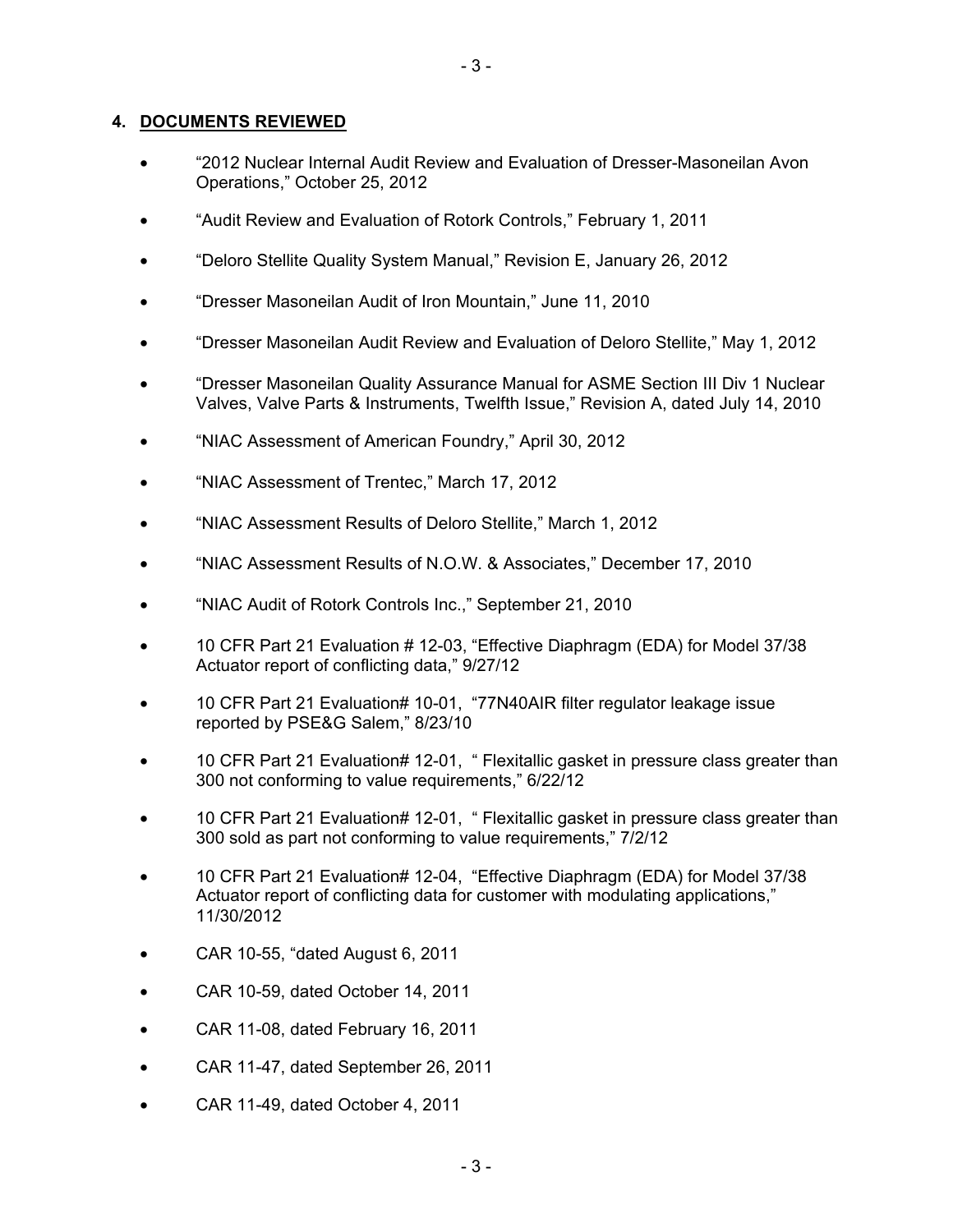## 4. DOCUMENTS REVIEWED

- "2012 Nuclear Internal Audit Review and Evaluation of Dresser-Masoneilan Avon Operations," October 25, 2012
- "Audit Review and Evaluation of Rotork Controls," February 1, 2011
- "Deloro Stellite Quality System Manual," Revision E, January 26, 2012
- "Dresser Masoneilan Audit of Iron Mountain," June 11, 2010
- "Dresser Masoneilan Audit Review and Evaluation of Deloro Stellite," May 1, 2012
- "Dresser Masoneilan Quality Assurance Manual for ASME Section III Div 1 Nuclear Valves, Valve Parts & Instruments, Twelfth Issue," Revision A, dated July 14, 2010
- "NIAC Assessment of American Foundry," April 30, 2012
- "NIAC Assessment of Trentec," March 17, 2012
- "NIAC Assessment Results of Deloro Stellite," March 1, 2012
- "NIAC Assessment Results of N.O.W. & Associates," December 17, 2010
- "NIAC Audit of Rotork Controls Inc.," September 21, 2010
- 10 CFR Part 21 Evaluation # 12-03, "Effective Diaphragm (EDA) for Model 37/38 Actuator report of conflicting data," 9/27/12
- 10 CFR Part 21 Evaluation# 10-01, "77N40AIR filter regulator leakage issue reported by PSE&G Salem," 8/23/10
- 10 CFR Part 21 Evaluation# 12-01, " Flexitallic gasket in pressure class greater than 300 not conforming to value requirements," 6/22/12
- 10 CFR Part 21 Evaluation# 12-01, " Flexitallic gasket in pressure class greater than 300 sold as part not conforming to value requirements," 7/2/12
- 10 CFR Part 21 Evaluation# 12-04, "Effective Diaphragm (EDA) for Model 37/38 Actuator report of conflicting data for customer with modulating applications," 11/30/2012
- CAR 10-55, "dated August 6, 2011
- CAR 10-59, dated October 14, 2011
- CAR 11-08, dated February 16, 2011
- CAR 11-47, dated September 26, 2011
- CAR 11-49, dated October 4, 2011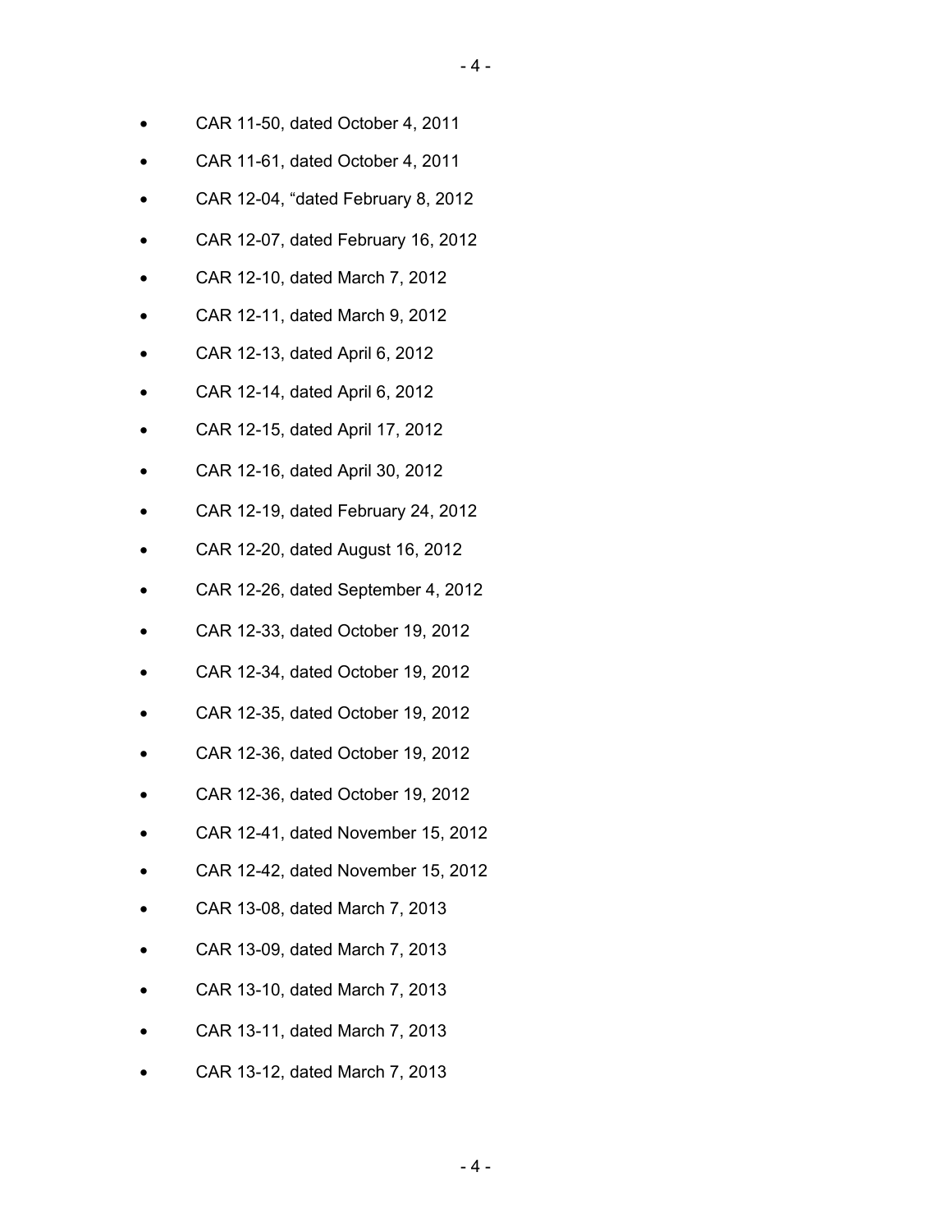- CAR 11-50, dated October 4, 2011
- CAR 11-61, dated October 4, 2011
- CAR 12-04, “dated February 8, 2012
- CAR 12-07, dated February 16, 2012
- CAR 12-10, dated March 7, 2012
- CAR 12-11, dated March 9, 2012
- CAR 12-13, dated April 6, 2012
- CAR 12-14, dated April 6, 2012
- CAR 12-15, dated April 17, 2012
- CAR 12-16, dated April 30, 2012
- CAR 12-19, dated February 24, 2012
- CAR 12-20, dated August 16, 2012
- CAR 12-26, dated September 4, 2012
- CAR 12-33, dated October 19, 2012
- CAR 12-34, dated October 19, 2012
- CAR 12-35, dated October 19, 2012
- CAR 12-36, dated October 19, 2012
- CAR 12-36, dated October 19, 2012
- CAR 12-41, dated November 15, 2012
- CAR 12-42, dated November 15, 2012
- CAR 13-08, dated March 7, 2013
- CAR 13-09, dated March 7, 2013
- CAR 13-10, dated March 7, 2013
- CAR 13-11, dated March 7, 2013
- CAR 13-12, dated March 7, 2013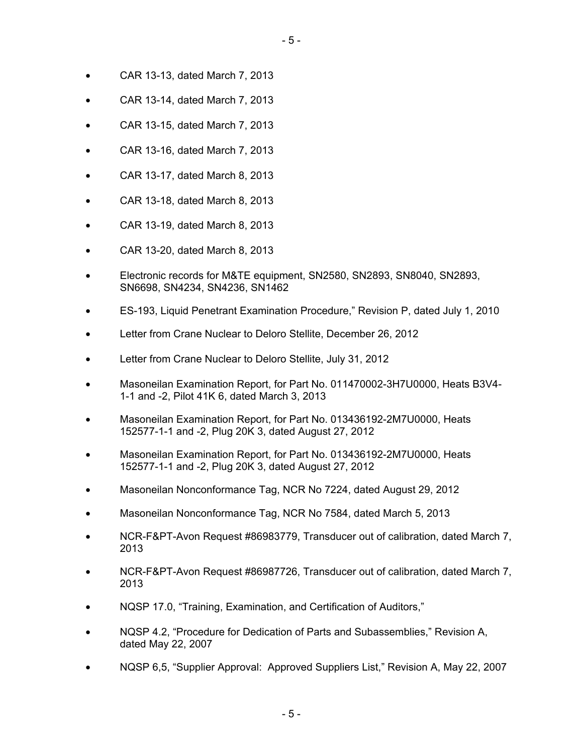- CAR 13-13, dated March 7, 2013
- CAR 13-14, dated March 7, 2013
- CAR 13-15, dated March 7, 2013
- CAR 13-16, dated March 7, 2013
- CAR 13-17, dated March 8, 2013
- CAR 13-18, dated March 8, 2013
- CAR 13-19, dated March 8, 2013
- CAR 13-20, dated March 8, 2013
- Electronic records for M&TE equipment, SN2580, SN2893, SN8040, SN2893, SN6698, SN4234, SN4236, SN1462
- ES-193, Liquid Penetrant Examination Procedure," Revision P, dated July 1, 2010
- Letter from Crane Nuclear to Deloro Stellite, December 26, 2012
- Letter from Crane Nuclear to Deloro Stellite, July 31, 2012
- Masoneilan Examination Report, for Part No. 011470002-3H7U0000, Heats B3V4-1-1 and -2, Pilot 41K 6, dated March 3, 2013
- Masoneilan Examination Report, for Part No. 013436192-2M7U0000, Heats 152577-1-1 and -2, Plug 20K 3, dated August 27, 2012
- Masoneilan Examination Report, for Part No. 013436192-2M7U0000, Heats 152577-1-1 and -2, Plug 20K 3, dated August 27, 2012
- Masoneilan Nonconformance Tag, NCR No 7224, dated August 29, 2012
- Masoneilan Nonconformance Tag, NCR No 7584, dated March 5, 2013
- NCR-F&PT-Avon Request #86983779, Transducer out of calibration, dated March 7, 2013
- NCR-F&PT-Avon Request #86987726, Transducer out of calibration, dated March 7, 2013
- NQSP 17.0, "Training, Examination, and Certification of Auditors,"
- NQSP 4.2, "Procedure for Dedication of Parts and Subassemblies," Revision A, dated May 22, 2007
- NQSP 6,5, "Supplier Approval: Approved Suppliers List," Revision A, May 22, 2007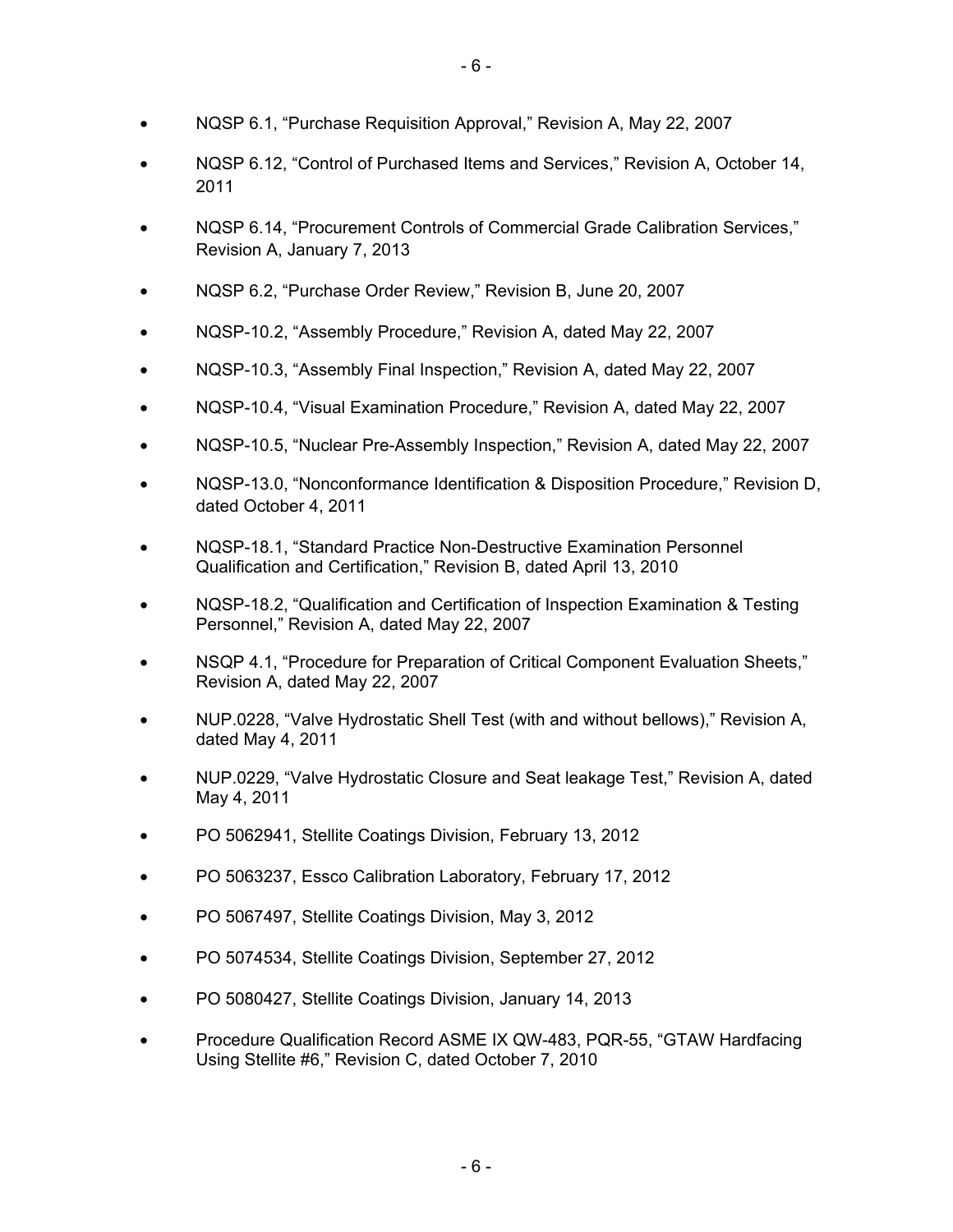- NQSP 6.1, "Purchase Requisition Approval," Revision A, May 22, 2007
- NQSP 6.12, "Control of Purchased Items and Services," Revision A, October 14, 2011
- NQSP 6.14, "Procurement Controls of Commercial Grade Calibration Services," Revision A, January 7, 2013
- NQSP 6.2, "Purchase Order Review," Revision B, June 20, 2007
- NQSP-10.2, "Assembly Procedure," Revision A, dated May 22, 2007
- NQSP-10.3, "Assembly Final Inspection," Revision A, dated May 22, 2007
- NQSP-10.4, "Visual Examination Procedure," Revision A, dated May 22, 2007
- NQSP-10.5, "Nuclear Pre-Assembly Inspection," Revision A, dated May 22, 2007
- NQSP-13.0, "Nonconformance Identification & Disposition Procedure," Revision D, dated October 4, 2011
- NQSP-18.1, "Standard Practice Non-Destructive Examination Personnel Qualification and Certification," Revision B, dated April 13, 2010
- NQSP-18.2, "Qualification and Certification of Inspection Examination & Testing Personnel," Revision A, dated May 22, 2007
- NSQP 4.1, "Procedure for Preparation of Critical Component Evaluation Sheets," Revision A, dated May 22, 2007
- NUP.0228, "Valve Hydrostatic Shell Test (with and without bellows)," Revision A, dated May 4, 2011
- NUP.0229, "Valve Hydrostatic Closure and Seat leakage Test," Revision A, dated May 4, 2011
- PO 5062941, Stellite Coatings Division, February 13, 2012
- PO 5063237, Essco Calibration Laboratory, February 17, 2012
- PO 5067497, Stellite Coatings Division, May 3, 2012
- PO 5074534, Stellite Coatings Division, September 27, 2012
- PO 5080427, Stellite Coatings Division, January 14, 2013
- Procedure Qualification Record ASME IX QW-483, PQR-55, "GTAW Hardfacing Using Stellite #6," Revision C, dated October 7, 2010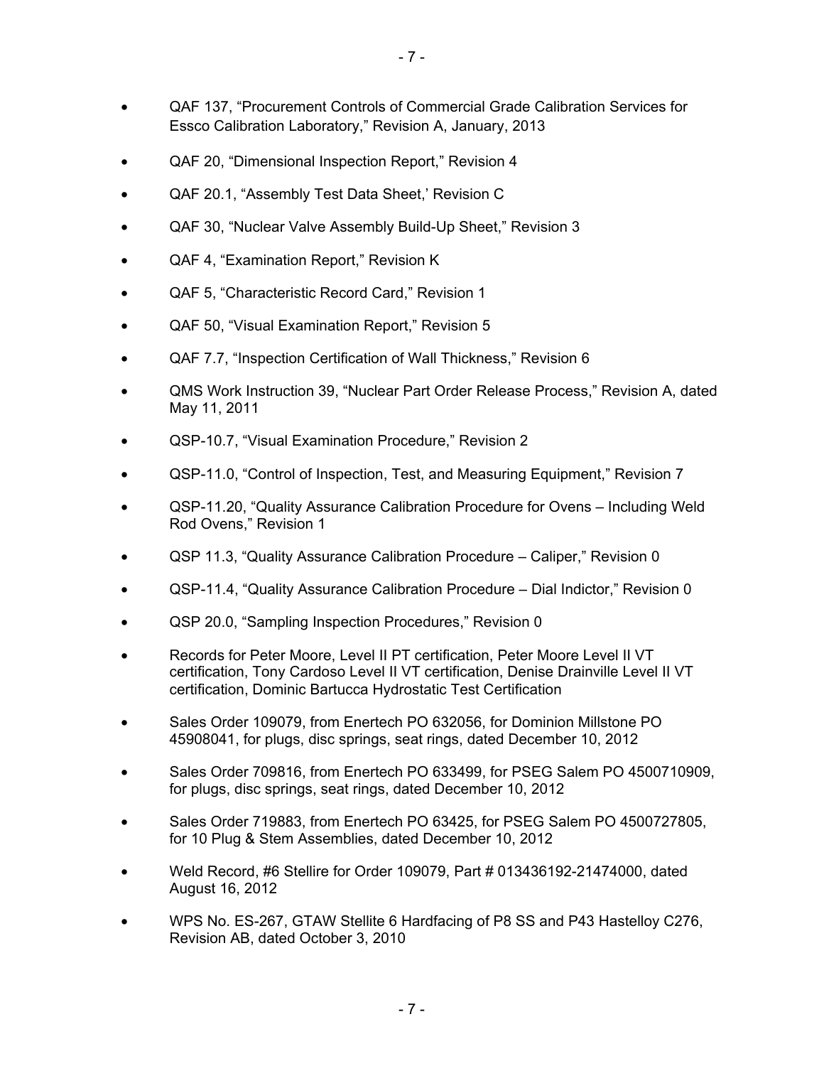- QAF 137, "Procurement Controls of Commercial Grade Calibration Services for Essco Calibration Laboratory," Revision A, January, 2013
- QAF 20, "Dimensional Inspection Report," Revision 4
- QAF 20.1, "Assembly Test Data Sheet,' Revision C
- QAF 30, "Nuclear Valve Assembly Build-Up Sheet," Revision 3
- QAF 4, "Examination Report," Revision K
- QAF 5, "Characteristic Record Card," Revision 1
- QAF 50, "Visual Examination Report," Revision 5
- QAF 7.7, "Inspection Certification of Wall Thickness," Revision 6
- QMS Work Instruction 39, "Nuclear Part Order Release Process," Revision A, dated May 11, 2011
- QSP-10.7, "Visual Examination Procedure," Revision 2
- QSP-11.0, "Control of Inspection, Test, and Measuring Equipment," Revision 7
- QSP-11.20, "Quality Assurance Calibration Procedure for Ovens – Including Weld Rod Ovens," Revision 1
- QSP 11.3, "Quality Assurance Calibration Procedure – Caliper," Revision 0
- QSP-11.4, "Quality Assurance Calibration Procedure – Dial Indictor," Revision 0
- QSP 20.0, "Sampling Inspection Procedures," Revision 0
- Records for Peter Moore, Level II PT certification, Peter Moore Level II VT certification, Tony Cardoso Level II VT certification, Denise Drainville Level II VT certification, Dominic Bartucca Hydrostatic Test Certification
- Sales Order 109079, from Enertech PO 632056, for Dominion Millstone PO 45908041, for plugs, disc springs, seat rings, dated December 10, 2012
- Sales Order 709816, from Enertech PO 633499, for PSEG Salem PO 4500710909, for plugs, disc springs, seat rings, dated December 10, 2012
- Sales Order 719883, from Enertech PO 63425, for PSEG Salem PO 4500727805, for 10 Plug & Stem Assemblies, dated December 10, 2012
- Weld Record, #6 Stellire for Order 109079, Part # 013436192-21474000, dated August 16, 2012
- WPS No. ES-267, GTAW Stellite 6 Hardfacing of P8 SS and P43 Hastelloy C276, Revision AB, dated October 3, 2010